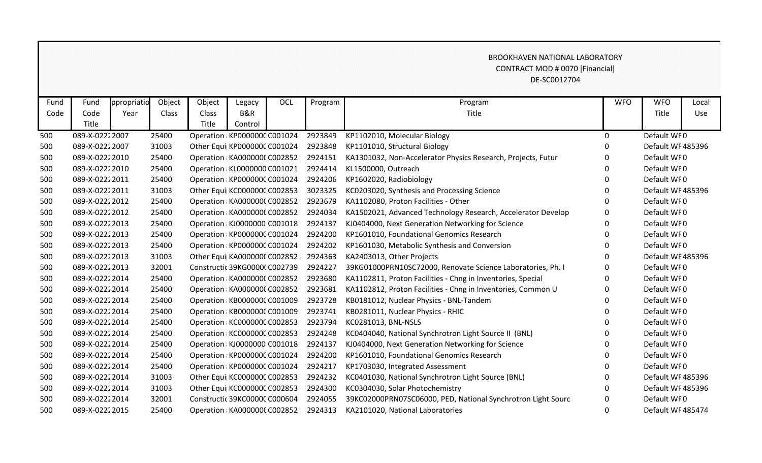BROOKHAVEN NATIONAL LABORATORY
CONTRACT MOD # 0070 [Financial]
DE-SC0012704

| Fund Code | Fund Code Title | ppropriatio Year | Object Class | Object Class Title | Legacy B&R Control | OCL | Program | Program Title | WFO | WFO Title | Local Use |
|---|---|---|---|---|---|---|---|---|---|---|---|
| 500 | 089-X-0222 | 2007 | 25400 | Operation : | KP000000C | C001024 | 2923849 | KP1102010, Molecular Biology | 0 | Default WF | 0 |
| 500 | 089-X-0222 | 2007 | 31003 | Other Equi | KP000000C | C001024 | 2923848 | KP1101010, Structural Biology | 0 | Default WF | 485396 |
| 500 | 089-X-0222 | 2010 | 25400 | Operation : | KA000000C | C002852 | 2924151 | KA1301032, Non-Accelerator Physics Research, Projects, Futur | 0 | Default WF | 0 |
| 500 | 089-X-0222 | 2010 | 25400 | Operation : | KL0000000 | C001021 | 2924414 | KL1500000, Outreach | 0 | Default WF | 0 |
| 500 | 089-X-0222 | 2011 | 25400 | Operation : | KP000000C | C001024 | 2924206 | KP1602020, Radiobiology | 0 | Default WF | 0 |
| 500 | 089-X-0222 | 2011 | 31003 | Other Equi | KC000000C | C002853 | 3023325 | KC0203020, Synthesis and Processing Science | 0 | Default WF | 485396 |
| 500 | 089-X-0222 | 2012 | 25400 | Operation : | KA000000C | C002852 | 2923679 | KA1102080, Proton Facilities - Other | 0 | Default WF | 0 |
| 500 | 089-X-0222 | 2012 | 25400 | Operation : | KA000000C | C002852 | 2924034 | KA1502021, Advanced Technology Research, Accelerator Develop | 0 | Default WF | 0 |
| 500 | 089-X-0222 | 2013 | 25400 | Operation : | KJ0000000 | C001018 | 2924137 | KJ0404000, Next Generation Networking for Science | 0 | Default WF | 0 |
| 500 | 089-X-0222 | 2013 | 25400 | Operation : | KP000000C | C001024 | 2924200 | KP1601010, Foundational Genomics Research | 0 | Default WF | 0 |
| 500 | 089-X-0222 | 2013 | 25400 | Operation : | KP000000C | C001024 | 2924202 | KP1601030, Metabolic Synthesis and Conversion | 0 | Default WF | 0 |
| 500 | 089-X-0222 | 2013 | 31003 | Other Equi | KA000000C | C002852 | 2924363 | KA2403013, Other Projects | 0 | Default WF | 485396 |
| 500 | 089-X-0222 | 2013 | 32001 | Constructic | 39KG0000C | C002739 | 2924227 | 39KG01000PRN10SC72000, Renovate Science Laboratories, Ph. I | 0 | Default WF | 0 |
| 500 | 089-X-0222 | 2014 | 25400 | Operation : | KA000000C | C002852 | 2923680 | KA1102811, Proton Facilities - Chng in Inventories, Special | 0 | Default WF | 0 |
| 500 | 089-X-0222 | 2014 | 25400 | Operation : | KA000000C | C002852 | 2923681 | KA1102812, Proton Facilities - Chng in Inventories, Common U | 0 | Default WF | 0 |
| 500 | 089-X-0222 | 2014 | 25400 | Operation : | KB000000C | C001009 | 2923728 | KB0181012, Nuclear Physics - BNL-Tandem | 0 | Default WF | 0 |
| 500 | 089-X-0222 | 2014 | 25400 | Operation : | KB000000C | C001009 | 2923741 | KB0281011, Nuclear Physics - RHIC | 0 | Default WF | 0 |
| 500 | 089-X-0222 | 2014 | 25400 | Operation : | KC000000C | C002853 | 2923794 | KC0281013, BNL-NSLS | 0 | Default WF | 0 |
| 500 | 089-X-0222 | 2014 | 25400 | Operation : | KC000000C | C002853 | 2924248 | KC0404040, National Synchrotron Light Source II (BNL) | 0 | Default WF | 0 |
| 500 | 089-X-0222 | 2014 | 25400 | Operation : | KJ0000000 | C001018 | 2924137 | KJ0404000, Next Generation Networking for Science | 0 | Default WF | 0 |
| 500 | 089-X-0222 | 2014 | 25400 | Operation : | KP000000C | C001024 | 2924200 | KP1601010, Foundational Genomics Research | 0 | Default WF | 0 |
| 500 | 089-X-0222 | 2014 | 25400 | Operation : | KP000000C | C001024 | 2924217 | KP1703030, Integrated Assessment | 0 | Default WF | 0 |
| 500 | 089-X-0222 | 2014 | 31003 | Other Equi | KC000000C | C002853 | 2924232 | KC0401030, National Synchrotron Light Source (BNL) | 0 | Default WF | 485396 |
| 500 | 089-X-0222 | 2014 | 31003 | Other Equi | KC000000C | C002853 | 2924300 | KC0304030, Solar Photochemistry | 0 | Default WF | 485396 |
| 500 | 089-X-0222 | 2014 | 32001 | Constructic | 39KC0000C | C000604 | 2924055 | 39KC02000PRN07SC06000, PED, National Synchrotron Light Sourc | 0 | Default WF | 0 |
| 500 | 089-X-0222 | 2015 | 25400 | Operation : | KA000000C | C002852 | 2924313 | KA2101020, National Laboratories | 0 | Default WF | 485474 |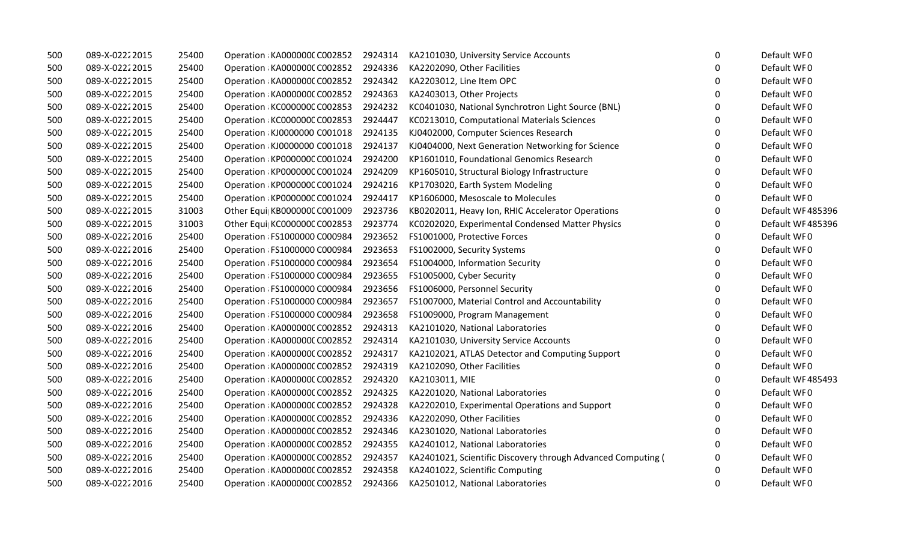| | | | | | | | | |
|---|---|---|---|---|---|---|---|---|
| 500 | 089-X-0222 2015 | 25400 | Operation : KA0000000 C002852 | 2924314 | KA2101030, University Service Accounts | 0 | Default WF 0 |
| 500 | 089-X-0222 2015 | 25400 | Operation : KA0000000 C002852 | 2924336 | KA2202090, Other Facilities | 0 | Default WF 0 |
| 500 | 089-X-0222 2015 | 25400 | Operation : KA0000000 C002852 | 2924342 | KA2203012, Line Item OPC | 0 | Default WF 0 |
| 500 | 089-X-0222 2015 | 25400 | Operation : KA0000000 C002852 | 2924363 | KA2403013, Other Projects | 0 | Default WF 0 |
| 500 | 089-X-0222 2015 | 25400 | Operation : KC0000000 C002853 | 2924232 | KC0401030, National Synchrotron Light Source (BNL) | 0 | Default WF 0 |
| 500 | 089-X-0222 2015 | 25400 | Operation : KC0000000 C002853 | 2924447 | KC0213010, Computational Materials Sciences | 0 | Default WF 0 |
| 500 | 089-X-0222 2015 | 25400 | Operation : KJ0000000 C001018 | 2924135 | KJ0402000, Computer Sciences Research | 0 | Default WF 0 |
| 500 | 089-X-0222 2015 | 25400 | Operation : KJ0000000 C001018 | 2924137 | KJ0404000, Next Generation Networking for Science | 0 | Default WF 0 |
| 500 | 089-X-0222 2015 | 25400 | Operation : KP0000000 C001024 | 2924200 | KP1601010, Foundational Genomics Research | 0 | Default WF 0 |
| 500 | 089-X-0222 2015 | 25400 | Operation : KP0000000 C001024 | 2924209 | KP1605010, Structural Biology Infrastructure | 0 | Default WF 0 |
| 500 | 089-X-0222 2015 | 25400 | Operation : KP0000000 C001024 | 2924216 | KP1703020, Earth System Modeling | 0 | Default WF 0 |
| 500 | 089-X-0222 2015 | 25400 | Operation : KP0000000 C001024 | 2924417 | KP1606000, Mesoscale to Molecules | 0 | Default WF 0 |
| 500 | 089-X-0222 2015 | 31003 | Other Equi KB0000000 C001009 | 2923736 | KB0202011, Heavy Ion, RHIC Accelerator Operations | 0 | Default WF 485396 |
| 500 | 089-X-0222 2015 | 31003 | Other Equi KC0000000 C002853 | 2923774 | KC0202020, Experimental Condensed Matter Physics | 0 | Default WF 485396 |
| 500 | 089-X-0222 2016 | 25400 | Operation : FS1000000 C000984 | 2923652 | FS1001000, Protective Forces | 0 | Default WF 0 |
| 500 | 089-X-0222 2016 | 25400 | Operation : FS1000000 C000984 | 2923653 | FS1002000, Security Systems | 0 | Default WF 0 |
| 500 | 089-X-0222 2016 | 25400 | Operation : FS1000000 C000984 | 2923654 | FS1004000, Information Security | 0 | Default WF 0 |
| 500 | 089-X-0222 2016 | 25400 | Operation : FS1000000 C000984 | 2923655 | FS1005000, Cyber Security | 0 | Default WF 0 |
| 500 | 089-X-0222 2016 | 25400 | Operation : FS1000000 C000984 | 2923656 | FS1006000, Personnel Security | 0 | Default WF 0 |
| 500 | 089-X-0222 2016 | 25400 | Operation : FS1000000 C000984 | 2923657 | FS1007000, Material Control and Accountability | 0 | Default WF 0 |
| 500 | 089-X-0222 2016 | 25400 | Operation : FS1000000 C000984 | 2923658 | FS1009000, Program Management | 0 | Default WF 0 |
| 500 | 089-X-0222 2016 | 25400 | Operation : KA0000000 C002852 | 2924313 | KA2101020, National Laboratories | 0 | Default WF 0 |
| 500 | 089-X-0222 2016 | 25400 | Operation : KA0000000 C002852 | 2924314 | KA2101030, University Service Accounts | 0 | Default WF 0 |
| 500 | 089-X-0222 2016 | 25400 | Operation : KA0000000 C002852 | 2924317 | KA2102021, ATLAS Detector and Computing Support | 0 | Default WF 0 |
| 500 | 089-X-0222 2016 | 25400 | Operation : KA0000000 C002852 | 2924319 | KA2102090, Other Facilities | 0 | Default WF 0 |
| 500 | 089-X-0222 2016 | 25400 | Operation : KA0000000 C002852 | 2924320 | KA2103011, MIE | 0 | Default WF 485493 |
| 500 | 089-X-0222 2016 | 25400 | Operation : KA0000000 C002852 | 2924325 | KA2201020, National Laboratories | 0 | Default WF 0 |
| 500 | 089-X-0222 2016 | 25400 | Operation : KA0000000 C002852 | 2924328 | KA2202010, Experimental Operations and Support | 0 | Default WF 0 |
| 500 | 089-X-0222 2016 | 25400 | Operation : KA0000000 C002852 | 2924336 | KA2202090, Other Facilities | 0 | Default WF 0 |
| 500 | 089-X-0222 2016 | 25400 | Operation : KA0000000 C002852 | 2924346 | KA2301020, National Laboratories | 0 | Default WF 0 |
| 500 | 089-X-0222 2016 | 25400 | Operation : KA0000000 C002852 | 2924355 | KA2401012, National Laboratories | 0 | Default WF 0 |
| 500 | 089-X-0222 2016 | 25400 | Operation : KA0000000 C002852 | 2924357 | KA2401021, Scientific Discovery through Advanced Computing ( | 0 | Default WF 0 |
| 500 | 089-X-0222 2016 | 25400 | Operation : KA0000000 C002852 | 2924358 | KA2401022, Scientific Computing | 0 | Default WF 0 |
| 500 | 089-X-0222 2016 | 25400 | Operation : KA0000000 C002852 | 2924366 | KA2501012, National Laboratories | 0 | Default WF 0 |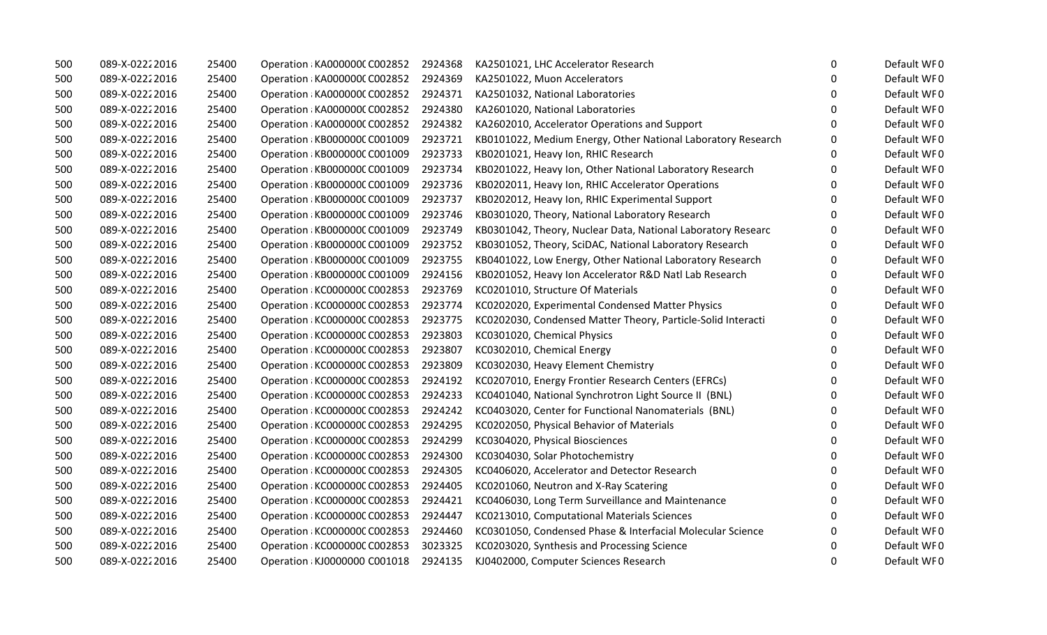| | | | | | | | | |
|---|---|---|---|---|---|---|---|---|
| 500 | 089-X-0222 | 2016 | 25400 | Operation : KA0000000 C002852 | 2924368 | KA2501021, LHC Accelerator Research | 0 | Default WF 0 |
| 500 | 089-X-0222 | 2016 | 25400 | Operation : KA0000000 C002852 | 2924369 | KA2501022, Muon Accelerators | 0 | Default WF 0 |
| 500 | 089-X-0222 | 2016 | 25400 | Operation : KA0000000 C002852 | 2924371 | KA2501032, National Laboratories | 0 | Default WF 0 |
| 500 | 089-X-0222 | 2016 | 25400 | Operation : KA0000000 C002852 | 2924380 | KA2601020, National Laboratories | 0 | Default WF 0 |
| 500 | 089-X-0222 | 2016 | 25400 | Operation : KA0000000 C002852 | 2924382 | KA2602010, Accelerator Operations and Support | 0 | Default WF 0 |
| 500 | 089-X-0222 | 2016 | 25400 | Operation : KB0000000 C001009 | 2923721 | KB0101022, Medium Energy, Other National Laboratory Research | 0 | Default WF 0 |
| 500 | 089-X-0222 | 2016 | 25400 | Operation : KB0000000 C001009 | 2923733 | KB0201021, Heavy Ion, RHIC Research | 0 | Default WF 0 |
| 500 | 089-X-0222 | 2016 | 25400 | Operation : KB0000000 C001009 | 2923734 | KB0201022, Heavy Ion, Other National Laboratory Research | 0 | Default WF 0 |
| 500 | 089-X-0222 | 2016 | 25400 | Operation : KB0000000 C001009 | 2923736 | KB0202011, Heavy Ion, RHIC Accelerator Operations | 0 | Default WF 0 |
| 500 | 089-X-0222 | 2016 | 25400 | Operation : KB0000000 C001009 | 2923737 | KB0202012, Heavy Ion, RHIC Experimental Support | 0 | Default WF 0 |
| 500 | 089-X-0222 | 2016 | 25400 | Operation : KB0000000 C001009 | 2923746 | KB0301020, Theory, National Laboratory Research | 0 | Default WF 0 |
| 500 | 089-X-0222 | 2016 | 25400 | Operation : KB0000000 C001009 | 2923749 | KB0301042, Theory, Nuclear Data, National Laboratory Researc | 0 | Default WF 0 |
| 500 | 089-X-0222 | 2016 | 25400 | Operation : KB0000000 C001009 | 2923752 | KB0301052, Theory, SciDAC, National Laboratory Research | 0 | Default WF 0 |
| 500 | 089-X-0222 | 2016 | 25400 | Operation : KB0000000 C001009 | 2923755 | KB0401022, Low Energy, Other National Laboratory Research | 0 | Default WF 0 |
| 500 | 089-X-0222 | 2016 | 25400 | Operation : KB0000000 C001009 | 2924156 | KB0201052, Heavy Ion Accelerator R&D Natl Lab Research | 0 | Default WF 0 |
| 500 | 089-X-0222 | 2016 | 25400 | Operation : KC0000000 C002853 | 2923769 | KC0201010, Structure Of Materials | 0 | Default WF 0 |
| 500 | 089-X-0222 | 2016 | 25400 | Operation : KC0000000 C002853 | 2923774 | KC0202020, Experimental Condensed Matter Physics | 0 | Default WF 0 |
| 500 | 089-X-0222 | 2016 | 25400 | Operation : KC0000000 C002853 | 2923775 | KC0202030, Condensed Matter Theory, Particle-Solid Interacti | 0 | Default WF 0 |
| 500 | 089-X-0222 | 2016 | 25400 | Operation : KC0000000 C002853 | 2923803 | KC0301020, Chemical Physics | 0 | Default WF 0 |
| 500 | 089-X-0222 | 2016 | 25400 | Operation : KC0000000 C002853 | 2923807 | KC0302010, Chemical Energy | 0 | Default WF 0 |
| 500 | 089-X-0222 | 2016 | 25400 | Operation : KC0000000 C002853 | 2923809 | KC0302030, Heavy Element Chemistry | 0 | Default WF 0 |
| 500 | 089-X-0222 | 2016 | 25400 | Operation : KC0000000 C002853 | 2924192 | KC0207010, Energy Frontier Research Centers (EFRCs) | 0 | Default WF 0 |
| 500 | 089-X-0222 | 2016 | 25400 | Operation : KC0000000 C002853 | 2924233 | KC0401040, National Synchrotron Light Source II (BNL) | 0 | Default WF 0 |
| 500 | 089-X-0222 | 2016 | 25400 | Operation : KC0000000 C002853 | 2924242 | KC0403020, Center for Functional Nanomaterials (BNL) | 0 | Default WF 0 |
| 500 | 089-X-0222 | 2016 | 25400 | Operation : KC0000000 C002853 | 2924295 | KC0202050, Physical Behavior of Materials | 0 | Default WF 0 |
| 500 | 089-X-0222 | 2016 | 25400 | Operation : KC0000000 C002853 | 2924299 | KC0304020, Physical Biosciences | 0 | Default WF 0 |
| 500 | 089-X-0222 | 2016 | 25400 | Operation : KC0000000 C002853 | 2924300 | KC0304030, Solar Photochemistry | 0 | Default WF 0 |
| 500 | 089-X-0222 | 2016 | 25400 | Operation : KC0000000 C002853 | 2924305 | KC0406020, Accelerator and Detector Research | 0 | Default WF 0 |
| 500 | 089-X-0222 | 2016 | 25400 | Operation : KC0000000 C002853 | 2924405 | KC0201060, Neutron and X-Ray Scatering | 0 | Default WF 0 |
| 500 | 089-X-0222 | 2016 | 25400 | Operation : KC0000000 C002853 | 2924421 | KC0406030, Long Term Surveillance and Maintenance | 0 | Default WF 0 |
| 500 | 089-X-0222 | 2016 | 25400 | Operation : KC0000000 C002853 | 2924447 | KC0213010, Computational Materials Sciences | 0 | Default WF 0 |
| 500 | 089-X-0222 | 2016 | 25400 | Operation : KC0000000 C002853 | 2924460 | KC0301050, Condensed Phase & Interfacial Molecular Science | 0 | Default WF 0 |
| 500 | 089-X-0222 | 2016 | 25400 | Operation : KC0000000 C002853 | 3023325 | KC0203020, Synthesis and Processing Science | 0 | Default WF 0 |
| 500 | 089-X-0222 | 2016 | 25400 | Operation : KJ0000000 C001018 | 2924135 | KJ0402000, Computer Sciences Research | 0 | Default WF 0 |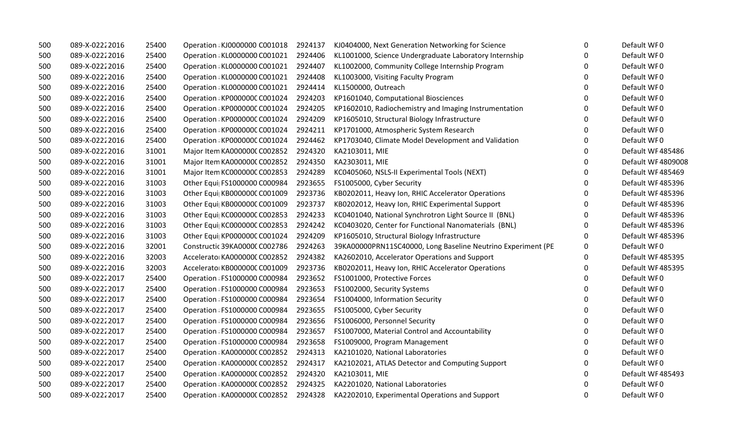| | | | | | | | | |
|---|---|---|---|---|---|---|---|---|
| 500 | 089-X-0222 2016 | 25400 | Operation : KJ0000000 C001018 | 2924137 | KJ0404000, Next Generation Networking for Science | 0 | Default WF 0 | |
| 500 | 089-X-0222 2016 | 25400 | Operation : KL0000000 C001021 | 2924406 | KL1001000, Science Undergraduate Laboratory Internship | 0 | Default WF 0 | |
| 500 | 089-X-0222 2016 | 25400 | Operation : KL0000000 C001021 | 2924407 | KL1002000, Community College Internship Program | 0 | Default WF 0 | |
| 500 | 089-X-0222 2016 | 25400 | Operation : KL0000000 C001021 | 2924408 | KL1003000, Visiting Faculty Program | 0 | Default WF 0 | |
| 500 | 089-X-0222 2016 | 25400 | Operation : KL0000000 C001021 | 2924414 | KL1500000, Outreach | 0 | Default WF 0 | |
| 500 | 089-X-0222 2016 | 25400 | Operation : KP000000C C001024 | 2924203 | KP1601040, Computational Biosciences | 0 | Default WF 0 | |
| 500 | 089-X-0222 2016 | 25400 | Operation : KP000000C C001024 | 2924205 | KP1602010, Radiochemistry and Imaging Instrumentation | 0 | Default WF 0 | |
| 500 | 089-X-0222 2016 | 25400 | Operation : KP000000C C001024 | 2924209 | KP1605010, Structural Biology Infrastructure | 0 | Default WF 0 | |
| 500 | 089-X-0222 2016 | 25400 | Operation : KP000000C C001024 | 2924211 | KP1701000, Atmospheric System Research | 0 | Default WF 0 | |
| 500 | 089-X-0222 2016 | 25400 | Operation : KP000000C C001024 | 2924462 | KP1703040, Climate Model Development and Validation | 0 | Default WF 0 | |
| 500 | 089-X-0222 2016 | 31001 | Major Item KA000000C C002852 | 2924320 | KA2103011, MIE | 0 | Default WF 485486 | |
| 500 | 089-X-0222 2016 | 31001 | Major Item KA000000C C002852 | 2924350 | KA2303011, MIE | 0 | Default WF 4809008 | |
| 500 | 089-X-0222 2016 | 31001 | Major Item KC000000C C002853 | 2924289 | KC0405060, NSLS-II Experimental Tools (NEXT) | 0 | Default WF 485469 | |
| 500 | 089-X-0222 2016 | 31003 | Other Equi FS1000000 C000984 | 2923655 | FS1005000, Cyber Security | 0 | Default WF 485396 | |
| 500 | 089-X-0222 2016 | 31003 | Other Equi KB000000C C001009 | 2923736 | KB0202011, Heavy Ion, RHIC Accelerator Operations | 0 | Default WF 485396 | |
| 500 | 089-X-0222 2016 | 31003 | Other Equi KB000000C C001009 | 2923737 | KB0202012, Heavy Ion, RHIC Experimental Support | 0 | Default WF 485396 | |
| 500 | 089-X-0222 2016 | 31003 | Other Equi KC000000C C002853 | 2924233 | KC0401040, National Synchrotron Light Source II (BNL) | 0 | Default WF 485396 | |
| 500 | 089-X-0222 2016 | 31003 | Other Equi KC000000C C002853 | 2924242 | KC0403020, Center for Functional Nanomaterials (BNL) | 0 | Default WF 485396 | |
| 500 | 089-X-0222 2016 | 31003 | Other Equi KP000000C C001024 | 2924209 | KP1605010, Structural Biology Infrastructure | 0 | Default WF 485396 | |
| 500 | 089-X-0222 2016 | 32001 | Constructic 39KA0000C C002786 | 2924263 | 39KA00000PRN11SC40000, Long Baseline Neutrino Experiment (PE | 0 | Default WF 0 | |
| 500 | 089-X-0222 2016 | 32003 | Accelerato KA000000C C002852 | 2924382 | KA2602010, Accelerator Operations and Support | 0 | Default WF 485395 | |
| 500 | 089-X-0222 2016 | 32003 | Accelerato KB000000C C001009 | 2923736 | KB0202011, Heavy Ion, RHIC Accelerator Operations | 0 | Default WF 485395 | |
| 500 | 089-X-0222 2017 | 25400 | Operation : FS1000000 C000984 | 2923652 | FS1001000, Protective Forces | 0 | Default WF 0 | |
| 500 | 089-X-0222 2017 | 25400 | Operation : FS1000000 C000984 | 2923653 | FS1002000, Security Systems | 0 | Default WF 0 | |
| 500 | 089-X-0222 2017 | 25400 | Operation : FS1000000 C000984 | 2923654 | FS1004000, Information Security | 0 | Default WF 0 | |
| 500 | 089-X-0222 2017 | 25400 | Operation : FS1000000 C000984 | 2923655 | FS1005000, Cyber Security | 0 | Default WF 0 | |
| 500 | 089-X-0222 2017 | 25400 | Operation : FS1000000 C000984 | 2923656 | FS1006000, Personnel Security | 0 | Default WF 0 | |
| 500 | 089-X-0222 2017 | 25400 | Operation : FS1000000 C000984 | 2923657 | FS1007000, Material Control and Accountability | 0 | Default WF 0 | |
| 500 | 089-X-0222 2017 | 25400 | Operation : FS1000000 C000984 | 2923658 | FS1009000, Program Management | 0 | Default WF 0 | |
| 500 | 089-X-0222 2017 | 25400 | Operation : KA000000C C002852 | 2924313 | KA2101020, National Laboratories | 0 | Default WF 0 | |
| 500 | 089-X-0222 2017 | 25400 | Operation : KA000000C C002852 | 2924317 | KA2102021, ATLAS Detector and Computing Support | 0 | Default WF 0 | |
| 500 | 089-X-0222 2017 | 25400 | Operation : KA000000C C002852 | 2924320 | KA2103011, MIE | 0 | Default WF 485493 | |
| 500 | 089-X-0222 2017 | 25400 | Operation : KA000000C C002852 | 2924325 | KA2201020, National Laboratories | 0 | Default WF 0 | |
| 500 | 089-X-0222 2017 | 25400 | Operation : KA000000C C002852 | 2924328 | KA2202010, Experimental Operations and Support | 0 | Default WF 0 | |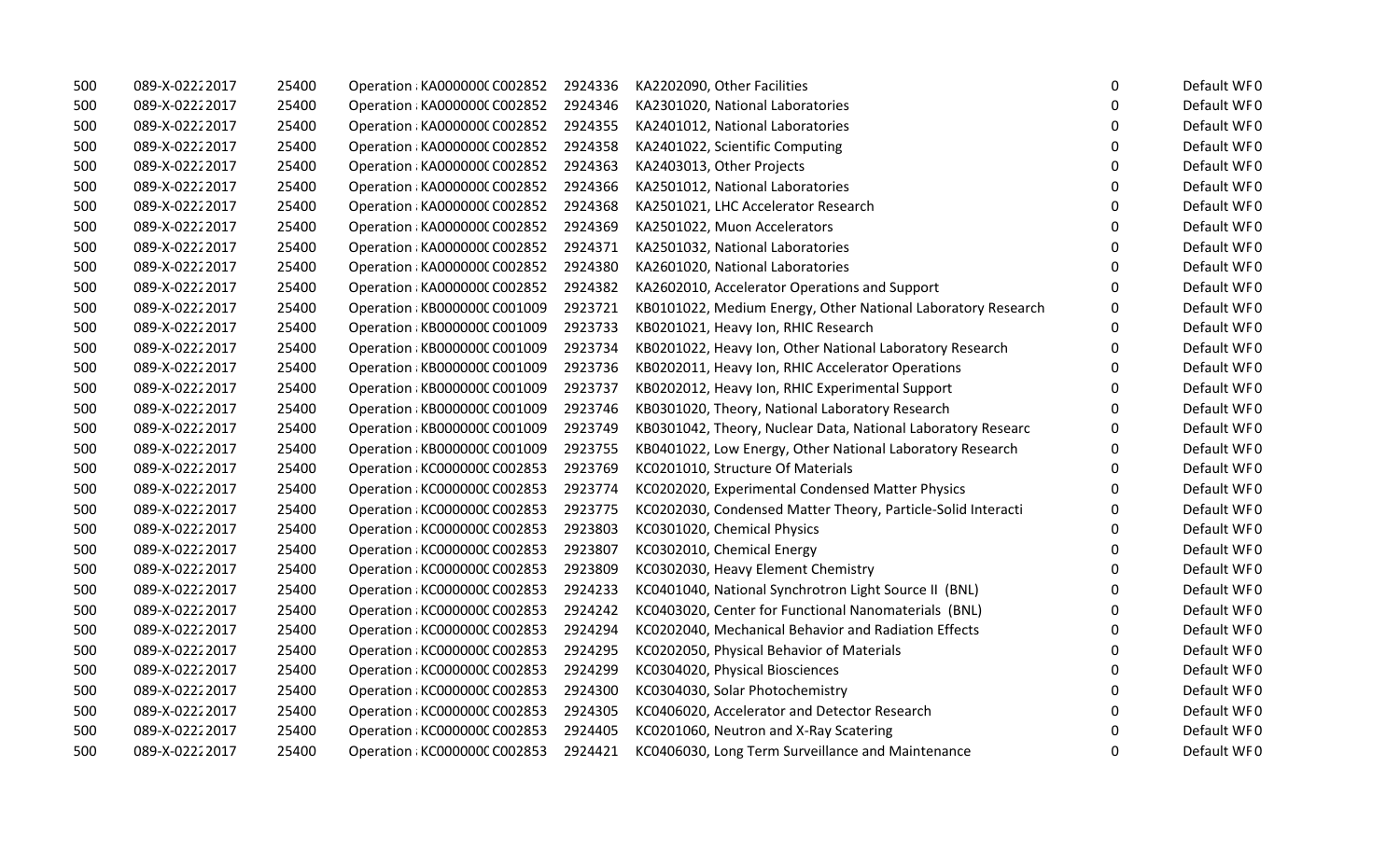| | | | | | | | | |
|---|---|---|---|---|---|---|---|---|
| 500 | 089-X-0222 2017 | 25400 | Operation : KA000000( C002852 | 2924336 | KA2202090, Other Facilities | 0 | Default WF 0 |
| 500 | 089-X-0222 2017 | 25400 | Operation : KA000000( C002852 | 2924346 | KA2301020, National Laboratories | 0 | Default WF 0 |
| 500 | 089-X-0222 2017 | 25400 | Operation : KA000000( C002852 | 2924355 | KA2401012, National Laboratories | 0 | Default WF 0 |
| 500 | 089-X-0222 2017 | 25400 | Operation : KA000000( C002852 | 2924358 | KA2401022, Scientific Computing | 0 | Default WF 0 |
| 500 | 089-X-0222 2017 | 25400 | Operation : KA000000( C002852 | 2924363 | KA2403013, Other Projects | 0 | Default WF 0 |
| 500 | 089-X-0222 2017 | 25400 | Operation : KA000000( C002852 | 2924366 | KA2501012, National Laboratories | 0 | Default WF 0 |
| 500 | 089-X-0222 2017 | 25400 | Operation : KA000000( C002852 | 2924368 | KA2501021, LHC Accelerator Research | 0 | Default WF 0 |
| 500 | 089-X-0222 2017 | 25400 | Operation : KA000000( C002852 | 2924369 | KA2501022, Muon Accelerators | 0 | Default WF 0 |
| 500 | 089-X-0222 2017 | 25400 | Operation : KA000000( C002852 | 2924371 | KA2501032, National Laboratories | 0 | Default WF 0 |
| 500 | 089-X-0222 2017 | 25400 | Operation : KA000000( C002852 | 2924380 | KA2601020, National Laboratories | 0 | Default WF 0 |
| 500 | 089-X-0222 2017 | 25400 | Operation : KA000000( C002852 | 2924382 | KA2602010, Accelerator Operations and Support | 0 | Default WF 0 |
| 500 | 089-X-0222 2017 | 25400 | Operation : KB000000( C001009 | 2923721 | KB0101022, Medium Energy, Other National Laboratory Research | 0 | Default WF 0 |
| 500 | 089-X-0222 2017 | 25400 | Operation : KB000000( C001009 | 2923733 | KB0201021, Heavy Ion, RHIC Research | 0 | Default WF 0 |
| 500 | 089-X-0222 2017 | 25400 | Operation : KB000000( C001009 | 2923734 | KB0201022, Heavy Ion, Other National Laboratory Research | 0 | Default WF 0 |
| 500 | 089-X-0222 2017 | 25400 | Operation : KB000000( C001009 | 2923736 | KB0202011, Heavy Ion, RHIC Accelerator Operations | 0 | Default WF 0 |
| 500 | 089-X-0222 2017 | 25400 | Operation : KB000000( C001009 | 2923737 | KB0202012, Heavy Ion, RHIC Experimental Support | 0 | Default WF 0 |
| 500 | 089-X-0222 2017 | 25400 | Operation : KB000000( C001009 | 2923746 | KB0301020, Theory, National Laboratory Research | 0 | Default WF 0 |
| 500 | 089-X-0222 2017 | 25400 | Operation : KB000000( C001009 | 2923749 | KB0301042, Theory, Nuclear Data, National Laboratory Researc | 0 | Default WF 0 |
| 500 | 089-X-0222 2017 | 25400 | Operation : KB000000( C001009 | 2923755 | KB0401022, Low Energy, Other National Laboratory Research | 0 | Default WF 0 |
| 500 | 089-X-0222 2017 | 25400 | Operation : KC000000( C002853 | 2923769 | KC0201010, Structure Of Materials | 0 | Default WF 0 |
| 500 | 089-X-0222 2017 | 25400 | Operation : KC000000( C002853 | 2923774 | KC0202020, Experimental Condensed Matter Physics | 0 | Default WF 0 |
| 500 | 089-X-0222 2017 | 25400 | Operation : KC000000( C002853 | 2923775 | KC0202030, Condensed Matter Theory, Particle-Solid Interacti | 0 | Default WF 0 |
| 500 | 089-X-0222 2017 | 25400 | Operation : KC000000( C002853 | 2923803 | KC0301020, Chemical Physics | 0 | Default WF 0 |
| 500 | 089-X-0222 2017 | 25400 | Operation : KC000000( C002853 | 2923807 | KC0302010, Chemical Energy | 0 | Default WF 0 |
| 500 | 089-X-0222 2017 | 25400 | Operation : KC000000( C002853 | 2923809 | KC0302030, Heavy Element Chemistry | 0 | Default WF 0 |
| 500 | 089-X-0222 2017 | 25400 | Operation : KC000000( C002853 | 2924233 | KC0401040, National Synchrotron Light Source II (BNL) | 0 | Default WF 0 |
| 500 | 089-X-0222 2017 | 25400 | Operation : KC000000( C002853 | 2924242 | KC0403020, Center for Functional Nanomaterials (BNL) | 0 | Default WF 0 |
| 500 | 089-X-0222 2017 | 25400 | Operation : KC000000( C002853 | 2924294 | KC0202040, Mechanical Behavior and Radiation Effects | 0 | Default WF 0 |
| 500 | 089-X-0222 2017 | 25400 | Operation : KC000000( C002853 | 2924295 | KC0202050, Physical Behavior of Materials | 0 | Default WF 0 |
| 500 | 089-X-0222 2017 | 25400 | Operation : KC000000( C002853 | 2924299 | KC0304020, Physical Biosciences | 0 | Default WF 0 |
| 500 | 089-X-0222 2017 | 25400 | Operation : KC000000( C002853 | 2924300 | KC0304030, Solar Photochemistry | 0 | Default WF 0 |
| 500 | 089-X-0222 2017 | 25400 | Operation : KC000000( C002853 | 2924305 | KC0406020, Accelerator and Detector Research | 0 | Default WF 0 |
| 500 | 089-X-0222 2017 | 25400 | Operation : KC000000( C002853 | 2924405 | KC0201060, Neutron and X-Ray Scatering | 0 | Default WF 0 |
| 500 | 089-X-0222 2017 | 25400 | Operation : KC000000( C002853 | 2924421 | KC0406030, Long Term Surveillance and Maintenance | 0 | Default WF 0 |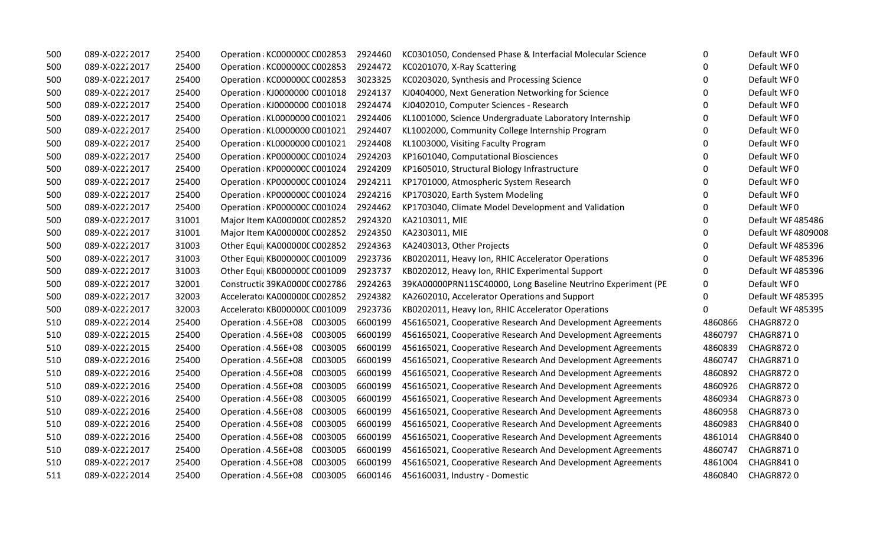| | | | | | | | | | |
|---|---|---|---|---|---|---|---|---|---|
| 500 | 089-X-0222 | 2017 | 25400 | Operation | KC000000C | C002853 | 2924460 | KC0301050, Condensed Phase & Interfacial Molecular Science | 0 | Default WF | 0 |
| 500 | 089-X-0222 | 2017 | 25400 | Operation | KC000000C | C002853 | 2924472 | KC0201070, X-Ray Scattering | 0 | Default WF | 0 |
| 500 | 089-X-0222 | 2017 | 25400 | Operation | KC000000C | C002853 | 3023325 | KC0203020, Synthesis and Processing Science | 0 | Default WF | 0 |
| 500 | 089-X-0222 | 2017 | 25400 | Operation | KJ0000000 | C001018 | 2924137 | KJ0404000, Next Generation Networking for Science | 0 | Default WF | 0 |
| 500 | 089-X-0222 | 2017 | 25400 | Operation | KJ0000000 | C001018 | 2924474 | KJ0402010, Computer Sciences - Research | 0 | Default WF | 0 |
| 500 | 089-X-0222 | 2017 | 25400 | Operation | KL0000000 | C001021 | 2924406 | KL1001000, Science Undergraduate Laboratory Internship | 0 | Default WF | 0 |
| 500 | 089-X-0222 | 2017 | 25400 | Operation | KL0000000 | C001021 | 2924407 | KL1002000, Community College Internship Program | 0 | Default WF | 0 |
| 500 | 089-X-0222 | 2017 | 25400 | Operation | KL0000000 | C001021 | 2924408 | KL1003000, Visiting Faculty Program | 0 | Default WF | 0 |
| 500 | 089-X-0222 | 2017 | 25400 | Operation | KP000000C | C001024 | 2924203 | KP1601040, Computational Biosciences | 0 | Default WF | 0 |
| 500 | 089-X-0222 | 2017 | 25400 | Operation | KP000000C | C001024 | 2924209 | KP1605010, Structural Biology Infrastructure | 0 | Default WF | 0 |
| 500 | 089-X-0222 | 2017 | 25400 | Operation | KP000000C | C001024 | 2924211 | KP1701000, Atmospheric System Research | 0 | Default WF | 0 |
| 500 | 089-X-0222 | 2017 | 25400 | Operation | KP000000C | C001024 | 2924216 | KP1703020, Earth System Modeling | 0 | Default WF | 0 |
| 500 | 089-X-0222 | 2017 | 25400 | Operation | KP000000C | C001024 | 2924462 | KP1703040, Climate Model Development and Validation | 0 | Default WF | 0 |
| 500 | 089-X-0222 | 2017 | 31001 | Major Item | KA000000C | C002852 | 2924320 | KA2103011, MIE | 0 | Default WF | 485486 |
| 500 | 089-X-0222 | 2017 | 31001 | Major Item | KA000000C | C002852 | 2924350 | KA2303011, MIE | 0 | Default WF | 4809008 |
| 500 | 089-X-0222 | 2017 | 31003 | Other Equi | KA000000C | C002852 | 2924363 | KA2403013, Other Projects | 0 | Default WF | 485396 |
| 500 | 089-X-0222 | 2017 | 31003 | Other Equi | KB000000C | C001009 | 2923736 | KB0202011, Heavy Ion, RHIC Accelerator Operations | 0 | Default WF | 485396 |
| 500 | 089-X-0222 | 2017 | 31003 | Other Equi | KB000000C | C001009 | 2923737 | KB0202012, Heavy Ion, RHIC Experimental Support | 0 | Default WF | 485396 |
| 500 | 089-X-0222 | 2017 | 32001 | Constructic | 39KA0000C | C002786 | 2924263 | 39KA00000PRN11SC40000, Long Baseline Neutrino Experiment (PE | 0 | Default WF | 0 |
| 500 | 089-X-0222 | 2017 | 32003 | Accelerato | KA000000C | C002852 | 2924382 | KA2602010, Accelerator Operations and Support | 0 | Default WF | 485395 |
| 500 | 089-X-0222 | 2017 | 32003 | Accelerato | KB000000C | C001009 | 2923736 | KB0202011, Heavy Ion, RHIC Accelerator Operations | 0 | Default WF | 485395 |
| 510 | 089-X-0222 | 2014 | 25400 | Operation | 4.56E+08 | C003005 | 6600199 | 456165021, Cooperative Research And Development Agreements | 4860866 | CHAGR872 | 0 |
| 510 | 089-X-0222 | 2015 | 25400 | Operation | 4.56E+08 | C003005 | 6600199 | 456165021, Cooperative Research And Development Agreements | 4860797 | CHAGR871 | 0 |
| 510 | 089-X-0222 | 2015 | 25400 | Operation | 4.56E+08 | C003005 | 6600199 | 456165021, Cooperative Research And Development Agreements | 4860839 | CHAGR872 | 0 |
| 510 | 089-X-0222 | 2016 | 25400 | Operation | 4.56E+08 | C003005 | 6600199 | 456165021, Cooperative Research And Development Agreements | 4860747 | CHAGR871 | 0 |
| 510 | 089-X-0222 | 2016 | 25400 | Operation | 4.56E+08 | C003005 | 6600199 | 456165021, Cooperative Research And Development Agreements | 4860892 | CHAGR872 | 0 |
| 510 | 089-X-0222 | 2016 | 25400 | Operation | 4.56E+08 | C003005 | 6600199 | 456165021, Cooperative Research And Development Agreements | 4860926 | CHAGR872 | 0 |
| 510 | 089-X-0222 | 2016 | 25400 | Operation | 4.56E+08 | C003005 | 6600199 | 456165021, Cooperative Research And Development Agreements | 4860934 | CHAGR873 | 0 |
| 510 | 089-X-0222 | 2016 | 25400 | Operation | 4.56E+08 | C003005 | 6600199 | 456165021, Cooperative Research And Development Agreements | 4860958 | CHAGR873 | 0 |
| 510 | 089-X-0222 | 2016 | 25400 | Operation | 4.56E+08 | C003005 | 6600199 | 456165021, Cooperative Research And Development Agreements | 4860983 | CHAGR840 | 0 |
| 510 | 089-X-0222 | 2016 | 25400 | Operation | 4.56E+08 | C003005 | 6600199 | 456165021, Cooperative Research And Development Agreements | 4861014 | CHAGR840 | 0 |
| 510 | 089-X-0222 | 2017 | 25400 | Operation | 4.56E+08 | C003005 | 6600199 | 456165021, Cooperative Research And Development Agreements | 4860747 | CHAGR871 | 0 |
| 510 | 089-X-0222 | 2017 | 25400 | Operation | 4.56E+08 | C003005 | 6600199 | 456165021, Cooperative Research And Development Agreements | 4861004 | CHAGR841 | 0 |
| 511 | 089-X-0222 | 2014 | 25400 | Operation | 4.56E+08 | C003005 | 6600146 | 456160031, Industry - Domestic | 4860840 | CHAGR872 | 0 |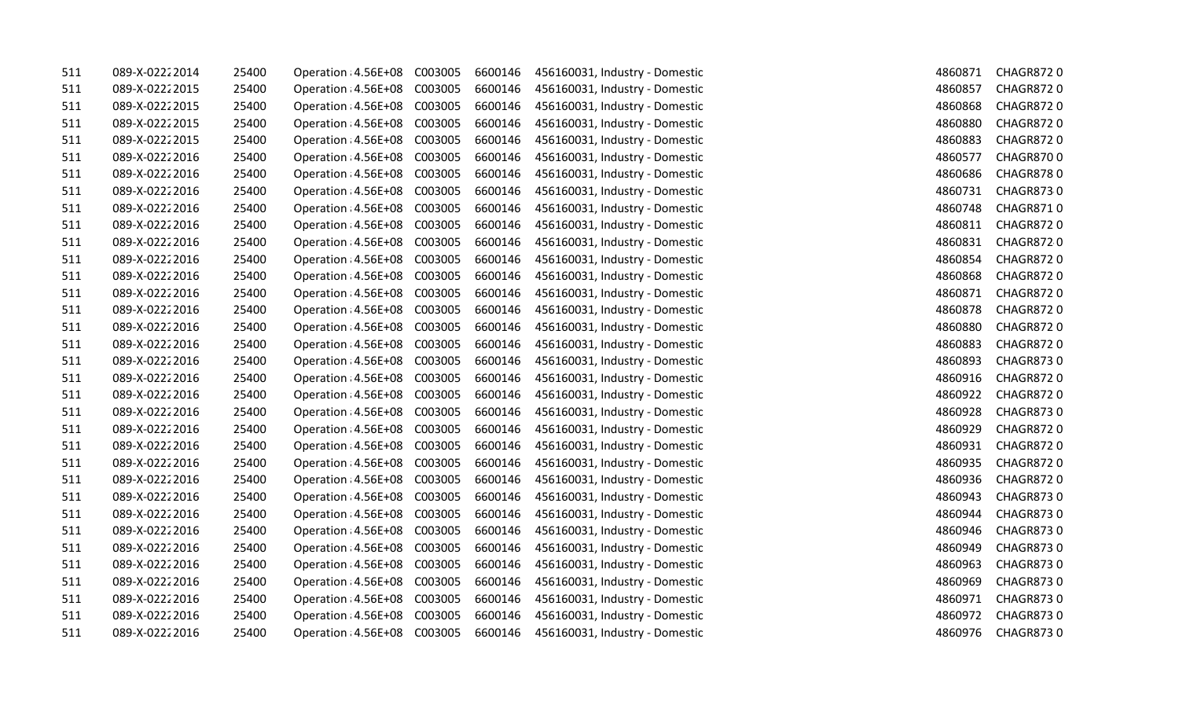| | | | | | | | | | |
|---|---|---|---|---|---|---|---|---|---|
| 511 | 089-X-0222 | 2014 | 25400 | Operation | 4.56E+08 | C003005 | 6600146 | 456160031, Industry - Domestic | 4860871 | CHAGR872 | 0 |
| 511 | 089-X-0222 | 2015 | 25400 | Operation | 4.56E+08 | C003005 | 6600146 | 456160031, Industry - Domestic | 4860857 | CHAGR872 | 0 |
| 511 | 089-X-0222 | 2015 | 25400 | Operation | 4.56E+08 | C003005 | 6600146 | 456160031, Industry - Domestic | 4860868 | CHAGR872 | 0 |
| 511 | 089-X-0222 | 2015 | 25400 | Operation | 4.56E+08 | C003005 | 6600146 | 456160031, Industry - Domestic | 4860880 | CHAGR872 | 0 |
| 511 | 089-X-0222 | 2015 | 25400 | Operation | 4.56E+08 | C003005 | 6600146 | 456160031, Industry - Domestic | 4860883 | CHAGR872 | 0 |
| 511 | 089-X-0222 | 2016 | 25400 | Operation | 4.56E+08 | C003005 | 6600146 | 456160031, Industry - Domestic | 4860577 | CHAGR870 | 0 |
| 511 | 089-X-0222 | 2016 | 25400 | Operation | 4.56E+08 | C003005 | 6600146 | 456160031, Industry - Domestic | 4860686 | CHAGR878 | 0 |
| 511 | 089-X-0222 | 2016 | 25400 | Operation | 4.56E+08 | C003005 | 6600146 | 456160031, Industry - Domestic | 4860731 | CHAGR873 | 0 |
| 511 | 089-X-0222 | 2016 | 25400 | Operation | 4.56E+08 | C003005 | 6600146 | 456160031, Industry - Domestic | 4860748 | CHAGR871 | 0 |
| 511 | 089-X-0222 | 2016 | 25400 | Operation | 4.56E+08 | C003005 | 6600146 | 456160031, Industry - Domestic | 4860811 | CHAGR872 | 0 |
| 511 | 089-X-0222 | 2016 | 25400 | Operation | 4.56E+08 | C003005 | 6600146 | 456160031, Industry - Domestic | 4860831 | CHAGR872 | 0 |
| 511 | 089-X-0222 | 2016 | 25400 | Operation | 4.56E+08 | C003005 | 6600146 | 456160031, Industry - Domestic | 4860854 | CHAGR872 | 0 |
| 511 | 089-X-0222 | 2016 | 25400 | Operation | 4.56E+08 | C003005 | 6600146 | 456160031, Industry - Domestic | 4860868 | CHAGR872 | 0 |
| 511 | 089-X-0222 | 2016 | 25400 | Operation | 4.56E+08 | C003005 | 6600146 | 456160031, Industry - Domestic | 4860871 | CHAGR872 | 0 |
| 511 | 089-X-0222 | 2016 | 25400 | Operation | 4.56E+08 | C003005 | 6600146 | 456160031, Industry - Domestic | 4860878 | CHAGR872 | 0 |
| 511 | 089-X-0222 | 2016 | 25400 | Operation | 4.56E+08 | C003005 | 6600146 | 456160031, Industry - Domestic | 4860880 | CHAGR872 | 0 |
| 511 | 089-X-0222 | 2016 | 25400 | Operation | 4.56E+08 | C003005 | 6600146 | 456160031, Industry - Domestic | 4860883 | CHAGR872 | 0 |
| 511 | 089-X-0222 | 2016 | 25400 | Operation | 4.56E+08 | C003005 | 6600146 | 456160031, Industry - Domestic | 4860893 | CHAGR873 | 0 |
| 511 | 089-X-0222 | 2016 | 25400 | Operation | 4.56E+08 | C003005 | 6600146 | 456160031, Industry - Domestic | 4860916 | CHAGR872 | 0 |
| 511 | 089-X-0222 | 2016 | 25400 | Operation | 4.56E+08 | C003005 | 6600146 | 456160031, Industry - Domestic | 4860922 | CHAGR872 | 0 |
| 511 | 089-X-0222 | 2016 | 25400 | Operation | 4.56E+08 | C003005 | 6600146 | 456160031, Industry - Domestic | 4860928 | CHAGR873 | 0 |
| 511 | 089-X-0222 | 2016 | 25400 | Operation | 4.56E+08 | C003005 | 6600146 | 456160031, Industry - Domestic | 4860929 | CHAGR872 | 0 |
| 511 | 089-X-0222 | 2016 | 25400 | Operation | 4.56E+08 | C003005 | 6600146 | 456160031, Industry - Domestic | 4860931 | CHAGR872 | 0 |
| 511 | 089-X-0222 | 2016 | 25400 | Operation | 4.56E+08 | C003005 | 6600146 | 456160031, Industry - Domestic | 4860935 | CHAGR872 | 0 |
| 511 | 089-X-0222 | 2016 | 25400 | Operation | 4.56E+08 | C003005 | 6600146 | 456160031, Industry - Domestic | 4860936 | CHAGR872 | 0 |
| 511 | 089-X-0222 | 2016 | 25400 | Operation | 4.56E+08 | C003005 | 6600146 | 456160031, Industry - Domestic | 4860943 | CHAGR873 | 0 |
| 511 | 089-X-0222 | 2016 | 25400 | Operation | 4.56E+08 | C003005 | 6600146 | 456160031, Industry - Domestic | 4860944 | CHAGR873 | 0 |
| 511 | 089-X-0222 | 2016 | 25400 | Operation | 4.56E+08 | C003005 | 6600146 | 456160031, Industry - Domestic | 4860946 | CHAGR873 | 0 |
| 511 | 089-X-0222 | 2016 | 25400 | Operation | 4.56E+08 | C003005 | 6600146 | 456160031, Industry - Domestic | 4860949 | CHAGR873 | 0 |
| 511 | 089-X-0222 | 2016 | 25400 | Operation | 4.56E+08 | C003005 | 6600146 | 456160031, Industry - Domestic | 4860963 | CHAGR873 | 0 |
| 511 | 089-X-0222 | 2016 | 25400 | Operation | 4.56E+08 | C003005 | 6600146 | 456160031, Industry - Domestic | 4860969 | CHAGR873 | 0 |
| 511 | 089-X-0222 | 2016 | 25400 | Operation | 4.56E+08 | C003005 | 6600146 | 456160031, Industry - Domestic | 4860971 | CHAGR873 | 0 |
| 511 | 089-X-0222 | 2016 | 25400 | Operation | 4.56E+08 | C003005 | 6600146 | 456160031, Industry - Domestic | 4860972 | CHAGR873 | 0 |
| 511 | 089-X-0222 | 2016 | 25400 | Operation | 4.56E+08 | C003005 | 6600146 | 456160031, Industry - Domestic | 4860976 | CHAGR873 | 0 |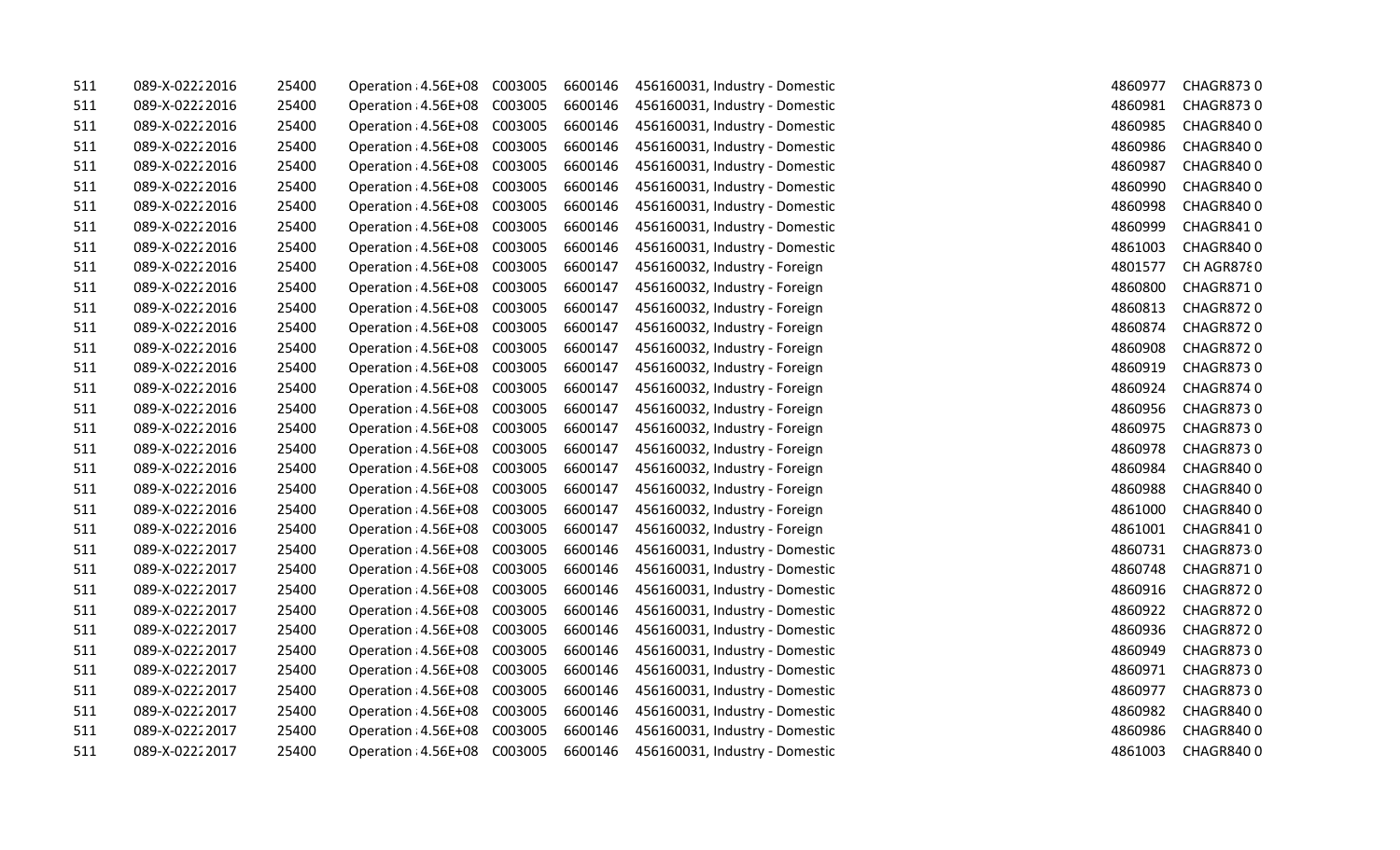| | | | | | | | | | |
|---|---|---|---|---|---|---|---|---|---|
| 511 | 089-X-0222 | 2016 | 25400 | Operation ; 4.56E+08 | C003005 | 6600146 | 456160031, Industry - Domestic | 4860977 | CHAGR873 0 |
| 511 | 089-X-0222 | 2016 | 25400 | Operation ; 4.56E+08 | C003005 | 6600146 | 456160031, Industry - Domestic | 4860981 | CHAGR873 0 |
| 511 | 089-X-0222 | 2016 | 25400 | Operation ; 4.56E+08 | C003005 | 6600146 | 456160031, Industry - Domestic | 4860985 | CHAGR840 0 |
| 511 | 089-X-0222 | 2016 | 25400 | Operation ; 4.56E+08 | C003005 | 6600146 | 456160031, Industry - Domestic | 4860986 | CHAGR840 0 |
| 511 | 089-X-0222 | 2016 | 25400 | Operation ; 4.56E+08 | C003005 | 6600146 | 456160031, Industry - Domestic | 4860987 | CHAGR840 0 |
| 511 | 089-X-0222 | 2016 | 25400 | Operation ; 4.56E+08 | C003005 | 6600146 | 456160031, Industry - Domestic | 4860990 | CHAGR840 0 |
| 511 | 089-X-0222 | 2016 | 25400 | Operation ; 4.56E+08 | C003005 | 6600146 | 456160031, Industry - Domestic | 4860998 | CHAGR840 0 |
| 511 | 089-X-0222 | 2016 | 25400 | Operation ; 4.56E+08 | C003005 | 6600146 | 456160031, Industry - Domestic | 4860999 | CHAGR841 0 |
| 511 | 089-X-0222 | 2016 | 25400 | Operation ; 4.56E+08 | C003005 | 6600146 | 456160031, Industry - Domestic | 4861003 | CHAGR840 0 |
| 511 | 089-X-0222 | 2016 | 25400 | Operation ; 4.56E+08 | C003005 | 6600147 | 456160032, Industry - Foreign | 4801577 | CH AGR878 0 |
| 511 | 089-X-0222 | 2016 | 25400 | Operation ; 4.56E+08 | C003005 | 6600147 | 456160032, Industry - Foreign | 4860800 | CHAGR871 0 |
| 511 | 089-X-0222 | 2016 | 25400 | Operation ; 4.56E+08 | C003005 | 6600147 | 456160032, Industry - Foreign | 4860813 | CHAGR872 0 |
| 511 | 089-X-0222 | 2016 | 25400 | Operation ; 4.56E+08 | C003005 | 6600147 | 456160032, Industry - Foreign | 4860874 | CHAGR872 0 |
| 511 | 089-X-0222 | 2016 | 25400 | Operation ; 4.56E+08 | C003005 | 6600147 | 456160032, Industry - Foreign | 4860908 | CHAGR872 0 |
| 511 | 089-X-0222 | 2016 | 25400 | Operation ; 4.56E+08 | C003005 | 6600147 | 456160032, Industry - Foreign | 4860919 | CHAGR873 0 |
| 511 | 089-X-0222 | 2016 | 25400 | Operation ; 4.56E+08 | C003005 | 6600147 | 456160032, Industry - Foreign | 4860924 | CHAGR874 0 |
| 511 | 089-X-0222 | 2016 | 25400 | Operation ; 4.56E+08 | C003005 | 6600147 | 456160032, Industry - Foreign | 4860956 | CHAGR873 0 |
| 511 | 089-X-0222 | 2016 | 25400 | Operation ; 4.56E+08 | C003005 | 6600147 | 456160032, Industry - Foreign | 4860975 | CHAGR873 0 |
| 511 | 089-X-0222 | 2016 | 25400 | Operation ; 4.56E+08 | C003005 | 6600147 | 456160032, Industry - Foreign | 4860978 | CHAGR873 0 |
| 511 | 089-X-0222 | 2016 | 25400 | Operation ; 4.56E+08 | C003005 | 6600147 | 456160032, Industry - Foreign | 4860984 | CHAGR840 0 |
| 511 | 089-X-0222 | 2016 | 25400 | Operation ; 4.56E+08 | C003005 | 6600147 | 456160032, Industry - Foreign | 4860988 | CHAGR840 0 |
| 511 | 089-X-0222 | 2016 | 25400 | Operation ; 4.56E+08 | C003005 | 6600147 | 456160032, Industry - Foreign | 4861000 | CHAGR840 0 |
| 511 | 089-X-0222 | 2016 | 25400 | Operation ; 4.56E+08 | C003005 | 6600147 | 456160032, Industry - Foreign | 4861001 | CHAGR841 0 |
| 511 | 089-X-0222 | 2017 | 25400 | Operation ; 4.56E+08 | C003005 | 6600146 | 456160031, Industry - Domestic | 4860731 | CHAGR873 0 |
| 511 | 089-X-0222 | 2017 | 25400 | Operation ; 4.56E+08 | C003005 | 6600146 | 456160031, Industry - Domestic | 4860748 | CHAGR871 0 |
| 511 | 089-X-0222 | 2017 | 25400 | Operation ; 4.56E+08 | C003005 | 6600146 | 456160031, Industry - Domestic | 4860916 | CHAGR872 0 |
| 511 | 089-X-0222 | 2017 | 25400 | Operation ; 4.56E+08 | C003005 | 6600146 | 456160031, Industry - Domestic | 4860922 | CHAGR872 0 |
| 511 | 089-X-0222 | 2017 | 25400 | Operation ; 4.56E+08 | C003005 | 6600146 | 456160031, Industry - Domestic | 4860936 | CHAGR872 0 |
| 511 | 089-X-0222 | 2017 | 25400 | Operation ; 4.56E+08 | C003005 | 6600146 | 456160031, Industry - Domestic | 4860949 | CHAGR873 0 |
| 511 | 089-X-0222 | 2017 | 25400 | Operation ; 4.56E+08 | C003005 | 6600146 | 456160031, Industry - Domestic | 4860971 | CHAGR873 0 |
| 511 | 089-X-0222 | 2017 | 25400 | Operation ; 4.56E+08 | C003005 | 6600146 | 456160031, Industry - Domestic | 4860977 | CHAGR873 0 |
| 511 | 089-X-0222 | 2017 | 25400 | Operation ; 4.56E+08 | C003005 | 6600146 | 456160031, Industry - Domestic | 4860982 | CHAGR840 0 |
| 511 | 089-X-0222 | 2017 | 25400 | Operation ; 4.56E+08 | C003005 | 6600146 | 456160031, Industry - Domestic | 4860986 | CHAGR840 0 |
| 511 | 089-X-0222 | 2017 | 25400 | Operation ; 4.56E+08 | C003005 | 6600146 | 456160031, Industry - Domestic | 4861003 | CHAGR840 0 |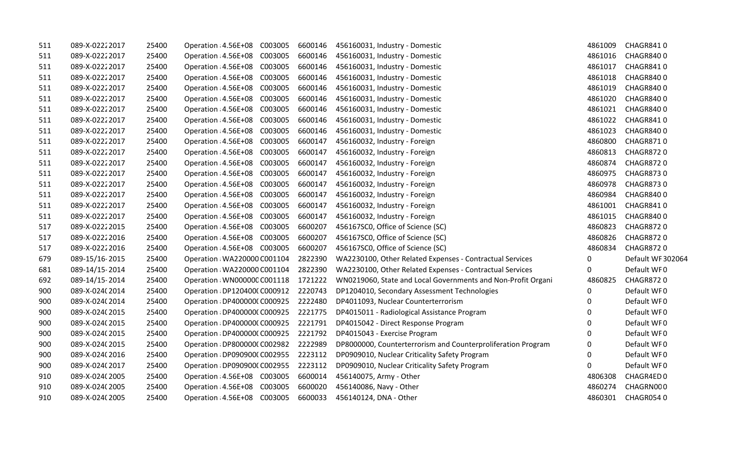| | | | | | | | | | |
|---|---|---|---|---|---|---|---|---|---|
| 511 | 089-X-0222 2017 | 25400 | Operation 4.56E+08 | C003005 | 6600146 | 456160031, Industry - Domestic | 4861009 | CHAGR841 | 0 |
| 511 | 089-X-0222 2017 | 25400 | Operation 4.56E+08 | C003005 | 6600146 | 456160031, Industry - Domestic | 4861016 | CHAGR840 | 0 |
| 511 | 089-X-0222 2017 | 25400 | Operation 4.56E+08 | C003005 | 6600146 | 456160031, Industry - Domestic | 4861017 | CHAGR841 | 0 |
| 511 | 089-X-0222 2017 | 25400 | Operation 4.56E+08 | C003005 | 6600146 | 456160031, Industry - Domestic | 4861018 | CHAGR840 | 0 |
| 511 | 089-X-0222 2017 | 25400 | Operation 4.56E+08 | C003005 | 6600146 | 456160031, Industry - Domestic | 4861019 | CHAGR840 | 0 |
| 511 | 089-X-0222 2017 | 25400 | Operation 4.56E+08 | C003005 | 6600146 | 456160031, Industry - Domestic | 4861020 | CHAGR840 | 0 |
| 511 | 089-X-0222 2017 | 25400 | Operation 4.56E+08 | C003005 | 6600146 | 456160031, Industry - Domestic | 4861021 | CHAGR840 | 0 |
| 511 | 089-X-0222 2017 | 25400 | Operation 4.56E+08 | C003005 | 6600146 | 456160031, Industry - Domestic | 4861022 | CHAGR841 | 0 |
| 511 | 089-X-0222 2017 | 25400 | Operation 4.56E+08 | C003005 | 6600146 | 456160031, Industry - Domestic | 4861023 | CHAGR840 | 0 |
| 511 | 089-X-0222 2017 | 25400 | Operation 4.56E+08 | C003005 | 6600147 | 456160032, Industry - Foreign | 4860800 | CHAGR871 | 0 |
| 511 | 089-X-0222 2017 | 25400 | Operation 4.56E+08 | C003005 | 6600147 | 456160032, Industry - Foreign | 4860813 | CHAGR872 | 0 |
| 511 | 089-X-0222 2017 | 25400 | Operation 4.56E+08 | C003005 | 6600147 | 456160032, Industry - Foreign | 4860874 | CHAGR872 | 0 |
| 511 | 089-X-0222 2017 | 25400 | Operation 4.56E+08 | C003005 | 6600147 | 456160032, Industry - Foreign | 4860975 | CHAGR873 | 0 |
| 511 | 089-X-0222 2017 | 25400 | Operation 4.56E+08 | C003005 | 6600147 | 456160032, Industry - Foreign | 4860978 | CHAGR873 | 0 |
| 511 | 089-X-0222 2017 | 25400 | Operation 4.56E+08 | C003005 | 6600147 | 456160032, Industry - Foreign | 4860984 | CHAGR840 | 0 |
| 511 | 089-X-0222 2017 | 25400 | Operation 4.56E+08 | C003005 | 6600147 | 456160032, Industry - Foreign | 4861001 | CHAGR841 | 0 |
| 511 | 089-X-0222 2017 | 25400 | Operation 4.56E+08 | C003005 | 6600147 | 456160032, Industry - Foreign | 4861015 | CHAGR840 | 0 |
| 517 | 089-X-0222 2015 | 25400 | Operation 4.56E+08 | C003005 | 6600207 | 456167SC0, Office of Science (SC) | 4860823 | CHAGR872 | 0 |
| 517 | 089-X-0222 2016 | 25400 | Operation 4.56E+08 | C003005 | 6600207 | 456167SC0, Office of Science (SC) | 4860826 | CHAGR872 | 0 |
| 517 | 089-X-0222 2016 | 25400 | Operation 4.56E+08 | C003005 | 6600207 | 456167SC0, Office of Science (SC) | 4860834 | CHAGR872 | 0 |
| 679 | 089-15/16- 2015 | 25400 | Operation WA220000 | C001104 | 2822390 | WA2230100, Other Related Expenses - Contractual Services | 0 | Default WF | 302064 |
| 681 | 089-14/15- 2014 | 25400 | Operation WA220000 | C001104 | 2822390 | WA2230100, Other Related Expenses - Contractual Services | 0 | Default WF | 0 |
| 692 | 089-14/15- 2014 | 25400 | Operation WN000000 | C001118 | 1721222 | WN0219060, State and Local Governments and Non-Profit Organi | 4860825 | CHAGR872 | 0 |
| 900 | 089-X-024( 2014 | 25400 | Operation DP120400( | C000912 | 2220743 | DP1204010, Secondary Assessment Technologies | 0 | Default WF | 0 |
| 900 | 089-X-024( 2014 | 25400 | Operation DP400000( | C000925 | 2222480 | DP4011093, Nuclear Counterterrorism | 0 | Default WF | 0 |
| 900 | 089-X-024( 2015 | 25400 | Operation DP400000( | C000925 | 2221775 | DP4015011 - Radiological Assistance Program | 0 | Default WF | 0 |
| 900 | 089-X-024( 2015 | 25400 | Operation DP400000( | C000925 | 2221791 | DP4015042 - Direct Response Program | 0 | Default WF | 0 |
| 900 | 089-X-024( 2015 | 25400 | Operation DP400000( | C000925 | 2221792 | DP4015043 - Exercise Program | 0 | Default WF | 0 |
| 900 | 089-X-024( 2015 | 25400 | Operation DP800000( | C002982 | 2222989 | DP8000000, Counterterrorism and Counterproliferation Program | 0 | Default WF | 0 |
| 900 | 089-X-024( 2016 | 25400 | Operation DP090900( | C002955 | 2223112 | DP0909010, Nuclear Criticality Safety Program | 0 | Default WF | 0 |
| 900 | 089-X-024( 2017 | 25400 | Operation DP090900( | C002955 | 2223112 | DP0909010, Nuclear Criticality Safety Program | 0 | Default WF | 0 |
| 910 | 089-X-024( 2005 | 25400 | Operation 4.56E+08 | C003005 | 6600014 | 456140075, Army - Other | 4806308 | CHAGR4ED | 0 |
| 910 | 089-X-024( 2005 | 25400 | Operation 4.56E+08 | C003005 | 6600020 | 456140086, Navy - Other | 4860274 | CHAGRN00 | 0 |
| 910 | 089-X-024( 2005 | 25400 | Operation 4.56E+08 | C003005 | 6600033 | 456140124, DNA - Other | 4860301 | CHAGR054 | 0 |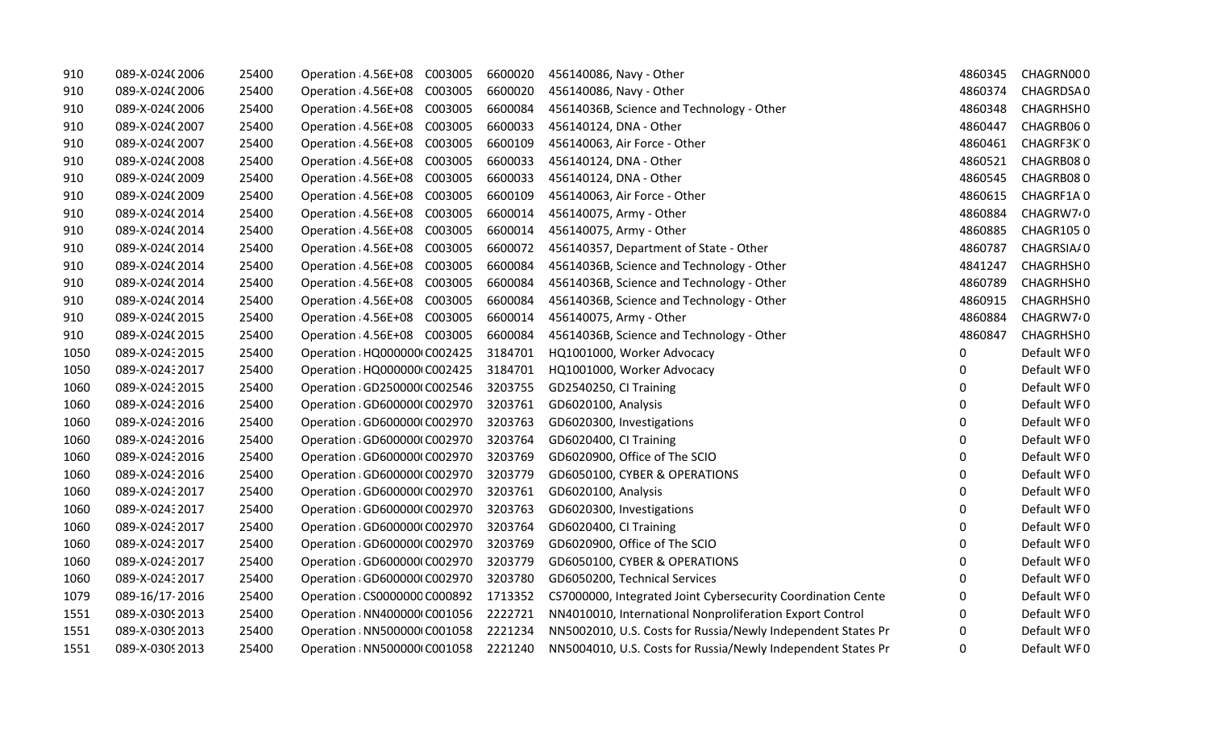| | | | | | | | | | | |
|---|---|---|---|---|---|---|---|---|---|---|
| 910 | 089-X-024( 2006 | 25400 | Operation ; 4.56E+08 | C003005 | 6600020 | 456140086, Navy - Other | | 4860345 | CHAGRN00 | 0 |
| 910 | 089-X-024( 2006 | 25400 | Operation ; 4.56E+08 | C003005 | 6600020 | 456140086, Navy - Other | | 4860374 | CHAGRDSA | 0 |
| 910 | 089-X-024( 2006 | 25400 | Operation ; 4.56E+08 | C003005 | 6600084 | 45614036B, Science and Technology - Other | | 4860348 | CHAGRHSH | 0 |
| 910 | 089-X-024( 2007 | 25400 | Operation ; 4.56E+08 | C003005 | 6600033 | 456140124, DNA - Other | | 4860447 | CHAGRB06 | 0 |
| 910 | 089-X-024( 2007 | 25400 | Operation ; 4.56E+08 | C003005 | 6600109 | 456140063, Air Force - Other | | 4860461 | CHAGRF3K | 0 |
| 910 | 089-X-024( 2008 | 25400 | Operation ; 4.56E+08 | C003005 | 6600033 | 456140124, DNA - Other | | 4860521 | CHAGRB08 | 0 |
| 910 | 089-X-024( 2009 | 25400 | Operation ; 4.56E+08 | C003005 | 6600033 | 456140124, DNA - Other | | 4860545 | CHAGRB08 | 0 |
| 910 | 089-X-024( 2009 | 25400 | Operation ; 4.56E+08 | C003005 | 6600109 | 456140063, Air Force - Other | | 4860615 | CHAGRF1A | 0 |
| 910 | 089-X-024( 2014 | 25400 | Operation ; 4.56E+08 | C003005 | 6600014 | 456140075, Army - Other | | 4860884 | CHAGRW7 | 0 |
| 910 | 089-X-024( 2014 | 25400 | Operation ; 4.56E+08 | C003005 | 6600014 | 456140075, Army - Other | | 4860885 | CHAGR105 | 0 |
| 910 | 089-X-024( 2014 | 25400 | Operation ; 4.56E+08 | C003005 | 6600072 | 456140357, Department of State - Other | | 4860787 | CHAGRSIA/ | 0 |
| 910 | 089-X-024( 2014 | 25400 | Operation ; 4.56E+08 | C003005 | 6600084 | 45614036B, Science and Technology - Other | | 4841247 | CHAGRHSH | 0 |
| 910 | 089-X-024( 2014 | 25400 | Operation ; 4.56E+08 | C003005 | 6600084 | 45614036B, Science and Technology - Other | | 4860789 | CHAGRHSH | 0 |
| 910 | 089-X-024( 2014 | 25400 | Operation ; 4.56E+08 | C003005 | 6600084 | 45614036B, Science and Technology - Other | | 4860915 | CHAGRHSH | 0 |
| 910 | 089-X-024( 2015 | 25400 | Operation ; 4.56E+08 | C003005 | 6600014 | 456140075, Army - Other | | 4860884 | CHAGRW7 | 0 |
| 910 | 089-X-024( 2015 | 25400 | Operation ; 4.56E+08 | C003005 | 6600084 | 45614036B, Science and Technology - Other | | 4860847 | CHAGRHSH | 0 |
| 1050 | 089-X-024: 2015 | 25400 | Operation ; HQ000000( | C002425 | 3184701 | HQ1001000, Worker Advocacy | | 0 | Default WF | 0 |
| 1050 | 089-X-024: 2017 | 25400 | Operation ; HQ000000( | C002425 | 3184701 | HQ1001000, Worker Advocacy | | 0 | Default WF | 0 |
| 1060 | 089-X-024: 2015 | 25400 | Operation ; GD250000( | C002546 | 3203755 | GD2540250, CI Training | | 0 | Default WF | 0 |
| 1060 | 089-X-024: 2016 | 25400 | Operation ; GD600000( | C002970 | 3203761 | GD6020100, Analysis | | 0 | Default WF | 0 |
| 1060 | 089-X-024: 2016 | 25400 | Operation ; GD600000( | C002970 | 3203763 | GD6020300, Investigations | | 0 | Default WF | 0 |
| 1060 | 089-X-024: 2016 | 25400 | Operation ; GD600000( | C002970 | 3203764 | GD6020400, CI Training | | 0 | Default WF | 0 |
| 1060 | 089-X-024: 2016 | 25400 | Operation ; GD600000( | C002970 | 3203769 | GD6020900, Office of The SCIO | | 0 | Default WF | 0 |
| 1060 | 089-X-024: 2016 | 25400 | Operation ; GD600000( | C002970 | 3203779 | GD6050100, CYBER & OPERATIONS | | 0 | Default WF | 0 |
| 1060 | 089-X-024: 2017 | 25400 | Operation ; GD600000( | C002970 | 3203761 | GD6020100, Analysis | | 0 | Default WF | 0 |
| 1060 | 089-X-024: 2017 | 25400 | Operation ; GD600000( | C002970 | 3203763 | GD6020300, Investigations | | 0 | Default WF | 0 |
| 1060 | 089-X-024: 2017 | 25400 | Operation ; GD600000( | C002970 | 3203764 | GD6020400, CI Training | | 0 | Default WF | 0 |
| 1060 | 089-X-024: 2017 | 25400 | Operation ; GD600000( | C002970 | 3203769 | GD6020900, Office of The SCIO | | 0 | Default WF | 0 |
| 1060 | 089-X-024: 2017 | 25400 | Operation ; GD600000( | C002970 | 3203779 | GD6050100, CYBER & OPERATIONS | | 0 | Default WF | 0 |
| 1060 | 089-X-024: 2017 | 25400 | Operation ; GD600000( | C002970 | 3203780 | GD6050200, Technical Services | | 0 | Default WF | 0 |
| 1079 | 089-16/17- 2016 | 25400 | Operation ; CS0000000 | C000892 | 1713352 | CS7000000, Integrated Joint Cybersecurity Coordination Cente | | 0 | Default WF | 0 |
| 1551 | 089-X-0309 2013 | 25400 | Operation ; NN400000( | C001056 | 2222721 | NN4010010, International Nonproliferation Export Control | | 0 | Default WF | 0 |
| 1551 | 089-X-0309 2013 | 25400 | Operation ; NN500000( | C001058 | 2221234 | NN5002010, U.S. Costs for Russia/Newly Independent States Pr | | 0 | Default WF | 0 |
| 1551 | 089-X-0309 2013 | 25400 | Operation ; NN500000( | C001058 | 2221240 | NN5004010, U.S. Costs for Russia/Newly Independent States Pr | | 0 | Default WF | 0 |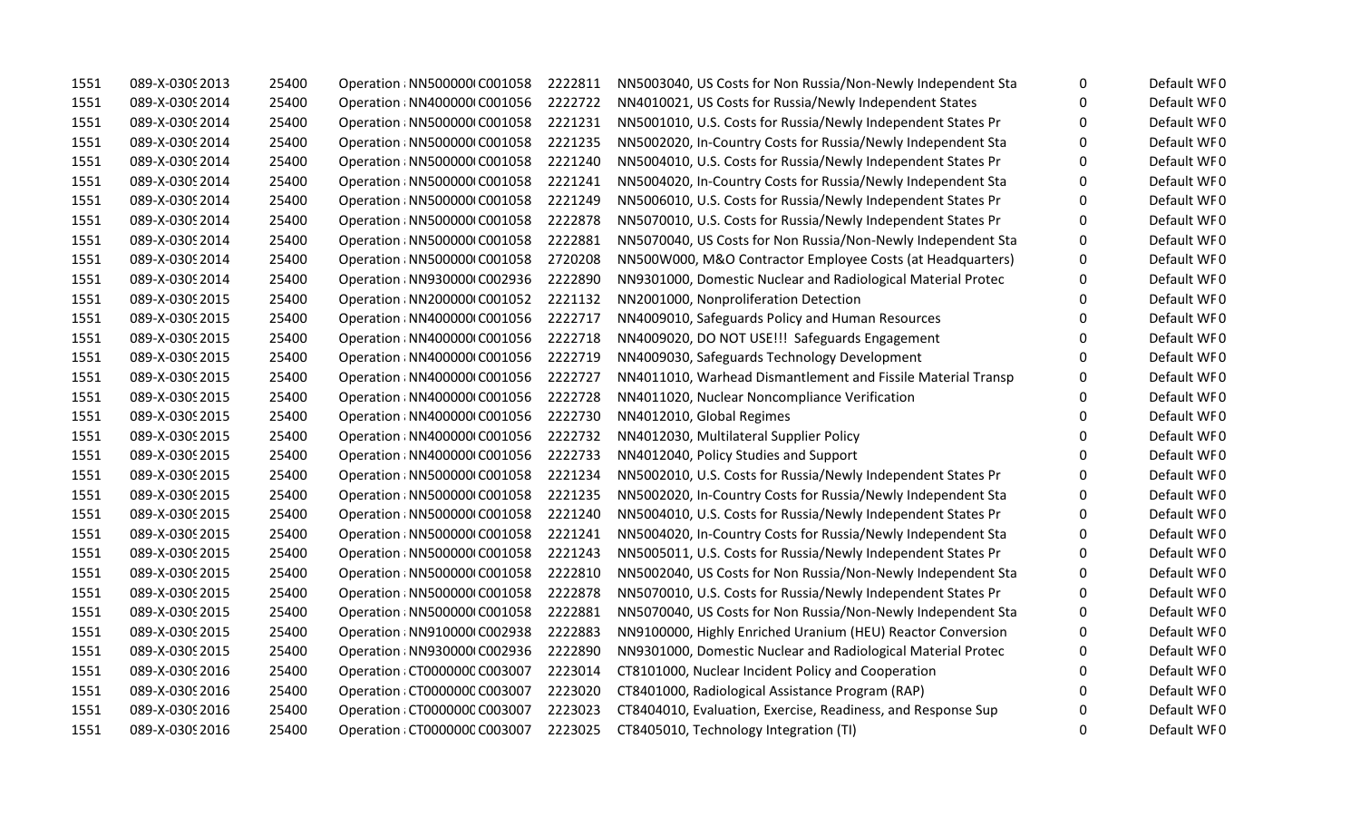| | | | | | | | | | |
|---|---|---|---|---|---|---|---|---|---|
| 1551 | 089-X-0309 2013 | 25400 | Operation : NN500000( C001058 | 2222811 | NN5003040, US Costs for Non Russia/Non-Newly Independent Sta | 0 | Default WF 0 |
| 1551 | 089-X-0309 2014 | 25400 | Operation : NN400000( C001056 | 2222722 | NN4010021, US Costs for Russia/Newly Independent States | 0 | Default WF 0 |
| 1551 | 089-X-0309 2014 | 25400 | Operation : NN500000( C001058 | 2221231 | NN5001010, U.S. Costs for Russia/Newly Independent States Pr | 0 | Default WF 0 |
| 1551 | 089-X-0309 2014 | 25400 | Operation : NN500000( C001058 | 2221235 | NN5002020, In-Country Costs for Russia/Newly Independent Sta | 0 | Default WF 0 |
| 1551 | 089-X-0309 2014 | 25400 | Operation : NN500000( C001058 | 2221240 | NN5004010, U.S. Costs for Russia/Newly Independent States Pr | 0 | Default WF 0 |
| 1551 | 089-X-0309 2014 | 25400 | Operation : NN500000( C001058 | 2221241 | NN5004020, In-Country Costs for Russia/Newly Independent Sta | 0 | Default WF 0 |
| 1551 | 089-X-0309 2014 | 25400 | Operation : NN500000( C001058 | 2221249 | NN5006010, U.S. Costs for Russia/Newly Independent States Pr | 0 | Default WF 0 |
| 1551 | 089-X-0309 2014 | 25400 | Operation : NN500000( C001058 | 2222878 | NN5070010, U.S. Costs for Russia/Newly Independent States Pr | 0 | Default WF 0 |
| 1551 | 089-X-0309 2014 | 25400 | Operation : NN500000( C001058 | 2222881 | NN5070040, US Costs for Non Russia/Non-Newly Independent Sta | 0 | Default WF 0 |
| 1551 | 089-X-0309 2014 | 25400 | Operation : NN500000( C001058 | 2720208 | NN500W000, M&O Contractor Employee Costs (at Headquarters) | 0 | Default WF 0 |
| 1551 | 089-X-0309 2014 | 25400 | Operation : NN930000( C002936 | 2222890 | NN9301000, Domestic Nuclear and Radiological Material Protec | 0 | Default WF 0 |
| 1551 | 089-X-0309 2015 | 25400 | Operation : NN200000( C001052 | 2221132 | NN2001000, Nonproliferation Detection | 0 | Default WF 0 |
| 1551 | 089-X-0309 2015 | 25400 | Operation : NN400000( C001056 | 2222717 | NN4009010, Safeguards Policy and Human Resources | 0 | Default WF 0 |
| 1551 | 089-X-0309 2015 | 25400 | Operation : NN400000( C001056 | 2222718 | NN4009020, DO NOT USE!!! Safeguards Engagement | 0 | Default WF 0 |
| 1551 | 089-X-0309 2015 | 25400 | Operation : NN400000( C001056 | 2222719 | NN4009030, Safeguards Technology Development | 0 | Default WF 0 |
| 1551 | 089-X-0309 2015 | 25400 | Operation : NN400000( C001056 | 2222727 | NN4011010, Warhead Dismantlement and Fissile Material Transp | 0 | Default WF 0 |
| 1551 | 089-X-0309 2015 | 25400 | Operation : NN400000( C001056 | 2222728 | NN4011020, Nuclear Noncompliance Verification | 0 | Default WF 0 |
| 1551 | 089-X-0309 2015 | 25400 | Operation : NN400000( C001056 | 2222730 | NN4012010, Global Regimes | 0 | Default WF 0 |
| 1551 | 089-X-0309 2015 | 25400 | Operation : NN400000( C001056 | 2222732 | NN4012030, Multilateral Supplier Policy | 0 | Default WF 0 |
| 1551 | 089-X-0309 2015 | 25400 | Operation : NN400000( C001056 | 2222733 | NN4012040, Policy Studies and Support | 0 | Default WF 0 |
| 1551 | 089-X-0309 2015 | 25400 | Operation : NN500000( C001058 | 2221234 | NN5002010, U.S. Costs for Russia/Newly Independent States Pr | 0 | Default WF 0 |
| 1551 | 089-X-0309 2015 | 25400 | Operation : NN500000( C001058 | 2221235 | NN5002020, In-Country Costs for Russia/Newly Independent Sta | 0 | Default WF 0 |
| 1551 | 089-X-0309 2015 | 25400 | Operation : NN500000( C001058 | 2221240 | NN5004010, U.S. Costs for Russia/Newly Independent States Pr | 0 | Default WF 0 |
| 1551 | 089-X-0309 2015 | 25400 | Operation : NN500000( C001058 | 2221241 | NN5004020, In-Country Costs for Russia/Newly Independent Sta | 0 | Default WF 0 |
| 1551 | 089-X-0309 2015 | 25400 | Operation : NN500000( C001058 | 2221243 | NN5005011, U.S. Costs for Russia/Newly Independent States Pr | 0 | Default WF 0 |
| 1551 | 089-X-0309 2015 | 25400 | Operation : NN500000( C001058 | 2222810 | NN5002040, US Costs for Non Russia/Non-Newly Independent Sta | 0 | Default WF 0 |
| 1551 | 089-X-0309 2015 | 25400 | Operation : NN500000( C001058 | 2222878 | NN5070010, U.S. Costs for Russia/Newly Independent States Pr | 0 | Default WF 0 |
| 1551 | 089-X-0309 2015 | 25400 | Operation : NN500000( C001058 | 2222881 | NN5070040, US Costs for Non Russia/Non-Newly Independent Sta | 0 | Default WF 0 |
| 1551 | 089-X-0309 2015 | 25400 | Operation : NN910000( C002938 | 2222883 | NN9100000, Highly Enriched Uranium (HEU) Reactor Conversion | 0 | Default WF 0 |
| 1551 | 089-X-0309 2015 | 25400 | Operation : NN930000( C002936 | 2222890 | NN9301000, Domestic Nuclear and Radiological Material Protec | 0 | Default WF 0 |
| 1551 | 089-X-0309 2016 | 25400 | Operation : CT000000C C003007 | 2223014 | CT8101000, Nuclear Incident Policy and Cooperation | 0 | Default WF 0 |
| 1551 | 089-X-0309 2016 | 25400 | Operation : CT000000C C003007 | 2223020 | CT8401000, Radiological Assistance Program (RAP) | 0 | Default WF 0 |
| 1551 | 089-X-0309 2016 | 25400 | Operation : CT000000C C003007 | 2223023 | CT8404010, Evaluation, Exercise, Readiness, and Response Sup | 0 | Default WF 0 |
| 1551 | 089-X-0309 2016 | 25400 | Operation : CT000000C C003007 | 2223025 | CT8405010, Technology Integration (TI) | 0 | Default WF 0 |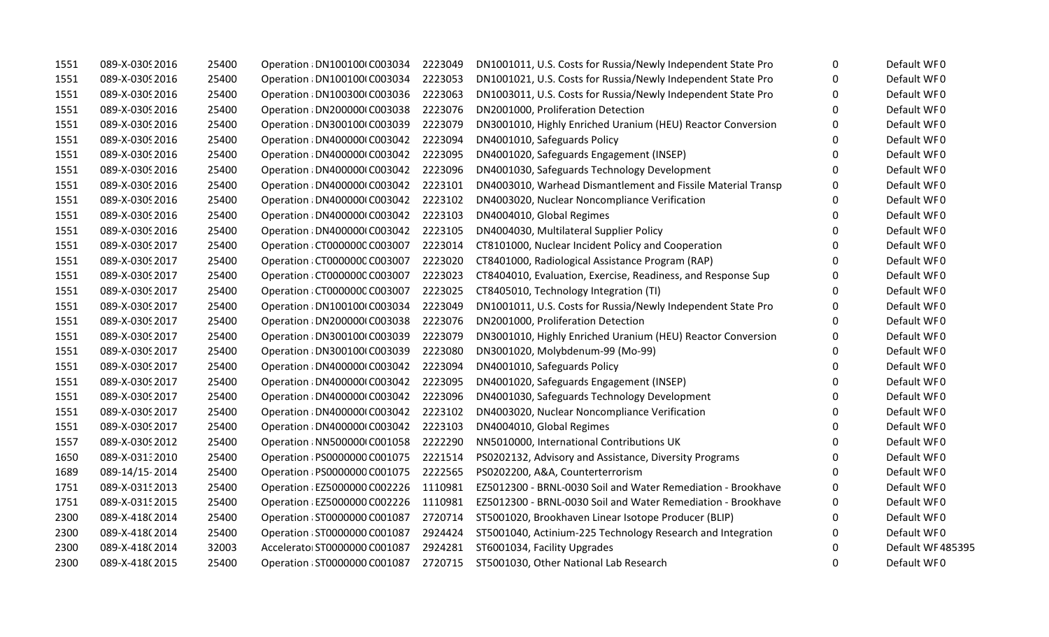| | | | | | | | | |
|---|---|---|---|---|---|---|---|---|
| 1551 | 089-X-0309 2016 | 25400 | Operation : DN100100( C003034 | 2223049 | DN1001011, U.S. Costs for Russia/Newly Independent State Pro | 0 | Default WF 0 | |
| 1551 | 089-X-0309 2016 | 25400 | Operation : DN100100( C003034 | 2223053 | DN1001021, U.S. Costs for Russia/Newly Independent State Pro | 0 | Default WF 0 | |
| 1551 | 089-X-0309 2016 | 25400 | Operation : DN100300( C003036 | 2223063 | DN1003011, U.S. Costs for Russia/Newly Independent State Pro | 0 | Default WF 0 | |
| 1551 | 089-X-0309 2016 | 25400 | Operation : DN200000( C003038 | 2223076 | DN2001000, Proliferation Detection | 0 | Default WF 0 | |
| 1551 | 089-X-0309 2016 | 25400 | Operation : DN300100( C003039 | 2223079 | DN3001010, Highly Enriched Uranium (HEU) Reactor Conversion | 0 | Default WF 0 | |
| 1551 | 089-X-0309 2016 | 25400 | Operation : DN400000( C003042 | 2223094 | DN4001010, Safeguards Policy | 0 | Default WF 0 | |
| 1551 | 089-X-0309 2016 | 25400 | Operation : DN400000( C003042 | 2223095 | DN4001020, Safeguards Engagement (INSEP) | 0 | Default WF 0 | |
| 1551 | 089-X-0309 2016 | 25400 | Operation : DN400000( C003042 | 2223096 | DN4001030, Safeguards Technology Development | 0 | Default WF 0 | |
| 1551 | 089-X-0309 2016 | 25400 | Operation : DN400000( C003042 | 2223101 | DN4003010, Warhead Dismantlement and Fissile Material Transp | 0 | Default WF 0 | |
| 1551 | 089-X-0309 2016 | 25400 | Operation : DN400000( C003042 | 2223102 | DN4003020, Nuclear Noncompliance Verification | 0 | Default WF 0 | |
| 1551 | 089-X-0309 2016 | 25400 | Operation : DN400000( C003042 | 2223103 | DN4004010, Global Regimes | 0 | Default WF 0 | |
| 1551 | 089-X-0309 2016 | 25400 | Operation : DN400000( C003042 | 2223105 | DN4004030, Multilateral Supplier Policy | 0 | Default WF 0 | |
| 1551 | 089-X-0309 2017 | 25400 | Operation : CT000000C C003007 | 2223014 | CT8101000, Nuclear Incident Policy and Cooperation | 0 | Default WF 0 | |
| 1551 | 089-X-0309 2017 | 25400 | Operation : CT000000C C003007 | 2223020 | CT8401000, Radiological Assistance Program (RAP) | 0 | Default WF 0 | |
| 1551 | 089-X-0309 2017 | 25400 | Operation : CT000000C C003007 | 2223023 | CT8404010, Evaluation, Exercise, Readiness, and Response Sup | 0 | Default WF 0 | |
| 1551 | 089-X-0309 2017 | 25400 | Operation : CT000000C C003007 | 2223025 | CT8405010, Technology Integration (TI) | 0 | Default WF 0 | |
| 1551 | 089-X-0309 2017 | 25400 | Operation : DN100100( C003034 | 2223049 | DN1001011, U.S. Costs for Russia/Newly Independent State Pro | 0 | Default WF 0 | |
| 1551 | 089-X-0309 2017 | 25400 | Operation : DN200000( C003038 | 2223076 | DN2001000, Proliferation Detection | 0 | Default WF 0 | |
| 1551 | 089-X-0309 2017 | 25400 | Operation : DN300100( C003039 | 2223079 | DN3001010, Highly Enriched Uranium (HEU) Reactor Conversion | 0 | Default WF 0 | |
| 1551 | 089-X-0309 2017 | 25400 | Operation : DN300100( C003039 | 2223080 | DN3001020, Molybdenum-99 (Mo-99) | 0 | Default WF 0 | |
| 1551 | 089-X-0309 2017 | 25400 | Operation : DN400000( C003042 | 2223094 | DN4001010, Safeguards Policy | 0 | Default WF 0 | |
| 1551 | 089-X-0309 2017 | 25400 | Operation : DN400000( C003042 | 2223095 | DN4001020, Safeguards Engagement (INSEP) | 0 | Default WF 0 | |
| 1551 | 089-X-0309 2017 | 25400 | Operation : DN400000( C003042 | 2223096 | DN4001030, Safeguards Technology Development | 0 | Default WF 0 | |
| 1551 | 089-X-0309 2017 | 25400 | Operation : DN400000( C003042 | 2223102 | DN4003020, Nuclear Noncompliance Verification | 0 | Default WF 0 | |
| 1551 | 089-X-0309 2017 | 25400 | Operation : DN400000( C003042 | 2223103 | DN4004010, Global Regimes | 0 | Default WF 0 | |
| 1557 | 089-X-0309 2012 | 25400 | Operation : NN500000( C001058 | 2222290 | NN5010000, International Contributions UK | 0 | Default WF 0 | |
| 1650 | 089-X-0313 2010 | 25400 | Operation : PS0000000 C001075 | 2221514 | PS0202132, Advisory and Assistance, Diversity Programs | 0 | Default WF 0 | |
| 1689 | 089-14/15- 2014 | 25400 | Operation : PS0000000 C001075 | 2222565 | PS0202200, A&A, Counterterrorism | 0 | Default WF 0 | |
| 1751 | 089-X-0315 2013 | 25400 | Operation : EZ5000000 C002226 | 1110981 | EZ5012300 - BRNL-0030 Soil and Water Remediation - Brookhave | 0 | Default WF 0 | |
| 1751 | 089-X-0315 2015 | 25400 | Operation : EZ5000000 C002226 | 1110981 | EZ5012300 - BRNL-0030 Soil and Water Remediation - Brookhave | 0 | Default WF 0 | |
| 2300 | 089-X-418( 2014 | 25400 | Operation : ST0000000 C001087 | 2720714 | ST5001020, Brookhaven Linear Isotope Producer (BLIP) | 0 | Default WF 0 | |
| 2300 | 089-X-418( 2014 | 25400 | Operation : ST0000000 C001087 | 2924424 | ST5001040, Actinium-225 Technology Research and Integration | 0 | Default WF 0 | |
| 2300 | 089-X-418( 2014 | 32003 | Accelerato ST0000000 C001087 | 2924281 | ST6001034, Facility Upgrades | 0 | Default WF 485395 | |
| 2300 | 089-X-418( 2015 | 25400 | Operation : ST0000000 C001087 | 2720715 | ST5001030, Other National Lab Research | 0 | Default WF 0 | |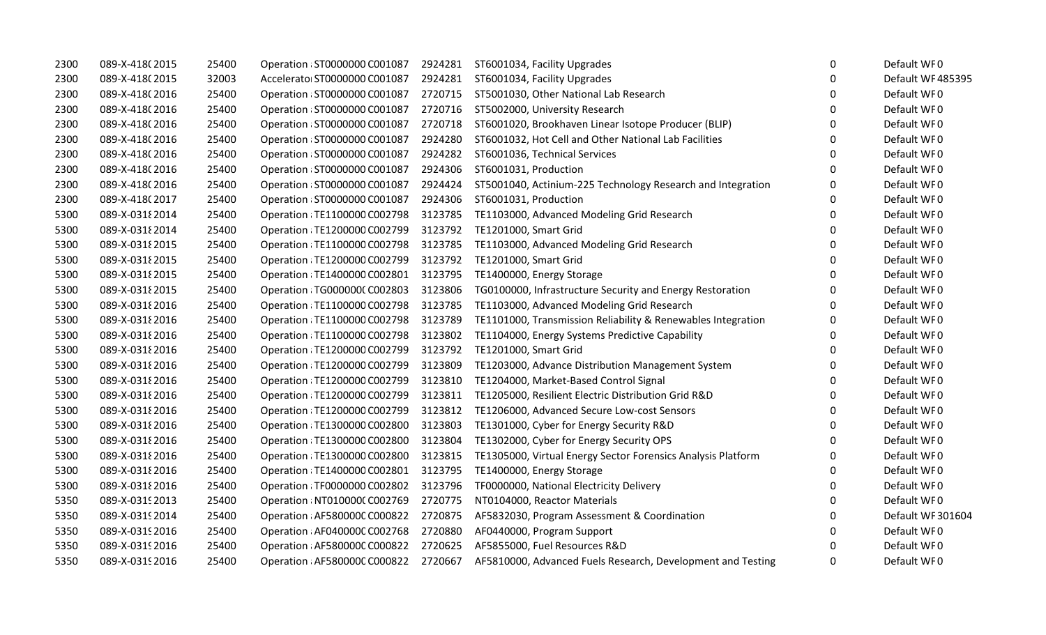| | | | | | | | | |
|---|---|---|---|---|---|---|---|---|
| 2300 | 089-X-418( 2015 | 25400 | Operation : ST0000000 C001087 | 2924281 | ST6001034, Facility Upgrades | 0 | Default WF | 0 |
| 2300 | 089-X-418( 2015 | 32003 | Accelerato: ST0000000 C001087 | 2924281 | ST6001034, Facility Upgrades | 0 | Default WF | 485395 |
| 2300 | 089-X-418( 2016 | 25400 | Operation : ST0000000 C001087 | 2720715 | ST5001030, Other National Lab Research | 0 | Default WF | 0 |
| 2300 | 089-X-418( 2016 | 25400 | Operation : ST0000000 C001087 | 2720716 | ST5002000, University Research | 0 | Default WF | 0 |
| 2300 | 089-X-418( 2016 | 25400 | Operation : ST0000000 C001087 | 2720718 | ST6001020, Brookhaven Linear Isotope Producer (BLIP) | 0 | Default WF | 0 |
| 2300 | 089-X-418( 2016 | 25400 | Operation : ST0000000 C001087 | 2924280 | ST6001032, Hot Cell and Other National Lab Facilities | 0 | Default WF | 0 |
| 2300 | 089-X-418( 2016 | 25400 | Operation : ST0000000 C001087 | 2924282 | ST6001036, Technical Services | 0 | Default WF | 0 |
| 2300 | 089-X-418( 2016 | 25400 | Operation : ST0000000 C001087 | 2924306 | ST6001031, Production | 0 | Default WF | 0 |
| 2300 | 089-X-418( 2016 | 25400 | Operation : ST0000000 C001087 | 2924424 | ST5001040, Actinium-225 Technology Research and Integration | 0 | Default WF | 0 |
| 2300 | 089-X-418( 2017 | 25400 | Operation : ST0000000 C001087 | 2924306 | ST6001031, Production | 0 | Default WF | 0 |
| 5300 | 089-X-031{ 2014 | 25400 | Operation : TE1100000 C002798 | 3123785 | TE1103000, Advanced Modeling Grid Research | 0 | Default WF | 0 |
| 5300 | 089-X-031{ 2014 | 25400 | Operation : TE1200000 C002799 | 3123792 | TE1201000, Smart Grid | 0 | Default WF | 0 |
| 5300 | 089-X-031{ 2015 | 25400 | Operation : TE1100000 C002798 | 3123785 | TE1103000, Advanced Modeling Grid Research | 0 | Default WF | 0 |
| 5300 | 089-X-031{ 2015 | 25400 | Operation : TE1200000 C002799 | 3123792 | TE1201000, Smart Grid | 0 | Default WF | 0 |
| 5300 | 089-X-031{ 2015 | 25400 | Operation : TE1400000 C002801 | 3123795 | TE1400000, Energy Storage | 0 | Default WF | 0 |
| 5300 | 089-X-031{ 2015 | 25400 | Operation : TG000000( C002803 | 3123806 | TG0100000, Infrastructure Security and Energy Restoration | 0 | Default WF | 0 |
| 5300 | 089-X-031{ 2016 | 25400 | Operation : TE1100000 C002798 | 3123785 | TE1103000, Advanced Modeling Grid Research | 0 | Default WF | 0 |
| 5300 | 089-X-031{ 2016 | 25400 | Operation : TE1100000 C002798 | 3123789 | TE1101000, Transmission Reliability & Renewables Integration | 0 | Default WF | 0 |
| 5300 | 089-X-031{ 2016 | 25400 | Operation : TE1100000 C002798 | 3123802 | TE1104000, Energy Systems Predictive Capability | 0 | Default WF | 0 |
| 5300 | 089-X-031{ 2016 | 25400 | Operation : TE1200000 C002799 | 3123792 | TE1201000, Smart Grid | 0 | Default WF | 0 |
| 5300 | 089-X-031{ 2016 | 25400 | Operation : TE1200000 C002799 | 3123809 | TE1203000, Advance Distribution Management System | 0 | Default WF | 0 |
| 5300 | 089-X-031{ 2016 | 25400 | Operation : TE1200000 C002799 | 3123810 | TE1204000, Market-Based Control Signal | 0 | Default WF | 0 |
| 5300 | 089-X-031{ 2016 | 25400 | Operation : TE1200000 C002799 | 3123811 | TE1205000, Resilient Electric Distribution Grid R&D | 0 | Default WF | 0 |
| 5300 | 089-X-031{ 2016 | 25400 | Operation : TE1200000 C002799 | 3123812 | TE1206000, Advanced Secure Low-cost Sensors | 0 | Default WF | 0 |
| 5300 | 089-X-031{ 2016 | 25400 | Operation : TE1300000 C002800 | 3123803 | TE1301000, Cyber for Energy Security R&D | 0 | Default WF | 0 |
| 5300 | 089-X-031{ 2016 | 25400 | Operation : TE1300000 C002800 | 3123804 | TE1302000, Cyber for Energy Security OPS | 0 | Default WF | 0 |
| 5300 | 089-X-031{ 2016 | 25400 | Operation : TE1300000 C002800 | 3123815 | TE1305000, Virtual Energy Sector Forensics Analysis Platform | 0 | Default WF | 0 |
| 5300 | 089-X-031{ 2016 | 25400 | Operation : TE1400000 C002801 | 3123795 | TE1400000, Energy Storage | 0 | Default WF | 0 |
| 5300 | 089-X-031{ 2016 | 25400 | Operation : TF0000000 C002802 | 3123796 | TF0000000, National Electricity Delivery | 0 | Default WF | 0 |
| 5350 | 089-X-031¦ 2013 | 25400 | Operation : NT010000( C002769 | 2720775 | NT0104000, Reactor Materials | 0 | Default WF | 0 |
| 5350 | 089-X-031¦ 2014 | 25400 | Operation : AF580000( C000822 | 2720875 | AF5832030, Program Assessment & Coordination | 0 | Default WF | 301604 |
| 5350 | 089-X-031¦ 2016 | 25400 | Operation : AF040000( C002768 | 2720880 | AF0440000, Program Support | 0 | Default WF | 0 |
| 5350 | 089-X-031¦ 2016 | 25400 | Operation : AF580000( C000822 | 2720625 | AF5855000, Fuel Resources R&D | 0 | Default WF | 0 |
| 5350 | 089-X-031¦ 2016 | 25400 | Operation : AF580000( C000822 | 2720667 | AF5810000, Advanced Fuels Research, Development and Testing | 0 | Default WF | 0 |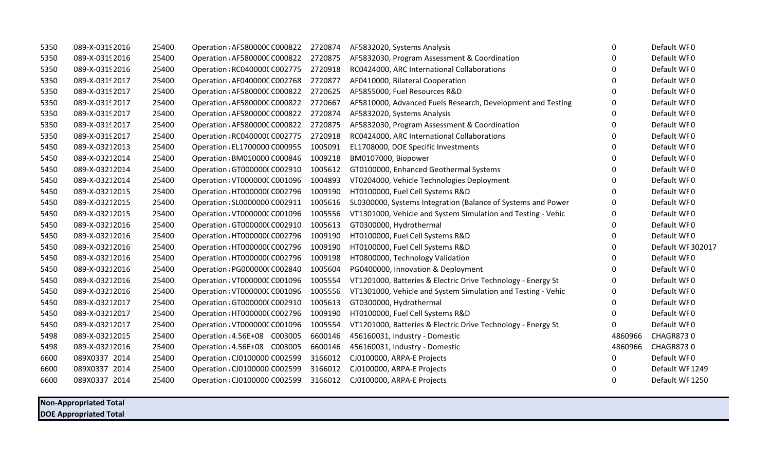| | | | | | | | | |
|---|---|---|---|---|---|---|---|---|
| 5350 | 089-X-0319 2016 | 25400 | Operation : AF580000C C000822 | 2720874 | AF5832020, Systems Analysis | 0 | Default WF | 0 |
| 5350 | 089-X-0319 2016 | 25400 | Operation : AF580000C C000822 | 2720875 | AF5832030, Program Assessment & Coordination | 0 | Default WF | 0 |
| 5350 | 089-X-0319 2016 | 25400 | Operation : RC040000C C002775 | 2720918 | RC0424000, ARC International Collaborations | 0 | Default WF | 0 |
| 5350 | 089-X-0319 2017 | 25400 | Operation : AF040000C C002768 | 2720877 | AF0410000, Bilateral Cooperation | 0 | Default WF | 0 |
| 5350 | 089-X-0319 2017 | 25400 | Operation : AF580000C C000822 | 2720625 | AF5855000, Fuel Resources R&D | 0 | Default WF | 0 |
| 5350 | 089-X-0319 2017 | 25400 | Operation : AF580000C C000822 | 2720667 | AF5810000, Advanced Fuels Research, Development and Testing | 0 | Default WF | 0 |
| 5350 | 089-X-0319 2017 | 25400 | Operation : AF580000C C000822 | 2720874 | AF5832020, Systems Analysis | 0 | Default WF | 0 |
| 5350 | 089-X-0319 2017 | 25400 | Operation : AF580000C C000822 | 2720875 | AF5832030, Program Assessment & Coordination | 0 | Default WF | 0 |
| 5350 | 089-X-0319 2017 | 25400 | Operation : RC040000C C002775 | 2720918 | RC0424000, ARC International Collaborations | 0 | Default WF | 0 |
| 5450 | 089-X-0321 2013 | 25400 | Operation : EL1700000 C000955 | 1005091 | EL1708000, DOE Specific Investments | 0 | Default WF | 0 |
| 5450 | 089-X-0321 2014 | 25400 | Operation : BM010000 C000846 | 1009218 | BM0107000, Biopower | 0 | Default WF | 0 |
| 5450 | 089-X-0321 2014 | 25400 | Operation : GT000000C C002910 | 1005612 | GT0100000, Enhanced Geothermal Systems | 0 | Default WF | 0 |
| 5450 | 089-X-0321 2014 | 25400 | Operation : VT000000C C001096 | 1004893 | VT0204000, Vehicle Technologies Deployment | 0 | Default WF | 0 |
| 5450 | 089-X-0321 2015 | 25400 | Operation : HT000000C C002796 | 1009190 | HT0100000, Fuel Cell Systems R&D | 0 | Default WF | 0 |
| 5450 | 089-X-0321 2015 | 25400 | Operation : SL0000000 C002911 | 1005616 | SL0300000, Systems Integration (Balance of Systems and Power | 0 | Default WF | 0 |
| 5450 | 089-X-0321 2015 | 25400 | Operation : VT000000C C001096 | 1005556 | VT1301000, Vehicle and System Simulation and Testing - Vehic | 0 | Default WF | 0 |
| 5450 | 089-X-0321 2016 | 25400 | Operation : GT000000C C002910 | 1005613 | GT0300000, Hydrothermal | 0 | Default WF | 0 |
| 5450 | 089-X-0321 2016 | 25400 | Operation : HT000000C C002796 | 1009190 | HT0100000, Fuel Cell Systems R&D | 0 | Default WF | 0 |
| 5450 | 089-X-0321 2016 | 25400 | Operation : HT000000C C002796 | 1009190 | HT0100000, Fuel Cell Systems R&D | 0 | Default WF | 302017 |
| 5450 | 089-X-0321 2016 | 25400 | Operation : HT000000C C002796 | 1009198 | HT0800000, Technology Validation | 0 | Default WF | 0 |
| 5450 | 089-X-0321 2016 | 25400 | Operation : PG000000C C002840 | 1005604 | PG0400000, Innovation & Deployment | 0 | Default WF | 0 |
| 5450 | 089-X-0321 2016 | 25400 | Operation : VT000000C C001096 | 1005554 | VT1201000, Batteries & Electric Drive Technology - Energy St | 0 | Default WF | 0 |
| 5450 | 089-X-0321 2016 | 25400 | Operation : VT000000C C001096 | 1005556 | VT1301000, Vehicle and System Simulation and Testing - Vehic | 0 | Default WF | 0 |
| 5450 | 089-X-0321 2017 | 25400 | Operation : GT000000C C002910 | 1005613 | GT0300000, Hydrothermal | 0 | Default WF | 0 |
| 5450 | 089-X-0321 2017 | 25400 | Operation : HT000000C C002796 | 1009190 | HT0100000, Fuel Cell Systems R&D | 0 | Default WF | 0 |
| 5450 | 089-X-0321 2017 | 25400 | Operation : VT000000C C001096 | 1005554 | VT1201000, Batteries & Electric Drive Technology - Energy St | 0 | Default WF | 0 |
| 5498 | 089-X-0321 2015 | 25400 | Operation : 4.56E+08 C003005 | 6600146 | 456160031, Industry - Domestic | 4860966 | CHAGR873 | 0 |
| 5498 | 089-X-0321 2016 | 25400 | Operation : 4.56E+08 C003005 | 6600146 | 456160031, Industry - Domestic | 4860966 | CHAGR873 | 0 |
| 6600 | 089X0337 2014 | 25400 | Operation : CJ0100000 C002599 | 3166012 | CJ0100000, ARPA-E Projects | 0 | Default WF | 0 |
| 6600 | 089X0337 2014 | 25400 | Operation : CJ0100000 C002599 | 3166012 | CJ0100000, ARPA-E Projects | 0 | Default WF | 1249 |
| 6600 | 089X0337 2014 | 25400 | Operation : CJ0100000 C002599 | 3166012 | CJ0100000, ARPA-E Projects | 0 | Default WF | 1250 |

**Non-Appropriated Total**

**DOE Appropriated Total**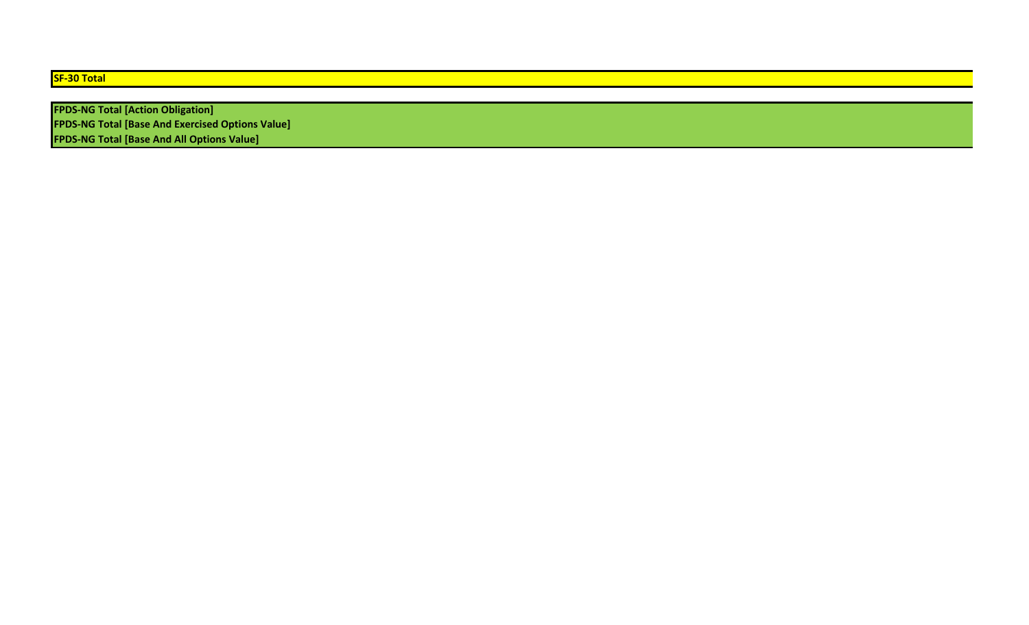**SF-30 Total**

**FPDS-NG Total [Action Obligation]**
**FPDS-NG Total [Base And Exercised Options Value]**
**FPDS-NG Total [Base And All Options Value]**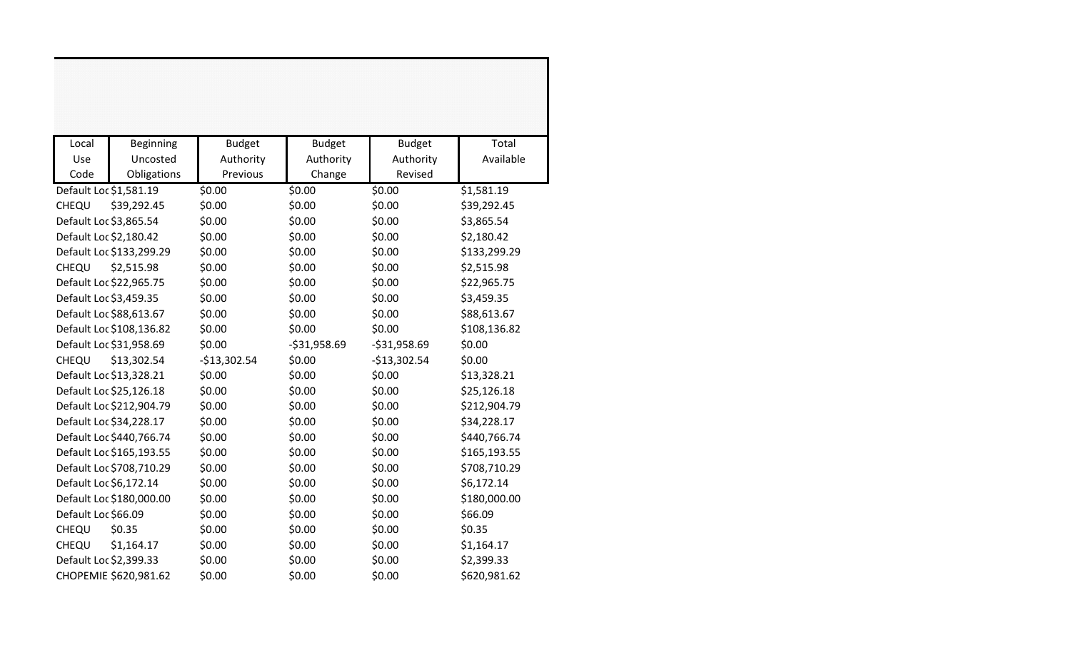| Local Use Code | Beginning Uncosted Obligations | Budget Authority Previous | Budget Authority Change | Budget Authority Revised | Total Available |
|---|---|---|---|---|---|
| Default Loc | $1,581.19 | $0.00 | $0.00 | $0.00 | $1,581.19 |
| CHEQU | $39,292.45 | $0.00 | $0.00 | $0.00 | $39,292.45 |
| Default Loc | $3,865.54 | $0.00 | $0.00 | $0.00 | $3,865.54 |
| Default Loc | $2,180.42 | $0.00 | $0.00 | $0.00 | $2,180.42 |
| Default Loc | $133,299.29 | $0.00 | $0.00 | $0.00 | $133,299.29 |
| CHEQU | $2,515.98 | $0.00 | $0.00 | $0.00 | $2,515.98 |
| Default Loc | $22,965.75 | $0.00 | $0.00 | $0.00 | $22,965.75 |
| Default Loc | $3,459.35 | $0.00 | $0.00 | $0.00 | $3,459.35 |
| Default Loc | $88,613.67 | $0.00 | $0.00 | $0.00 | $88,613.67 |
| Default Loc | $108,136.82 | $0.00 | $0.00 | $0.00 | $108,136.82 |
| Default Loc | $31,958.69 | $0.00 | -$31,958.69 | -$31,958.69 | $0.00 |
| CHEQU | $13,302.54 | -$13,302.54 | $0.00 | -$13,302.54 | $0.00 |
| Default Loc | $13,328.21 | $0.00 | $0.00 | $0.00 | $13,328.21 |
| Default Loc | $25,126.18 | $0.00 | $0.00 | $0.00 | $25,126.18 |
| Default Loc | $212,904.79 | $0.00 | $0.00 | $0.00 | $212,904.79 |
| Default Loc | $34,228.17 | $0.00 | $0.00 | $0.00 | $34,228.17 |
| Default Loc | $440,766.74 | $0.00 | $0.00 | $0.00 | $440,766.74 |
| Default Loc | $165,193.55 | $0.00 | $0.00 | $0.00 | $165,193.55 |
| Default Loc | $708,710.29 | $0.00 | $0.00 | $0.00 | $708,710.29 |
| Default Loc | $6,172.14 | $0.00 | $0.00 | $0.00 | $6,172.14 |
| Default Loc | $180,000.00 | $0.00 | $0.00 | $0.00 | $180,000.00 |
| Default Loc | $66.09 | $0.00 | $0.00 | $0.00 | $66.09 |
| CHEQU | $0.35 | $0.00 | $0.00 | $0.00 | $0.35 |
| CHEQU | $1,164.17 | $0.00 | $0.00 | $0.00 | $1,164.17 |
| Default Loc | $2,399.33 | $0.00 | $0.00 | $0.00 | $2,399.33 |
| CHOPEMIE | $620,981.62 | $0.00 | $0.00 | $0.00 | $620,981.62 |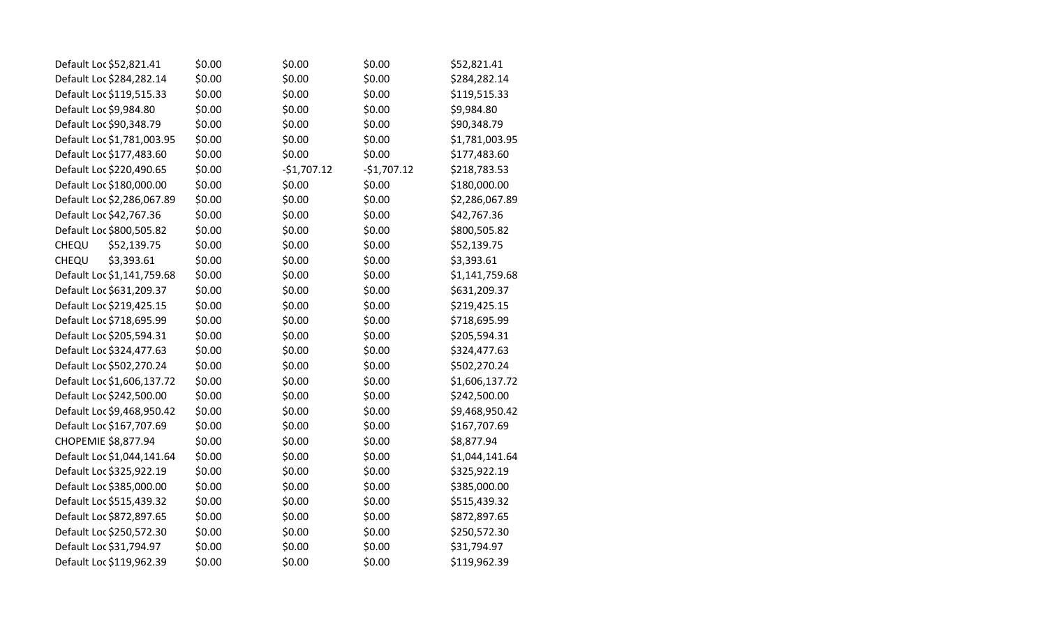| | | | | | |
|---|---|---|---|---|---|
| Default Loc | $52,821.41 | $0.00 | $0.00 | $0.00 | $52,821.41 |
| Default Loc | $284,282.14 | $0.00 | $0.00 | $0.00 | $284,282.14 |
| Default Loc | $119,515.33 | $0.00 | $0.00 | $0.00 | $119,515.33 |
| Default Loc | $9,984.80 | $0.00 | $0.00 | $0.00 | $9,984.80 |
| Default Loc | $90,348.79 | $0.00 | $0.00 | $0.00 | $90,348.79 |
| Default Loc | $1,781,003.95 | $0.00 | $0.00 | $0.00 | $1,781,003.95 |
| Default Loc | $177,483.60 | $0.00 | $0.00 | $0.00 | $177,483.60 |
| Default Loc | $220,490.65 | $0.00 | -$1,707.12 | -$1,707.12 | $218,783.53 |
| Default Loc | $180,000.00 | $0.00 | $0.00 | $0.00 | $180,000.00 |
| Default Loc | $2,286,067.89 | $0.00 | $0.00 | $0.00 | $2,286,067.89 |
| Default Loc | $42,767.36 | $0.00 | $0.00 | $0.00 | $42,767.36 |
| Default Loc | $800,505.82 | $0.00 | $0.00 | $0.00 | $800,505.82 |
| CHEQU | $52,139.75 | $0.00 | $0.00 | $0.00 | $52,139.75 |
| CHEQU | $3,393.61 | $0.00 | $0.00 | $0.00 | $3,393.61 |
| Default Loc | $1,141,759.68 | $0.00 | $0.00 | $0.00 | $1,141,759.68 |
| Default Loc | $631,209.37 | $0.00 | $0.00 | $0.00 | $631,209.37 |
| Default Loc | $219,425.15 | $0.00 | $0.00 | $0.00 | $219,425.15 |
| Default Loc | $718,695.99 | $0.00 | $0.00 | $0.00 | $718,695.99 |
| Default Loc | $205,594.31 | $0.00 | $0.00 | $0.00 | $205,594.31 |
| Default Loc | $324,477.63 | $0.00 | $0.00 | $0.00 | $324,477.63 |
| Default Loc | $502,270.24 | $0.00 | $0.00 | $0.00 | $502,270.24 |
| Default Loc | $1,606,137.72 | $0.00 | $0.00 | $0.00 | $1,606,137.72 |
| Default Loc | $242,500.00 | $0.00 | $0.00 | $0.00 | $242,500.00 |
| Default Loc | $9,468,950.42 | $0.00 | $0.00 | $0.00 | $9,468,950.42 |
| Default Loc | $167,707.69 | $0.00 | $0.00 | $0.00 | $167,707.69 |
| CHOPEMIE | $8,877.94 | $0.00 | $0.00 | $0.00 | $8,877.94 |
| Default Loc | $1,044,141.64 | $0.00 | $0.00 | $0.00 | $1,044,141.64 |
| Default Loc | $325,922.19 | $0.00 | $0.00 | $0.00 | $325,922.19 |
| Default Loc | $385,000.00 | $0.00 | $0.00 | $0.00 | $385,000.00 |
| Default Loc | $515,439.32 | $0.00 | $0.00 | $0.00 | $515,439.32 |
| Default Loc | $872,897.65 | $0.00 | $0.00 | $0.00 | $872,897.65 |
| Default Loc | $250,572.30 | $0.00 | $0.00 | $0.00 | $250,572.30 |
| Default Loc | $31,794.97 | $0.00 | $0.00 | $0.00 | $31,794.97 |
| Default Loc | $119,962.39 | $0.00 | $0.00 | $0.00 | $119,962.39 |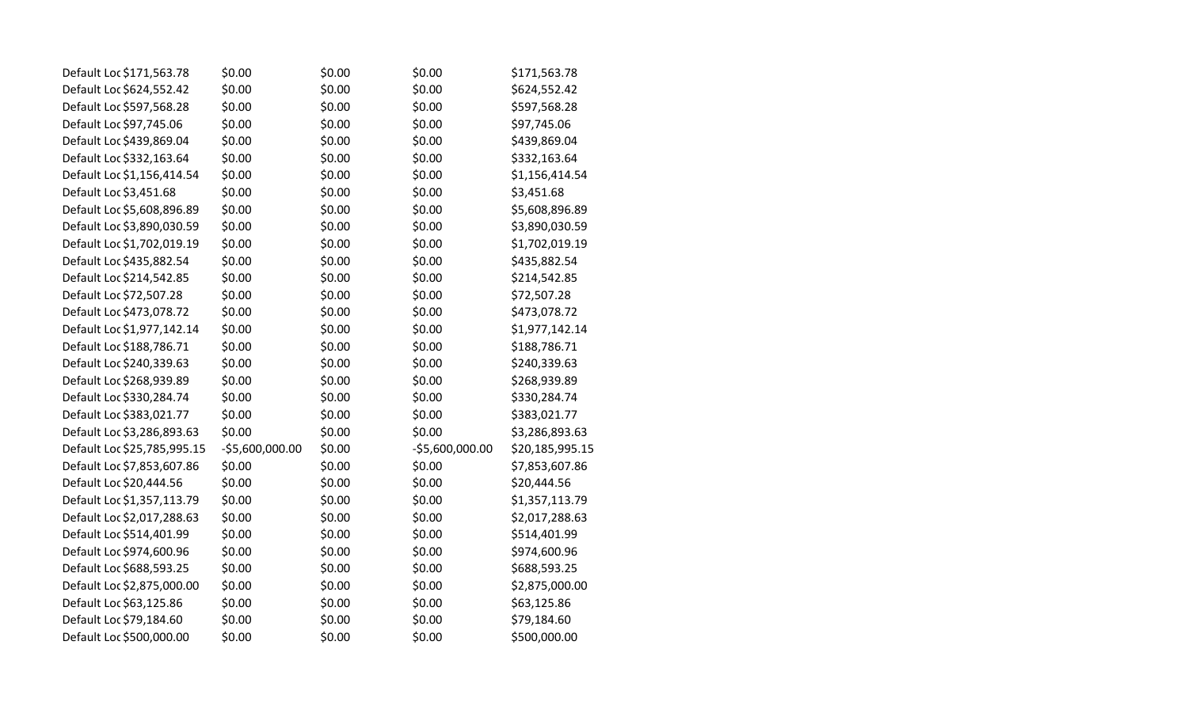| | | | | | |
|---|---|---|---|---|---|
| Default Loc | $171,563.78 | $0.00 | $0.00 | $0.00 | $171,563.78 |
| Default Loc | $624,552.42 | $0.00 | $0.00 | $0.00 | $624,552.42 |
| Default Loc | $597,568.28 | $0.00 | $0.00 | $0.00 | $597,568.28 |
| Default Loc | $97,745.06 | $0.00 | $0.00 | $0.00 | $97,745.06 |
| Default Loc | $439,869.04 | $0.00 | $0.00 | $0.00 | $439,869.04 |
| Default Loc | $332,163.64 | $0.00 | $0.00 | $0.00 | $332,163.64 |
| Default Loc | $1,156,414.54 | $0.00 | $0.00 | $0.00 | $1,156,414.54 |
| Default Loc | $3,451.68 | $0.00 | $0.00 | $0.00 | $3,451.68 |
| Default Loc | $5,608,896.89 | $0.00 | $0.00 | $0.00 | $5,608,896.89 |
| Default Loc | $3,890,030.59 | $0.00 | $0.00 | $0.00 | $3,890,030.59 |
| Default Loc | $1,702,019.19 | $0.00 | $0.00 | $0.00 | $1,702,019.19 |
| Default Loc | $435,882.54 | $0.00 | $0.00 | $0.00 | $435,882.54 |
| Default Loc | $214,542.85 | $0.00 | $0.00 | $0.00 | $214,542.85 |
| Default Loc | $72,507.28 | $0.00 | $0.00 | $0.00 | $72,507.28 |
| Default Loc | $473,078.72 | $0.00 | $0.00 | $0.00 | $473,078.72 |
| Default Loc | $1,977,142.14 | $0.00 | $0.00 | $0.00 | $1,977,142.14 |
| Default Loc | $188,786.71 | $0.00 | $0.00 | $0.00 | $188,786.71 |
| Default Loc | $240,339.63 | $0.00 | $0.00 | $0.00 | $240,339.63 |
| Default Loc | $268,939.89 | $0.00 | $0.00 | $0.00 | $268,939.89 |
| Default Loc | $330,284.74 | $0.00 | $0.00 | $0.00 | $330,284.74 |
| Default Loc | $383,021.77 | $0.00 | $0.00 | $0.00 | $383,021.77 |
| Default Loc | $3,286,893.63 | $0.00 | $0.00 | $0.00 | $3,286,893.63 |
| Default Loc | $25,785,995.15 | -$5,600,000.00 | $0.00 | -$5,600,000.00 | $20,185,995.15 |
| Default Loc | $7,853,607.86 | $0.00 | $0.00 | $0.00 | $7,853,607.86 |
| Default Loc | $20,444.56 | $0.00 | $0.00 | $0.00 | $20,444.56 |
| Default Loc | $1,357,113.79 | $0.00 | $0.00 | $0.00 | $1,357,113.79 |
| Default Loc | $2,017,288.63 | $0.00 | $0.00 | $0.00 | $2,017,288.63 |
| Default Loc | $514,401.99 | $0.00 | $0.00 | $0.00 | $514,401.99 |
| Default Loc | $974,600.96 | $0.00 | $0.00 | $0.00 | $974,600.96 |
| Default Loc | $688,593.25 | $0.00 | $0.00 | $0.00 | $688,593.25 |
| Default Loc | $2,875,000.00 | $0.00 | $0.00 | $0.00 | $2,875,000.00 |
| Default Loc | $63,125.86 | $0.00 | $0.00 | $0.00 | $63,125.86 |
| Default Loc | $79,184.60 | $0.00 | $0.00 | $0.00 | $79,184.60 |
| Default Loc | $500,000.00 | $0.00 | $0.00 | $0.00 | $500,000.00 |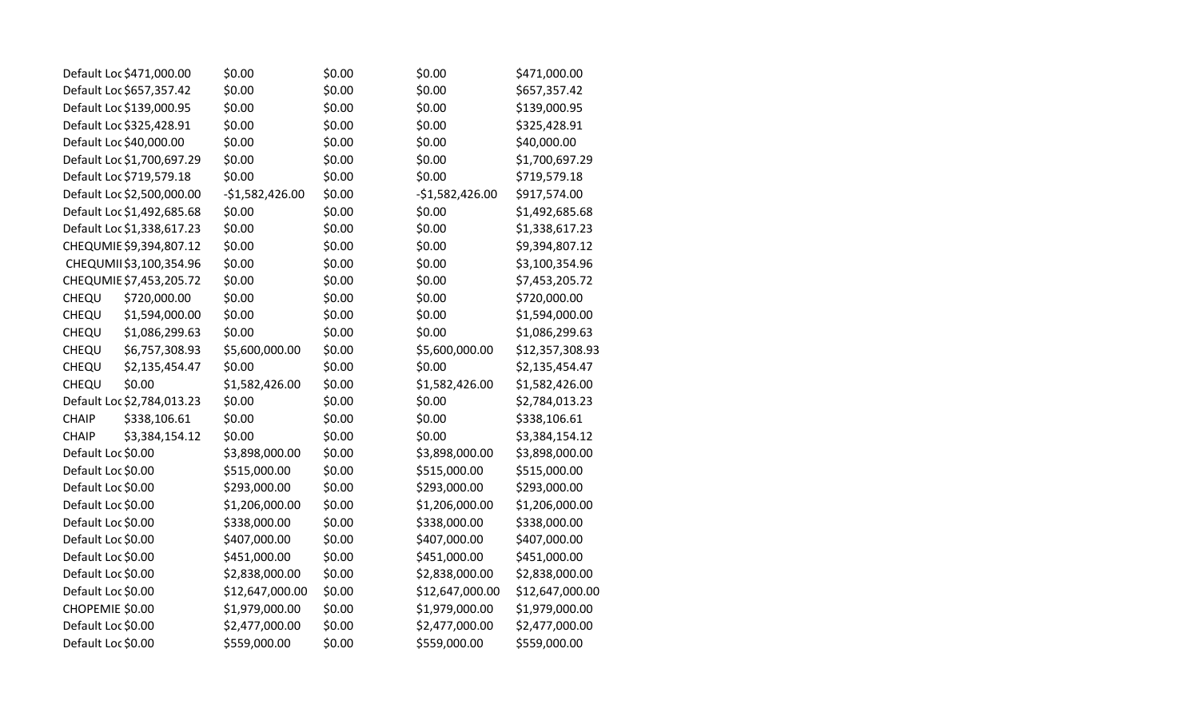| | | | | | |
|---|---|---|---|---|---|
| Default Loc | $471,000.00 | $0.00 | $0.00 | $0.00 | $471,000.00 |
| Default Loc | $657,357.42 | $0.00 | $0.00 | $0.00 | $657,357.42 |
| Default Loc | $139,000.95 | $0.00 | $0.00 | $0.00 | $139,000.95 |
| Default Loc | $325,428.91 | $0.00 | $0.00 | $0.00 | $325,428.91 |
| Default Loc | $40,000.00 | $0.00 | $0.00 | $0.00 | $40,000.00 |
| Default Loc | $1,700,697.29 | $0.00 | $0.00 | $0.00 | $1,700,697.29 |
| Default Loc | $719,579.18 | $0.00 | $0.00 | $0.00 | $719,579.18 |
| Default Loc | $2,500,000.00 | -$1,582,426.00 | $0.00 | -$1,582,426.00 | $917,574.00 |
| Default Loc | $1,492,685.68 | $0.00 | $0.00 | $0.00 | $1,492,685.68 |
| Default Loc | $1,338,617.23 | $0.00 | $0.00 | $0.00 | $1,338,617.23 |
| CHEQUMIE | $9,394,807.12 | $0.00 | $0.00 | $0.00 | $9,394,807.12 |
| CHEQUMII | $3,100,354.96 | $0.00 | $0.00 | $0.00 | $3,100,354.96 |
| CHEQUMIE | $7,453,205.72 | $0.00 | $0.00 | $0.00 | $7,453,205.72 |
| CHEQU | $720,000.00 | $0.00 | $0.00 | $0.00 | $720,000.00 |
| CHEQU | $1,594,000.00 | $0.00 | $0.00 | $0.00 | $1,594,000.00 |
| CHEQU | $1,086,299.63 | $0.00 | $0.00 | $0.00 | $1,086,299.63 |
| CHEQU | $6,757,308.93 | $5,600,000.00 | $0.00 | $5,600,000.00 | $12,357,308.93 |
| CHEQU | $2,135,454.47 | $0.00 | $0.00 | $0.00 | $2,135,454.47 |
| CHEQU | $0.00 | $1,582,426.00 | $0.00 | $1,582,426.00 | $1,582,426.00 |
| Default Loc | $2,784,013.23 | $0.00 | $0.00 | $0.00 | $2,784,013.23 |
| CHAIP | $338,106.61 | $0.00 | $0.00 | $0.00 | $338,106.61 |
| CHAIP | $3,384,154.12 | $0.00 | $0.00 | $0.00 | $3,384,154.12 |
| Default Loc | $0.00 | $3,898,000.00 | $0.00 | $3,898,000.00 | $3,898,000.00 |
| Default Loc | $0.00 | $515,000.00 | $0.00 | $515,000.00 | $515,000.00 |
| Default Loc | $0.00 | $293,000.00 | $0.00 | $293,000.00 | $293,000.00 |
| Default Loc | $0.00 | $1,206,000.00 | $0.00 | $1,206,000.00 | $1,206,000.00 |
| Default Loc | $0.00 | $338,000.00 | $0.00 | $338,000.00 | $338,000.00 |
| Default Loc | $0.00 | $407,000.00 | $0.00 | $407,000.00 | $407,000.00 |
| Default Loc | $0.00 | $451,000.00 | $0.00 | $451,000.00 | $451,000.00 |
| Default Loc | $0.00 | $2,838,000.00 | $0.00 | $2,838,000.00 | $2,838,000.00 |
| Default Loc | $0.00 | $12,647,000.00 | $0.00 | $12,647,000.00 | $12,647,000.00 |
| CHOPEMIE | $0.00 | $1,979,000.00 | $0.00 | $1,979,000.00 | $1,979,000.00 |
| Default Loc | $0.00 | $2,477,000.00 | $0.00 | $2,477,000.00 | $2,477,000.00 |
| Default Loc | $0.00 | $559,000.00 | $0.00 | $559,000.00 | $559,000.00 |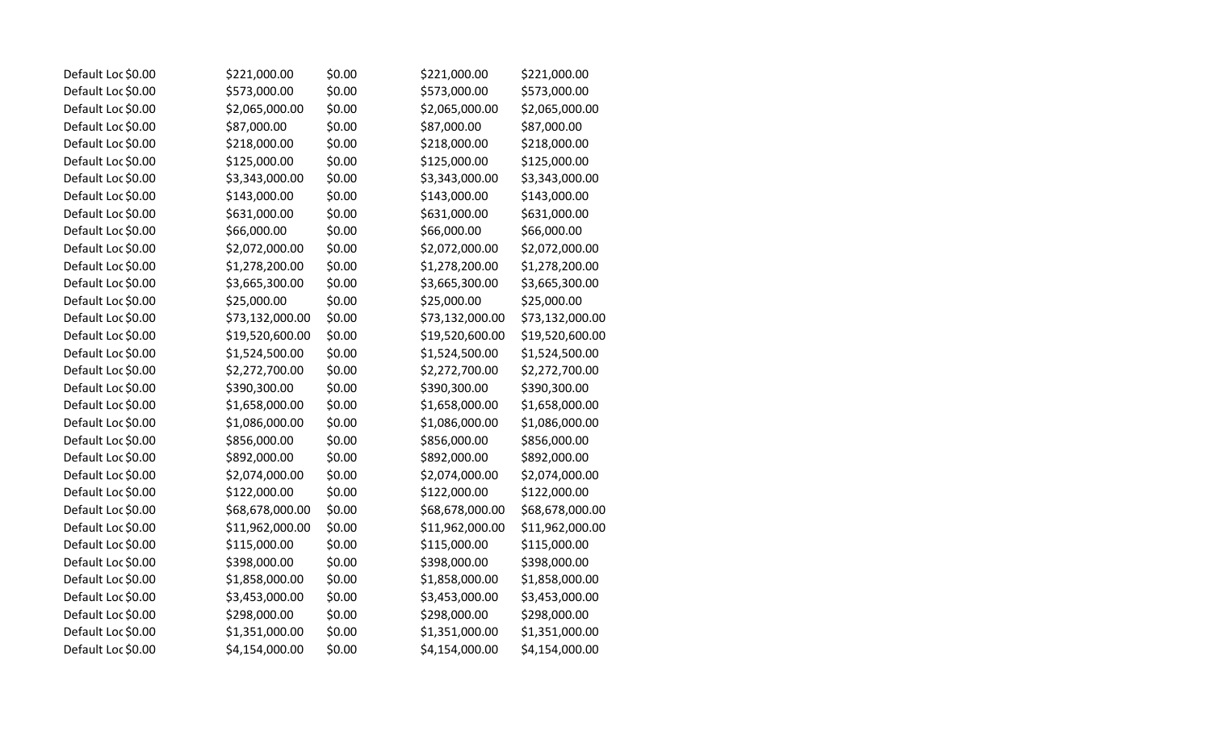| | | | | | |
|---|---|---|---|---|---|
| Default Loc | $0.00 | $221,000.00 | $0.00 | $221,000.00 | $221,000.00 |
| Default Loc | $0.00 | $573,000.00 | $0.00 | $573,000.00 | $573,000.00 |
| Default Loc | $0.00 | $2,065,000.00 | $0.00 | $2,065,000.00 | $2,065,000.00 |
| Default Loc | $0.00 | $87,000.00 | $0.00 | $87,000.00 | $87,000.00 |
| Default Loc | $0.00 | $218,000.00 | $0.00 | $218,000.00 | $218,000.00 |
| Default Loc | $0.00 | $125,000.00 | $0.00 | $125,000.00 | $125,000.00 |
| Default Loc | $0.00 | $3,343,000.00 | $0.00 | $3,343,000.00 | $3,343,000.00 |
| Default Loc | $0.00 | $143,000.00 | $0.00 | $143,000.00 | $143,000.00 |
| Default Loc | $0.00 | $631,000.00 | $0.00 | $631,000.00 | $631,000.00 |
| Default Loc | $0.00 | $66,000.00 | $0.00 | $66,000.00 | $66,000.00 |
| Default Loc | $0.00 | $2,072,000.00 | $0.00 | $2,072,000.00 | $2,072,000.00 |
| Default Loc | $0.00 | $1,278,200.00 | $0.00 | $1,278,200.00 | $1,278,200.00 |
| Default Loc | $0.00 | $3,665,300.00 | $0.00 | $3,665,300.00 | $3,665,300.00 |
| Default Loc | $0.00 | $25,000.00 | $0.00 | $25,000.00 | $25,000.00 |
| Default Loc | $0.00 | $73,132,000.00 | $0.00 | $73,132,000.00 | $73,132,000.00 |
| Default Loc | $0.00 | $19,520,600.00 | $0.00 | $19,520,600.00 | $19,520,600.00 |
| Default Loc | $0.00 | $1,524,500.00 | $0.00 | $1,524,500.00 | $1,524,500.00 |
| Default Loc | $0.00 | $2,272,700.00 | $0.00 | $2,272,700.00 | $2,272,700.00 |
| Default Loc | $0.00 | $390,300.00 | $0.00 | $390,300.00 | $390,300.00 |
| Default Loc | $0.00 | $1,658,000.00 | $0.00 | $1,658,000.00 | $1,658,000.00 |
| Default Loc | $0.00 | $1,086,000.00 | $0.00 | $1,086,000.00 | $1,086,000.00 |
| Default Loc | $0.00 | $856,000.00 | $0.00 | $856,000.00 | $856,000.00 |
| Default Loc | $0.00 | $892,000.00 | $0.00 | $892,000.00 | $892,000.00 |
| Default Loc | $0.00 | $2,074,000.00 | $0.00 | $2,074,000.00 | $2,074,000.00 |
| Default Loc | $0.00 | $122,000.00 | $0.00 | $122,000.00 | $122,000.00 |
| Default Loc | $0.00 | $68,678,000.00 | $0.00 | $68,678,000.00 | $68,678,000.00 |
| Default Loc | $0.00 | $11,962,000.00 | $0.00 | $11,962,000.00 | $11,962,000.00 |
| Default Loc | $0.00 | $115,000.00 | $0.00 | $115,000.00 | $115,000.00 |
| Default Loc | $0.00 | $398,000.00 | $0.00 | $398,000.00 | $398,000.00 |
| Default Loc | $0.00 | $1,858,000.00 | $0.00 | $1,858,000.00 | $1,858,000.00 |
| Default Loc | $0.00 | $3,453,000.00 | $0.00 | $3,453,000.00 | $3,453,000.00 |
| Default Loc | $0.00 | $298,000.00 | $0.00 | $298,000.00 | $298,000.00 |
| Default Loc | $0.00 | $1,351,000.00 | $0.00 | $1,351,000.00 | $1,351,000.00 |
| Default Loc | $0.00 | $4,154,000.00 | $0.00 | $4,154,000.00 | $4,154,000.00 |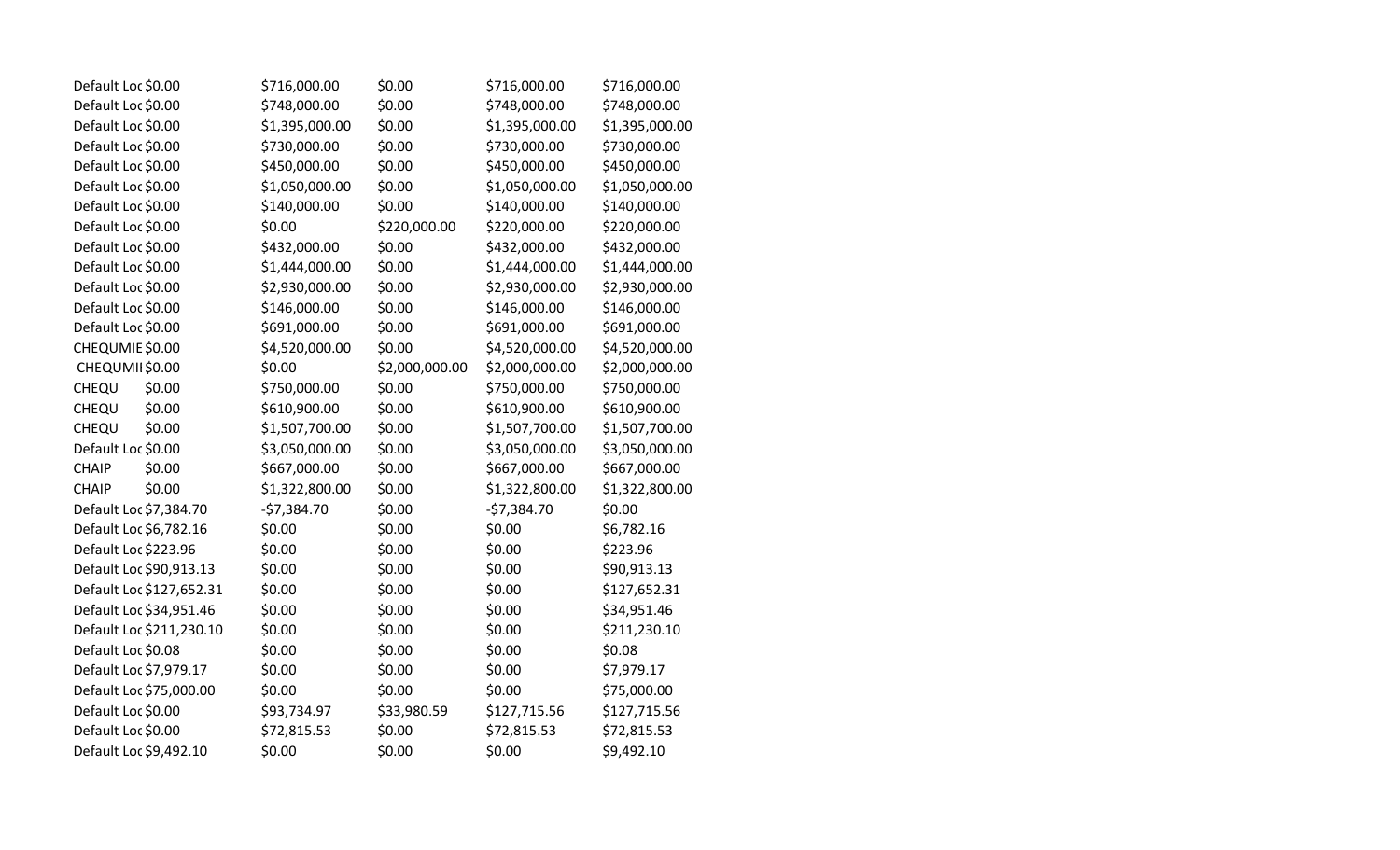| | | | | | |
|---|---|---|---|---|---|
| Default Loc | $0.00 | $716,000.00 | $0.00 | $716,000.00 | $716,000.00 |
| Default Loc | $0.00 | $748,000.00 | $0.00 | $748,000.00 | $748,000.00 |
| Default Loc | $0.00 | $1,395,000.00 | $0.00 | $1,395,000.00 | $1,395,000.00 |
| Default Loc | $0.00 | $730,000.00 | $0.00 | $730,000.00 | $730,000.00 |
| Default Loc | $0.00 | $450,000.00 | $0.00 | $450,000.00 | $450,000.00 |
| Default Loc | $0.00 | $1,050,000.00 | $0.00 | $1,050,000.00 | $1,050,000.00 |
| Default Loc | $0.00 | $140,000.00 | $0.00 | $140,000.00 | $140,000.00 |
| Default Loc | $0.00 | $0.00 | $220,000.00 | $220,000.00 | $220,000.00 |
| Default Loc | $0.00 | $432,000.00 | $0.00 | $432,000.00 | $432,000.00 |
| Default Loc | $0.00 | $1,444,000.00 | $0.00 | $1,444,000.00 | $1,444,000.00 |
| Default Loc | $0.00 | $2,930,000.00 | $0.00 | $2,930,000.00 | $2,930,000.00 |
| Default Loc | $0.00 | $146,000.00 | $0.00 | $146,000.00 | $146,000.00 |
| Default Loc | $0.00 | $691,000.00 | $0.00 | $691,000.00 | $691,000.00 |
| CHEQUMIE | $0.00 | $4,520,000.00 | $0.00 | $4,520,000.00 | $4,520,000.00 |
| CHEQUMII | $0.00 | $0.00 | $2,000,000.00 | $2,000,000.00 | $2,000,000.00 |
| CHEQU | $0.00 | $750,000.00 | $0.00 | $750,000.00 | $750,000.00 |
| CHEQU | $0.00 | $610,900.00 | $0.00 | $610,900.00 | $610,900.00 |
| CHEQU | $0.00 | $1,507,700.00 | $0.00 | $1,507,700.00 | $1,507,700.00 |
| Default Loc | $0.00 | $3,050,000.00 | $0.00 | $3,050,000.00 | $3,050,000.00 |
| CHAIP | $0.00 | $667,000.00 | $0.00 | $667,000.00 | $667,000.00 |
| CHAIP | $0.00 | $1,322,800.00 | $0.00 | $1,322,800.00 | $1,322,800.00 |
| Default Loc | $7,384.70 | -$7,384.70 | $0.00 | -$7,384.70 | $0.00 |
| Default Loc | $6,782.16 | $0.00 | $0.00 | $0.00 | $6,782.16 |
| Default Loc | $223.96 | $0.00 | $0.00 | $0.00 | $223.96 |
| Default Loc | $90,913.13 | $0.00 | $0.00 | $0.00 | $90,913.13 |
| Default Loc | $127,652.31 | $0.00 | $0.00 | $0.00 | $127,652.31 |
| Default Loc | $34,951.46 | $0.00 | $0.00 | $0.00 | $34,951.46 |
| Default Loc | $211,230.10 | $0.00 | $0.00 | $0.00 | $211,230.10 |
| Default Loc | $0.08 | $0.00 | $0.00 | $0.00 | $0.08 |
| Default Loc | $7,979.17 | $0.00 | $0.00 | $0.00 | $7,979.17 |
| Default Loc | $75,000.00 | $0.00 | $0.00 | $0.00 | $75,000.00 |
| Default Loc | $0.00 | $93,734.97 | $33,980.59 | $127,715.56 | $127,715.56 |
| Default Loc | $0.00 | $72,815.53 | $0.00 | $72,815.53 | $72,815.53 |
| Default Loc | $9,492.10 | $0.00 | $0.00 | $0.00 | $9,492.10 |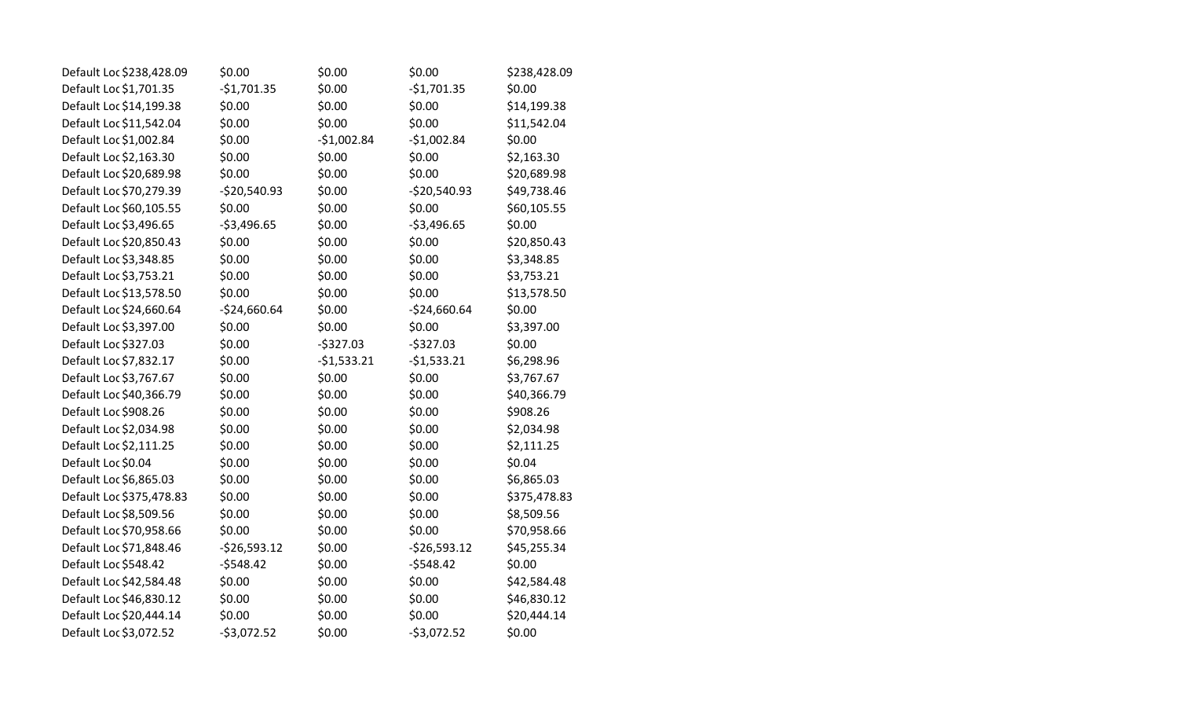| | | | | | |
|---|---|---|---|---|---|
| Default Loc | $238,428.09 | $0.00 | $0.00 | $0.00 | $238,428.09 |
| Default Loc | $1,701.35 | -$1,701.35 | $0.00 | -$1,701.35 | $0.00 |
| Default Loc | $14,199.38 | $0.00 | $0.00 | $0.00 | $14,199.38 |
| Default Loc | $11,542.04 | $0.00 | $0.00 | $0.00 | $11,542.04 |
| Default Loc | $1,002.84 | $0.00 | -$1,002.84 | -$1,002.84 | $0.00 |
| Default Loc | $2,163.30 | $0.00 | $0.00 | $0.00 | $2,163.30 |
| Default Loc | $20,689.98 | $0.00 | $0.00 | $0.00 | $20,689.98 |
| Default Loc | $70,279.39 | -$20,540.93 | $0.00 | -$20,540.93 | $49,738.46 |
| Default Loc | $60,105.55 | $0.00 | $0.00 | $0.00 | $60,105.55 |
| Default Loc | $3,496.65 | -$3,496.65 | $0.00 | -$3,496.65 | $0.00 |
| Default Loc | $20,850.43 | $0.00 | $0.00 | $0.00 | $20,850.43 |
| Default Loc | $3,348.85 | $0.00 | $0.00 | $0.00 | $3,348.85 |
| Default Loc | $3,753.21 | $0.00 | $0.00 | $0.00 | $3,753.21 |
| Default Loc | $13,578.50 | $0.00 | $0.00 | $0.00 | $13,578.50 |
| Default Loc | $24,660.64 | -$24,660.64 | $0.00 | -$24,660.64 | $0.00 |
| Default Loc | $3,397.00 | $0.00 | $0.00 | $0.00 | $3,397.00 |
| Default Loc | $327.03 | $0.00 | -$327.03 | -$327.03 | $0.00 |
| Default Loc | $7,832.17 | $0.00 | -$1,533.21 | -$1,533.21 | $6,298.96 |
| Default Loc | $3,767.67 | $0.00 | $0.00 | $0.00 | $3,767.67 |
| Default Loc | $40,366.79 | $0.00 | $0.00 | $0.00 | $40,366.79 |
| Default Loc | $908.26 | $0.00 | $0.00 | $0.00 | $908.26 |
| Default Loc | $2,034.98 | $0.00 | $0.00 | $0.00 | $2,034.98 |
| Default Loc | $2,111.25 | $0.00 | $0.00 | $0.00 | $2,111.25 |
| Default Loc | $0.04 | $0.00 | $0.00 | $0.00 | $0.04 |
| Default Loc | $6,865.03 | $0.00 | $0.00 | $0.00 | $6,865.03 |
| Default Loc | $375,478.83 | $0.00 | $0.00 | $0.00 | $375,478.83 |
| Default Loc | $8,509.56 | $0.00 | $0.00 | $0.00 | $8,509.56 |
| Default Loc | $70,958.66 | $0.00 | $0.00 | $0.00 | $70,958.66 |
| Default Loc | $71,848.46 | -$26,593.12 | $0.00 | -$26,593.12 | $45,255.34 |
| Default Loc | $548.42 | -$548.42 | $0.00 | -$548.42 | $0.00 |
| Default Loc | $42,584.48 | $0.00 | $0.00 | $0.00 | $42,584.48 |
| Default Loc | $46,830.12 | $0.00 | $0.00 | $0.00 | $46,830.12 |
| Default Loc | $20,444.14 | $0.00 | $0.00 | $0.00 | $20,444.14 |
| Default Loc | $3,072.52 | -$3,072.52 | $0.00 | -$3,072.52 | $0.00 |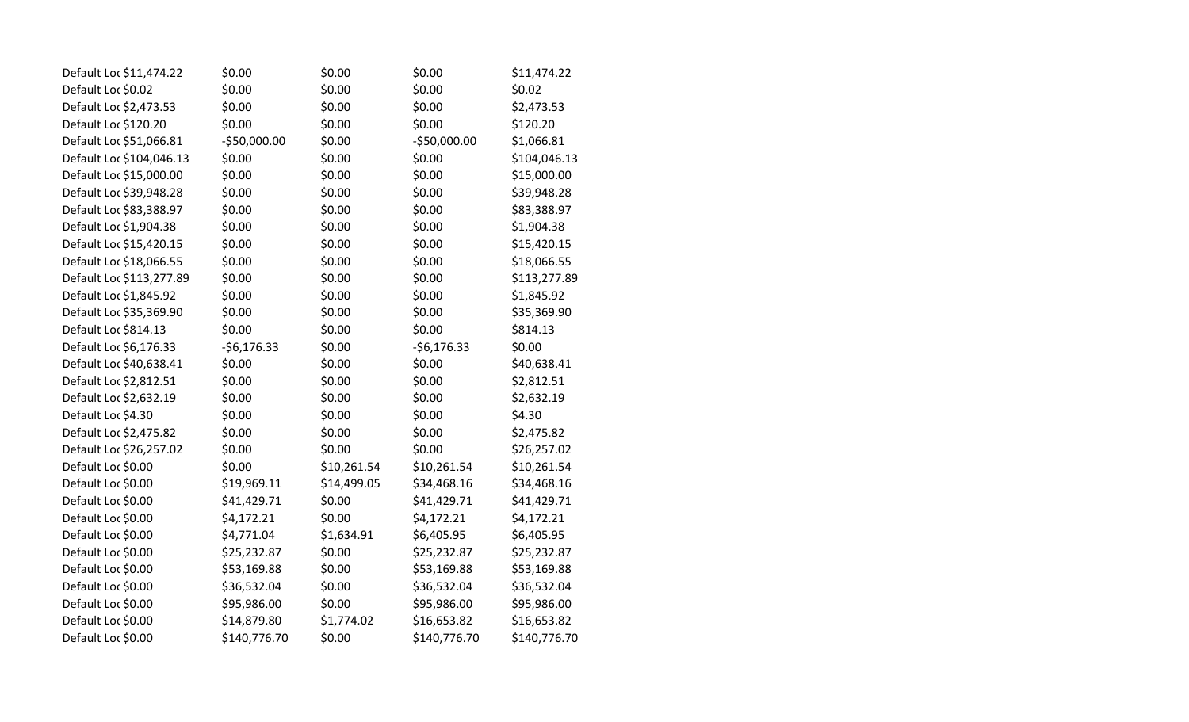| | | | | | |
|---|---|---|---|---|---|
| Default Loc | $11,474.22 | $0.00 | $0.00 | $0.00 | $11,474.22 |
| Default Loc | $0.02 | $0.00 | $0.00 | $0.00 | $0.02 |
| Default Loc | $2,473.53 | $0.00 | $0.00 | $0.00 | $2,473.53 |
| Default Loc | $120.20 | $0.00 | $0.00 | $0.00 | $120.20 |
| Default Loc | $51,066.81 | -$50,000.00 | $0.00 | -$50,000.00 | $1,066.81 |
| Default Loc | $104,046.13 | $0.00 | $0.00 | $0.00 | $104,046.13 |
| Default Loc | $15,000.00 | $0.00 | $0.00 | $0.00 | $15,000.00 |
| Default Loc | $39,948.28 | $0.00 | $0.00 | $0.00 | $39,948.28 |
| Default Loc | $83,388.97 | $0.00 | $0.00 | $0.00 | $83,388.97 |
| Default Loc | $1,904.38 | $0.00 | $0.00 | $0.00 | $1,904.38 |
| Default Loc | $15,420.15 | $0.00 | $0.00 | $0.00 | $15,420.15 |
| Default Loc | $18,066.55 | $0.00 | $0.00 | $0.00 | $18,066.55 |
| Default Loc | $113,277.89 | $0.00 | $0.00 | $0.00 | $113,277.89 |
| Default Loc | $1,845.92 | $0.00 | $0.00 | $0.00 | $1,845.92 |
| Default Loc | $35,369.90 | $0.00 | $0.00 | $0.00 | $35,369.90 |
| Default Loc | $814.13 | $0.00 | $0.00 | $0.00 | $814.13 |
| Default Loc | $6,176.33 | -$6,176.33 | $0.00 | -$6,176.33 | $0.00 |
| Default Loc | $40,638.41 | $0.00 | $0.00 | $0.00 | $40,638.41 |
| Default Loc | $2,812.51 | $0.00 | $0.00 | $0.00 | $2,812.51 |
| Default Loc | $2,632.19 | $0.00 | $0.00 | $0.00 | $2,632.19 |
| Default Loc | $4.30 | $0.00 | $0.00 | $0.00 | $4.30 |
| Default Loc | $2,475.82 | $0.00 | $0.00 | $0.00 | $2,475.82 |
| Default Loc | $26,257.02 | $0.00 | $0.00 | $0.00 | $26,257.02 |
| Default Loc | $0.00 | $0.00 | $10,261.54 | $10,261.54 | $10,261.54 |
| Default Loc | $0.00 | $19,969.11 | $14,499.05 | $34,468.16 | $34,468.16 |
| Default Loc | $0.00 | $41,429.71 | $0.00 | $41,429.71 | $41,429.71 |
| Default Loc | $0.00 | $4,172.21 | $0.00 | $4,172.21 | $4,172.21 |
| Default Loc | $0.00 | $4,771.04 | $1,634.91 | $6,405.95 | $6,405.95 |
| Default Loc | $0.00 | $25,232.87 | $0.00 | $25,232.87 | $25,232.87 |
| Default Loc | $0.00 | $53,169.88 | $0.00 | $53,169.88 | $53,169.88 |
| Default Loc | $0.00 | $36,532.04 | $0.00 | $36,532.04 | $36,532.04 |
| Default Loc | $0.00 | $95,986.00 | $0.00 | $95,986.00 | $95,986.00 |
| Default Loc | $0.00 | $14,879.80 | $1,774.02 | $16,653.82 | $16,653.82 |
| Default Loc | $0.00 | $140,776.70 | $0.00 | $140,776.70 | $140,776.70 |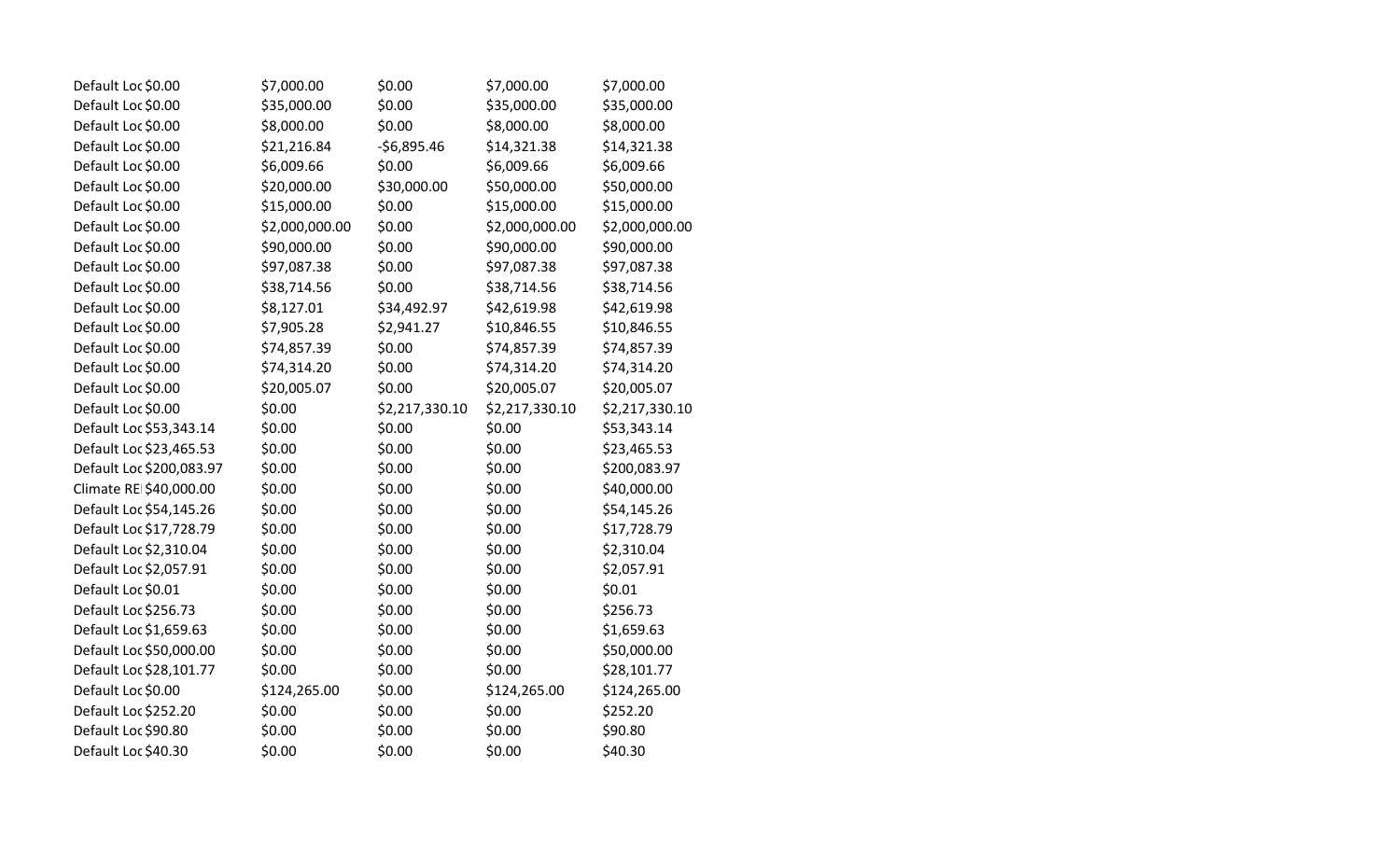| | | | | | |
|---|---|---|---|---|---|
| Default Loc | $0.00 | $7,000.00 | $0.00 | $7,000.00 | $7,000.00 |
| Default Loc | $0.00 | $35,000.00 | $0.00 | $35,000.00 | $35,000.00 |
| Default Loc | $0.00 | $8,000.00 | $0.00 | $8,000.00 | $8,000.00 |
| Default Loc | $0.00 | $21,216.84 | -$6,895.46 | $14,321.38 | $14,321.38 |
| Default Loc | $0.00 | $6,009.66 | $0.00 | $6,009.66 | $6,009.66 |
| Default Loc | $0.00 | $20,000.00 | $30,000.00 | $50,000.00 | $50,000.00 |
| Default Loc | $0.00 | $15,000.00 | $0.00 | $15,000.00 | $15,000.00 |
| Default Loc | $0.00 | $2,000,000.00 | $0.00 | $2,000,000.00 | $2,000,000.00 |
| Default Loc | $0.00 | $90,000.00 | $0.00 | $90,000.00 | $90,000.00 |
| Default Loc | $0.00 | $97,087.38 | $0.00 | $97,087.38 | $97,087.38 |
| Default Loc | $0.00 | $38,714.56 | $0.00 | $38,714.56 | $38,714.56 |
| Default Loc | $0.00 | $8,127.01 | $34,492.97 | $42,619.98 | $42,619.98 |
| Default Loc | $0.00 | $7,905.28 | $2,941.27 | $10,846.55 | $10,846.55 |
| Default Loc | $0.00 | $74,857.39 | $0.00 | $74,857.39 | $74,857.39 |
| Default Loc | $0.00 | $74,314.20 | $0.00 | $74,314.20 | $74,314.20 |
| Default Loc | $0.00 | $20,005.07 | $0.00 | $20,005.07 | $20,005.07 |
| Default Loc | $0.00 | $0.00 | $2,217,330.10 | $2,217,330.10 | $2,217,330.10 |
| Default Loc | $53,343.14 | $0.00 | $0.00 | $0.00 | $53,343.14 |
| Default Loc | $23,465.53 | $0.00 | $0.00 | $0.00 | $23,465.53 |
| Default Loc | $200,083.97 | $0.00 | $0.00 | $0.00 | $200,083.97 |
| Climate RE | $40,000.00 | $0.00 | $0.00 | $0.00 | $40,000.00 |
| Default Loc | $54,145.26 | $0.00 | $0.00 | $0.00 | $54,145.26 |
| Default Loc | $17,728.79 | $0.00 | $0.00 | $0.00 | $17,728.79 |
| Default Loc | $2,310.04 | $0.00 | $0.00 | $0.00 | $2,310.04 |
| Default Loc | $2,057.91 | $0.00 | $0.00 | $0.00 | $2,057.91 |
| Default Loc | $0.01 | $0.00 | $0.00 | $0.00 | $0.01 |
| Default Loc | $256.73 | $0.00 | $0.00 | $0.00 | $256.73 |
| Default Loc | $1,659.63 | $0.00 | $0.00 | $0.00 | $1,659.63 |
| Default Loc | $50,000.00 | $0.00 | $0.00 | $0.00 | $50,000.00 |
| Default Loc | $28,101.77 | $0.00 | $0.00 | $0.00 | $28,101.77 |
| Default Loc | $0.00 | $124,265.00 | $0.00 | $124,265.00 | $124,265.00 |
| Default Loc | $252.20 | $0.00 | $0.00 | $0.00 | $252.20 |
| Default Loc | $90.80 | $0.00 | $0.00 | $0.00 | $90.80 |
| Default Loc | $40.30 | $0.00 | $0.00 | $0.00 | $40.30 |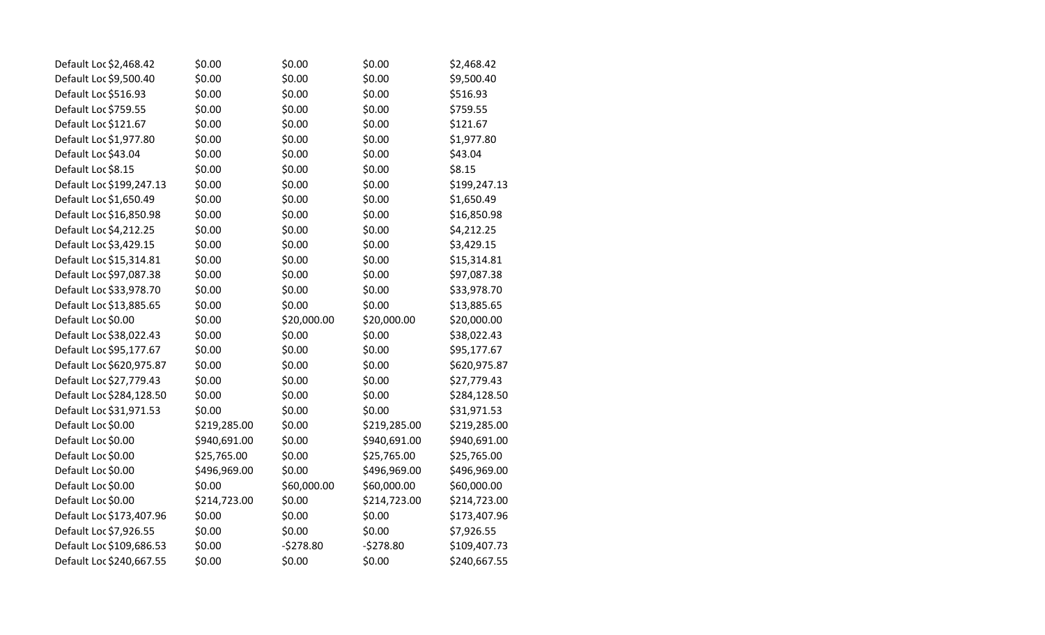| | | | | | |
|---|---|---|---|---|---|
| Default Loc | $2,468.42 | $0.00 | $0.00 | $0.00 | $2,468.42 |
| Default Loc | $9,500.40 | $0.00 | $0.00 | $0.00 | $9,500.40 |
| Default Loc | $516.93 | $0.00 | $0.00 | $0.00 | $516.93 |
| Default Loc | $759.55 | $0.00 | $0.00 | $0.00 | $759.55 |
| Default Loc | $121.67 | $0.00 | $0.00 | $0.00 | $121.67 |
| Default Loc | $1,977.80 | $0.00 | $0.00 | $0.00 | $1,977.80 |
| Default Loc | $43.04 | $0.00 | $0.00 | $0.00 | $43.04 |
| Default Loc | $8.15 | $0.00 | $0.00 | $0.00 | $8.15 |
| Default Loc | $199,247.13 | $0.00 | $0.00 | $0.00 | $199,247.13 |
| Default Loc | $1,650.49 | $0.00 | $0.00 | $0.00 | $1,650.49 |
| Default Loc | $16,850.98 | $0.00 | $0.00 | $0.00 | $16,850.98 |
| Default Loc | $4,212.25 | $0.00 | $0.00 | $0.00 | $4,212.25 |
| Default Loc | $3,429.15 | $0.00 | $0.00 | $0.00 | $3,429.15 |
| Default Loc | $15,314.81 | $0.00 | $0.00 | $0.00 | $15,314.81 |
| Default Loc | $97,087.38 | $0.00 | $0.00 | $0.00 | $97,087.38 |
| Default Loc | $33,978.70 | $0.00 | $0.00 | $0.00 | $33,978.70 |
| Default Loc | $13,885.65 | $0.00 | $0.00 | $0.00 | $13,885.65 |
| Default Loc | $0.00 | $0.00 | $20,000.00 | $20,000.00 | $20,000.00 |
| Default Loc | $38,022.43 | $0.00 | $0.00 | $0.00 | $38,022.43 |
| Default Loc | $95,177.67 | $0.00 | $0.00 | $0.00 | $95,177.67 |
| Default Loc | $620,975.87 | $0.00 | $0.00 | $0.00 | $620,975.87 |
| Default Loc | $27,779.43 | $0.00 | $0.00 | $0.00 | $27,779.43 |
| Default Loc | $284,128.50 | $0.00 | $0.00 | $0.00 | $284,128.50 |
| Default Loc | $31,971.53 | $0.00 | $0.00 | $0.00 | $31,971.53 |
| Default Loc | $0.00 | $219,285.00 | $0.00 | $219,285.00 | $219,285.00 |
| Default Loc | $0.00 | $940,691.00 | $0.00 | $940,691.00 | $940,691.00 |
| Default Loc | $0.00 | $25,765.00 | $0.00 | $25,765.00 | $25,765.00 |
| Default Loc | $0.00 | $496,969.00 | $0.00 | $496,969.00 | $496,969.00 |
| Default Loc | $0.00 | $0.00 | $60,000.00 | $60,000.00 | $60,000.00 |
| Default Loc | $0.00 | $214,723.00 | $0.00 | $214,723.00 | $214,723.00 |
| Default Loc | $173,407.96 | $0.00 | $0.00 | $0.00 | $173,407.96 |
| Default Loc | $7,926.55 | $0.00 | $0.00 | $0.00 | $7,926.55 |
| Default Loc | $109,686.53 | $0.00 | -$278.80 | -$278.80 | $109,407.73 |
| Default Loc | $240,667.55 | $0.00 | $0.00 | $0.00 | $240,667.55 |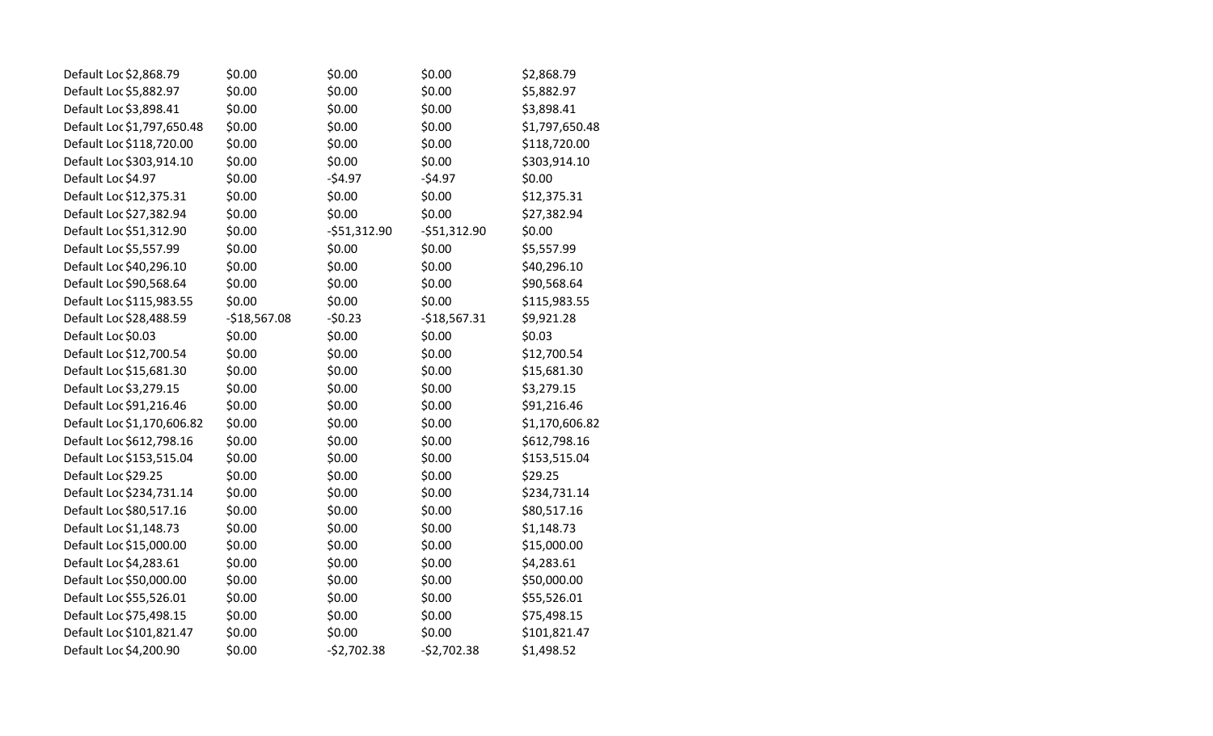| | | | | | |
|---|---|---|---|---|---|
| Default Loc | $2,868.79 | $0.00 | $0.00 | $0.00 | $2,868.79 |
| Default Loc | $5,882.97 | $0.00 | $0.00 | $0.00 | $5,882.97 |
| Default Loc | $3,898.41 | $0.00 | $0.00 | $0.00 | $3,898.41 |
| Default Loc | $1,797,650.48 | $0.00 | $0.00 | $0.00 | $1,797,650.48 |
| Default Loc | $118,720.00 | $0.00 | $0.00 | $0.00 | $118,720.00 |
| Default Loc | $303,914.10 | $0.00 | $0.00 | $0.00 | $303,914.10 |
| Default Loc | $4.97 | $0.00 | -$4.97 | -$4.97 | $0.00 |
| Default Loc | $12,375.31 | $0.00 | $0.00 | $0.00 | $12,375.31 |
| Default Loc | $27,382.94 | $0.00 | $0.00 | $0.00 | $27,382.94 |
| Default Loc | $51,312.90 | $0.00 | -$51,312.90 | -$51,312.90 | $0.00 |
| Default Loc | $5,557.99 | $0.00 | $0.00 | $0.00 | $5,557.99 |
| Default Loc | $40,296.10 | $0.00 | $0.00 | $0.00 | $40,296.10 |
| Default Loc | $90,568.64 | $0.00 | $0.00 | $0.00 | $90,568.64 |
| Default Loc | $115,983.55 | $0.00 | $0.00 | $0.00 | $115,983.55 |
| Default Loc | $28,488.59 | -$18,567.08 | -$0.23 | -$18,567.31 | $9,921.28 |
| Default Loc | $0.03 | $0.00 | $0.00 | $0.00 | $0.03 |
| Default Loc | $12,700.54 | $0.00 | $0.00 | $0.00 | $12,700.54 |
| Default Loc | $15,681.30 | $0.00 | $0.00 | $0.00 | $15,681.30 |
| Default Loc | $3,279.15 | $0.00 | $0.00 | $0.00 | $3,279.15 |
| Default Loc | $91,216.46 | $0.00 | $0.00 | $0.00 | $91,216.46 |
| Default Loc | $1,170,606.82 | $0.00 | $0.00 | $0.00 | $1,170,606.82 |
| Default Loc | $612,798.16 | $0.00 | $0.00 | $0.00 | $612,798.16 |
| Default Loc | $153,515.04 | $0.00 | $0.00 | $0.00 | $153,515.04 |
| Default Loc | $29.25 | $0.00 | $0.00 | $0.00 | $29.25 |
| Default Loc | $234,731.14 | $0.00 | $0.00 | $0.00 | $234,731.14 |
| Default Loc | $80,517.16 | $0.00 | $0.00 | $0.00 | $80,517.16 |
| Default Loc | $1,148.73 | $0.00 | $0.00 | $0.00 | $1,148.73 |
| Default Loc | $15,000.00 | $0.00 | $0.00 | $0.00 | $15,000.00 |
| Default Loc | $4,283.61 | $0.00 | $0.00 | $0.00 | $4,283.61 |
| Default Loc | $50,000.00 | $0.00 | $0.00 | $0.00 | $50,000.00 |
| Default Loc | $55,526.01 | $0.00 | $0.00 | $0.00 | $55,526.01 |
| Default Loc | $75,498.15 | $0.00 | $0.00 | $0.00 | $75,498.15 |
| Default Loc | $101,821.47 | $0.00 | $0.00 | $0.00 | $101,821.47 |
| Default Loc | $4,200.90 | $0.00 | -$2,702.38 | -$2,702.38 | $1,498.52 |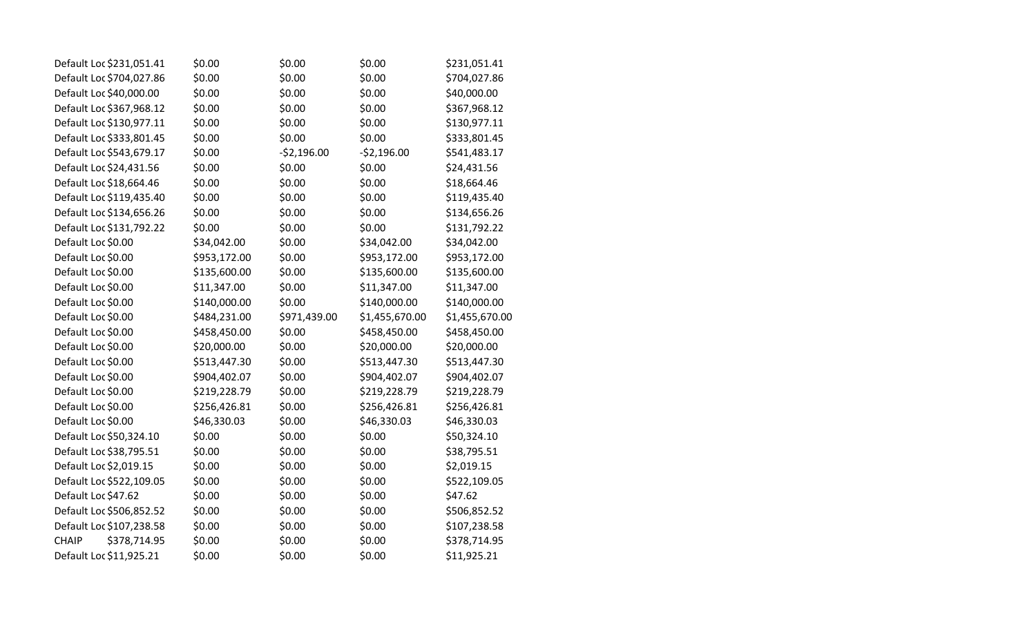| | | | | | |
|---|---|---|---|---|---|
| Default Loc | $231,051.41 | $0.00 | $0.00 | $0.00 | $231,051.41 |
| Default Loc | $704,027.86 | $0.00 | $0.00 | $0.00 | $704,027.86 |
| Default Loc | $40,000.00 | $0.00 | $0.00 | $0.00 | $40,000.00 |
| Default Loc | $367,968.12 | $0.00 | $0.00 | $0.00 | $367,968.12 |
| Default Loc | $130,977.11 | $0.00 | $0.00 | $0.00 | $130,977.11 |
| Default Loc | $333,801.45 | $0.00 | $0.00 | $0.00 | $333,801.45 |
| Default Loc | $543,679.17 | $0.00 | -$2,196.00 | -$2,196.00 | $541,483.17 |
| Default Loc | $24,431.56 | $0.00 | $0.00 | $0.00 | $24,431.56 |
| Default Loc | $18,664.46 | $0.00 | $0.00 | $0.00 | $18,664.46 |
| Default Loc | $119,435.40 | $0.00 | $0.00 | $0.00 | $119,435.40 |
| Default Loc | $134,656.26 | $0.00 | $0.00 | $0.00 | $134,656.26 |
| Default Loc | $131,792.22 | $0.00 | $0.00 | $0.00 | $131,792.22 |
| Default Loc | $0.00 | $34,042.00 | $0.00 | $34,042.00 | $34,042.00 |
| Default Loc | $0.00 | $953,172.00 | $0.00 | $953,172.00 | $953,172.00 |
| Default Loc | $0.00 | $135,600.00 | $0.00 | $135,600.00 | $135,600.00 |
| Default Loc | $0.00 | $11,347.00 | $0.00 | $11,347.00 | $11,347.00 |
| Default Loc | $0.00 | $140,000.00 | $0.00 | $140,000.00 | $140,000.00 |
| Default Loc | $0.00 | $484,231.00 | $971,439.00 | $1,455,670.00 | $1,455,670.00 |
| Default Loc | $0.00 | $458,450.00 | $0.00 | $458,450.00 | $458,450.00 |
| Default Loc | $0.00 | $20,000.00 | $0.00 | $20,000.00 | $20,000.00 |
| Default Loc | $0.00 | $513,447.30 | $0.00 | $513,447.30 | $513,447.30 |
| Default Loc | $0.00 | $904,402.07 | $0.00 | $904,402.07 | $904,402.07 |
| Default Loc | $0.00 | $219,228.79 | $0.00 | $219,228.79 | $219,228.79 |
| Default Loc | $0.00 | $256,426.81 | $0.00 | $256,426.81 | $256,426.81 |
| Default Loc | $0.00 | $46,330.03 | $0.00 | $46,330.03 | $46,330.03 |
| Default Loc | $50,324.10 | $0.00 | $0.00 | $0.00 | $50,324.10 |
| Default Loc | $38,795.51 | $0.00 | $0.00 | $0.00 | $38,795.51 |
| Default Loc | $2,019.15 | $0.00 | $0.00 | $0.00 | $2,019.15 |
| Default Loc | $522,109.05 | $0.00 | $0.00 | $0.00 | $522,109.05 |
| Default Loc | $47.62 | $0.00 | $0.00 | $0.00 | $47.62 |
| Default Loc | $506,852.52 | $0.00 | $0.00 | $0.00 | $506,852.52 |
| Default Loc | $107,238.58 | $0.00 | $0.00 | $0.00 | $107,238.58 |
| CHAIP | $378,714.95 | $0.00 | $0.00 | $0.00 | $378,714.95 |
| Default Loc | $11,925.21 | $0.00 | $0.00 | $0.00 | $11,925.21 |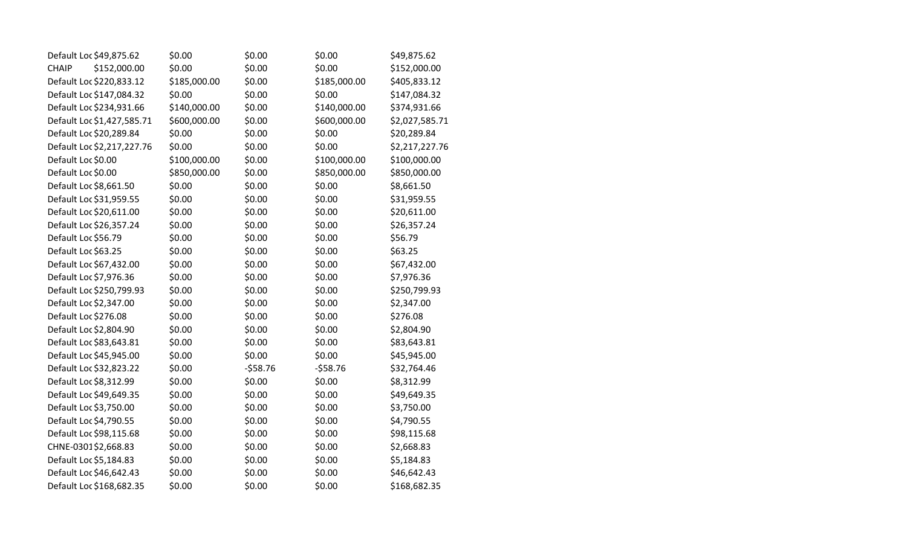| | | | | | |
|---|---|---|---|---|---|
| Default Loc | $49,875.62 | $0.00 | $0.00 | $0.00 | $49,875.62 |
| CHAIP | $152,000.00 | $0.00 | $0.00 | $0.00 | $152,000.00 |
| Default Loc | $220,833.12 | $185,000.00 | $0.00 | $185,000.00 | $405,833.12 |
| Default Loc | $147,084.32 | $0.00 | $0.00 | $0.00 | $147,084.32 |
| Default Loc | $234,931.66 | $140,000.00 | $0.00 | $140,000.00 | $374,931.66 |
| Default Loc | $1,427,585.71 | $600,000.00 | $0.00 | $600,000.00 | $2,027,585.71 |
| Default Loc | $20,289.84 | $0.00 | $0.00 | $0.00 | $20,289.84 |
| Default Loc | $2,217,227.76 | $0.00 | $0.00 | $0.00 | $2,217,227.76 |
| Default Loc | $0.00 | $100,000.00 | $0.00 | $100,000.00 | $100,000.00 |
| Default Loc | $0.00 | $850,000.00 | $0.00 | $850,000.00 | $850,000.00 |
| Default Loc | $8,661.50 | $0.00 | $0.00 | $0.00 | $8,661.50 |
| Default Loc | $31,959.55 | $0.00 | $0.00 | $0.00 | $31,959.55 |
| Default Loc | $20,611.00 | $0.00 | $0.00 | $0.00 | $20,611.00 |
| Default Loc | $26,357.24 | $0.00 | $0.00 | $0.00 | $26,357.24 |
| Default Loc | $56.79 | $0.00 | $0.00 | $0.00 | $56.79 |
| Default Loc | $63.25 | $0.00 | $0.00 | $0.00 | $63.25 |
| Default Loc | $67,432.00 | $0.00 | $0.00 | $0.00 | $67,432.00 |
| Default Loc | $7,976.36 | $0.00 | $0.00 | $0.00 | $7,976.36 |
| Default Loc | $250,799.93 | $0.00 | $0.00 | $0.00 | $250,799.93 |
| Default Loc | $2,347.00 | $0.00 | $0.00 | $0.00 | $2,347.00 |
| Default Loc | $276.08 | $0.00 | $0.00 | $0.00 | $276.08 |
| Default Loc | $2,804.90 | $0.00 | $0.00 | $0.00 | $2,804.90 |
| Default Loc | $83,643.81 | $0.00 | $0.00 | $0.00 | $83,643.81 |
| Default Loc | $45,945.00 | $0.00 | $0.00 | $0.00 | $45,945.00 |
| Default Loc | $32,823.22 | $0.00 | -$58.76 | -$58.76 | $32,764.46 |
| Default Loc | $8,312.99 | $0.00 | $0.00 | $0.00 | $8,312.99 |
| Default Loc | $49,649.35 | $0.00 | $0.00 | $0.00 | $49,649.35 |
| Default Loc | $3,750.00 | $0.00 | $0.00 | $0.00 | $3,750.00 |
| Default Loc | $4,790.55 | $0.00 | $0.00 | $0.00 | $4,790.55 |
| Default Loc | $98,115.68 | $0.00 | $0.00 | $0.00 | $98,115.68 |
| CHNE-0301 | $2,668.83 | $0.00 | $0.00 | $0.00 | $2,668.83 |
| Default Loc | $5,184.83 | $0.00 | $0.00 | $0.00 | $5,184.83 |
| Default Loc | $46,642.43 | $0.00 | $0.00 | $0.00 | $46,642.43 |
| Default Loc | $168,682.35 | $0.00 | $0.00 | $0.00 | $168,682.35 |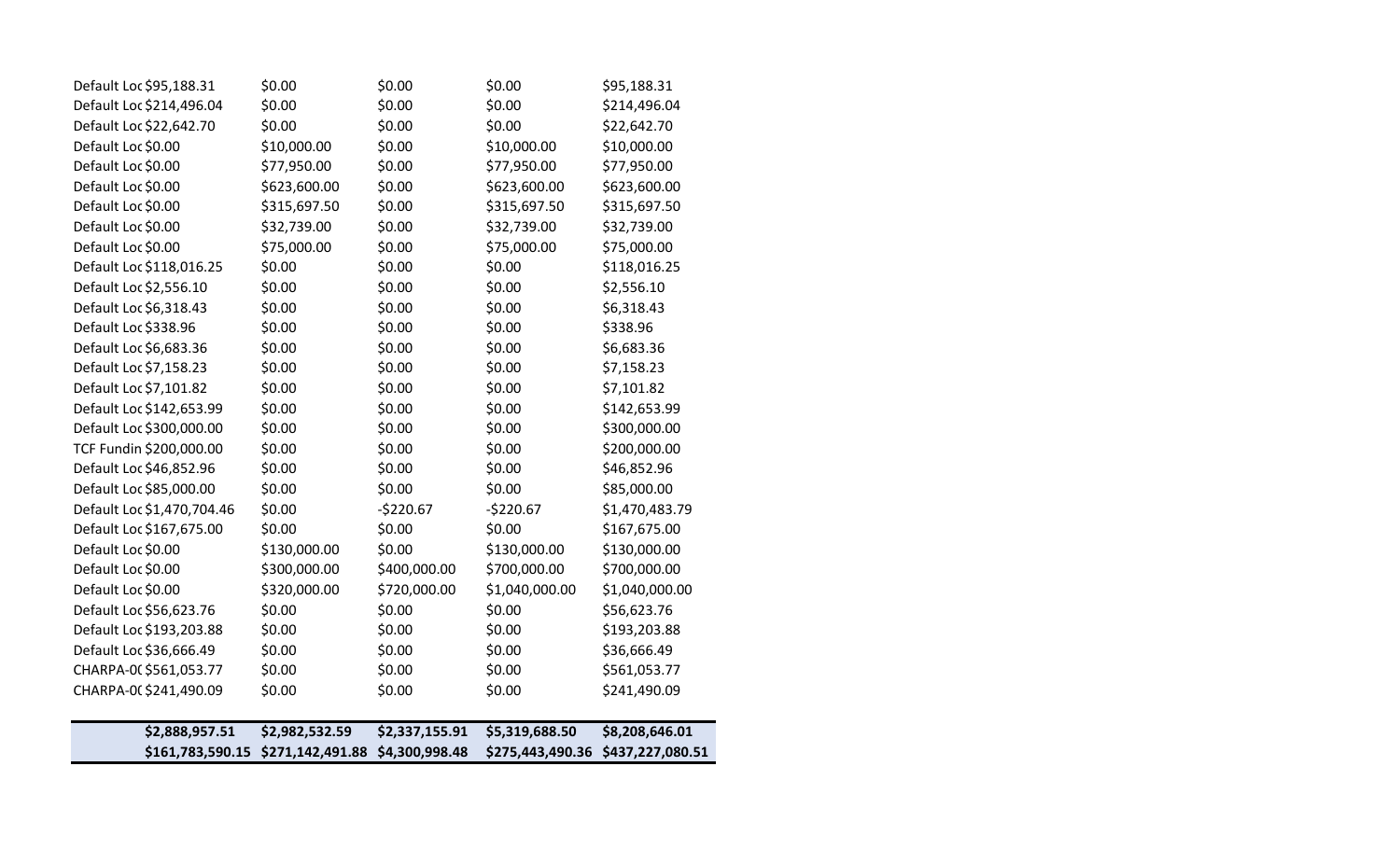| | | | | | |
|---|---|---|---|---|---|
| Default Loc | $95,188.31 | $0.00 | $0.00 | $0.00 | $95,188.31 |
| Default Loc | $214,496.04 | $0.00 | $0.00 | $0.00 | $214,496.04 |
| Default Loc | $22,642.70 | $0.00 | $0.00 | $0.00 | $22,642.70 |
| Default Loc | $0.00 | $10,000.00 | $0.00 | $10,000.00 | $10,000.00 |
| Default Loc | $0.00 | $77,950.00 | $0.00 | $77,950.00 | $77,950.00 |
| Default Loc | $0.00 | $623,600.00 | $0.00 | $623,600.00 | $623,600.00 |
| Default Loc | $0.00 | $315,697.50 | $0.00 | $315,697.50 | $315,697.50 |
| Default Loc | $0.00 | $32,739.00 | $0.00 | $32,739.00 | $32,739.00 |
| Default Loc | $0.00 | $75,000.00 | $0.00 | $75,000.00 | $75,000.00 |
| Default Loc | $118,016.25 | $0.00 | $0.00 | $0.00 | $118,016.25 |
| Default Loc | $2,556.10 | $0.00 | $0.00 | $0.00 | $2,556.10 |
| Default Loc | $6,318.43 | $0.00 | $0.00 | $0.00 | $6,318.43 |
| Default Loc | $338.96 | $0.00 | $0.00 | $0.00 | $338.96 |
| Default Loc | $6,683.36 | $0.00 | $0.00 | $0.00 | $6,683.36 |
| Default Loc | $7,158.23 | $0.00 | $0.00 | $0.00 | $7,158.23 |
| Default Loc | $7,101.82 | $0.00 | $0.00 | $0.00 | $7,101.82 |
| Default Loc | $142,653.99 | $0.00 | $0.00 | $0.00 | $142,653.99 |
| Default Loc | $300,000.00 | $0.00 | $0.00 | $0.00 | $300,000.00 |
| TCF Fundin | $200,000.00 | $0.00 | $0.00 | $0.00 | $200,000.00 |
| Default Loc | $46,852.96 | $0.00 | $0.00 | $0.00 | $46,852.96 |
| Default Loc | $85,000.00 | $0.00 | $0.00 | $0.00 | $85,000.00 |
| Default Loc | $1,470,704.46 | $0.00 | -$220.67 | -$220.67 | $1,470,483.79 |
| Default Loc | $167,675.00 | $0.00 | $0.00 | $0.00 | $167,675.00 |
| Default Loc | $0.00 | $130,000.00 | $0.00 | $130,000.00 | $130,000.00 |
| Default Loc | $0.00 | $300,000.00 | $400,000.00 | $700,000.00 | $700,000.00 |
| Default Loc | $0.00 | $320,000.00 | $720,000.00 | $1,040,000.00 | $1,040,000.00 |
| Default Loc | $56,623.76 | $0.00 | $0.00 | $0.00 | $56,623.76 |
| Default Loc | $193,203.88 | $0.00 | $0.00 | $0.00 | $193,203.88 |
| Default Loc | $36,666.49 | $0.00 | $0.00 | $0.00 | $36,666.49 |
| CHARPA-0( | $561,053.77 | $0.00 | $0.00 | $0.00 | $561,053.77 |
| CHARPA-0( | $241,490.09 | $0.00 | $0.00 | $0.00 | $241,490.09 |
| | **$2,888,957.51** | **$2,982,532.59** | **$2,337,155.91** | **$5,319,688.50** | **$8,208,646.01** |
| | **$161,783,590.15** | **$271,142,491.88** | **$4,300,998.48** | **$275,443,490.36** | **$437,227,080.51** |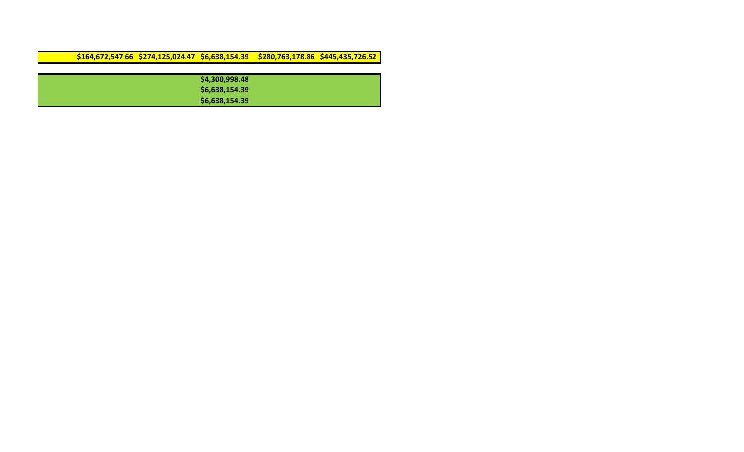| | | | | | |
|---|---|---|---|---|---|
| | **$164,672,547.66** | **$274,125,024.47** | **$6,638,154.39** | **$280,763,178.86** | **$445,435,726.52** |

| | | | | | |
|---|---|---|---|---|---|
| | | | **$4,300,998.48** | | |
| | | | **$6,638,154.39** | | |
| | | | **$6,638,154.39** | | |